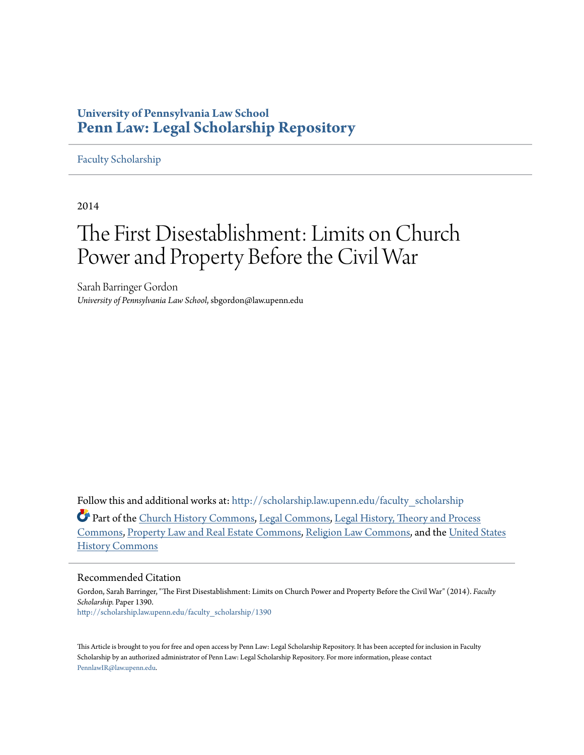University of Pennsylvania Law School

**Penn Law: Legal Scholarship Repository**

Faculty Scholarship

2014

# The First Disestablishment: Limits on Church Power and Property Before the Civil War

Sarah Barringer Gordon

*University of Pennsylvania Law School*, sbgordon@law.upenn.edu

Follow this and additional works at: http://scholarship.law.upenn.edu/faculty_scholarship

Part of the Church History Commons, Legal Commons, Legal History, Theory and Process Commons, Property Law and Real Estate Commons, Religion Law Commons, and the United States History Commons

## Recommended Citation

Gordon, Sarah Barringer, "The First Disestablishment: Limits on Church Power and Property Before the Civil War" (2014). *Faculty Scholarship.* Paper 1390.
http://scholarship.law.upenn.edu/faculty_scholarship/1390

This Article is brought to you for free and open access by Penn Law: Legal Scholarship Repository. It has been accepted for inclusion in Faculty Scholarship by an authorized administrator of Penn Law: Legal Scholarship Repository. For more information, please contact PennlawIR@law.upenn.edu.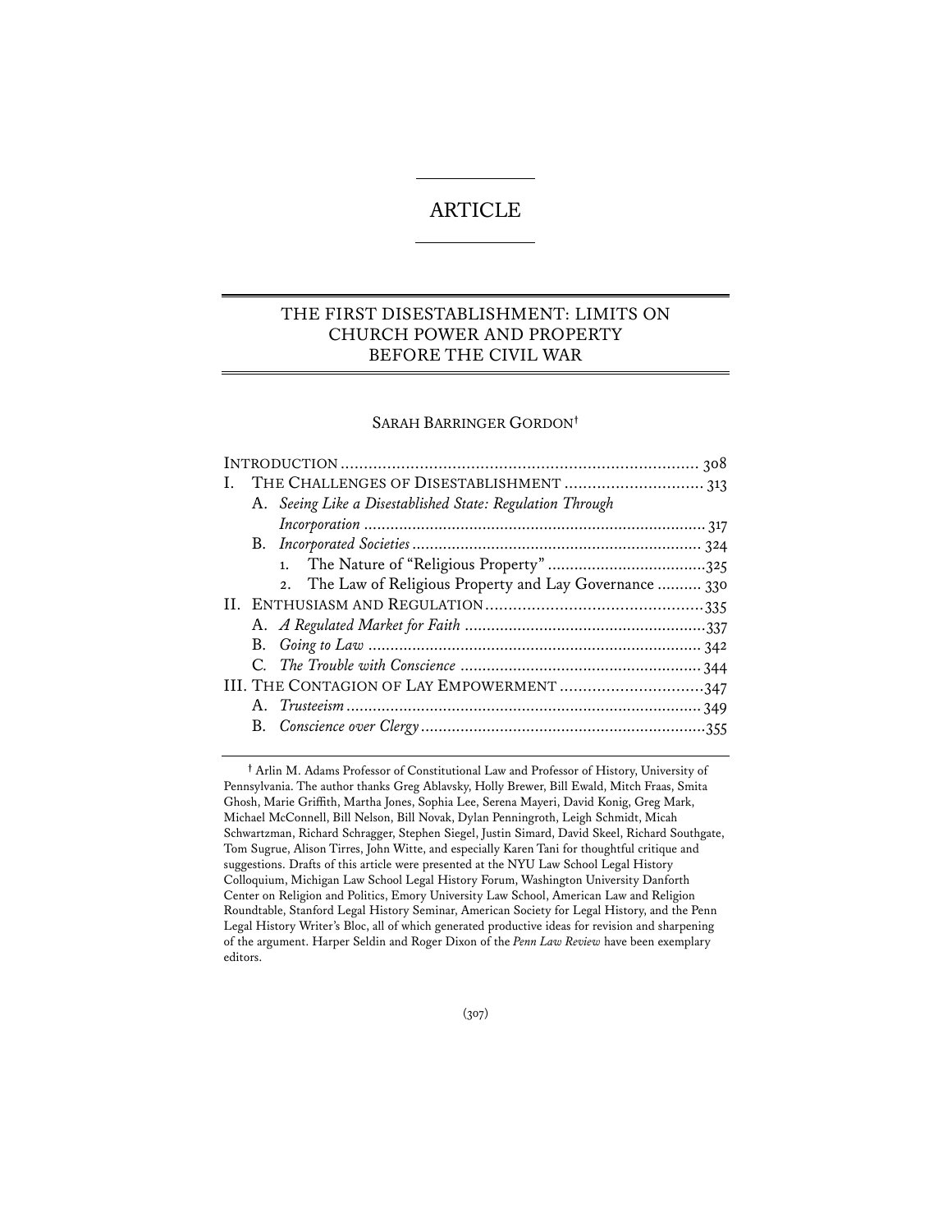# ARTICLE

## THE FIRST DISESTABLISHMENT: LIMITS ON CHURCH POWER AND PROPERTY BEFORE THE CIVIL WAR

SARAH BARRINGER GORDON†

INTRODUCTION .......................................................................... 308
I. THE CHALLENGES OF DISESTABLISHMENT ............................... 313
   A. *Seeing Like a Disestablished State: Regulation Through Incorporation* ............................................................................ 317
   B. *Incorporated Societies* ............................................................ 324
      1. The Nature of "Religious Property" ........................................ 325
      2. The Law of Religious Property and Lay Governance .......... 330
II. ENTHUSIASM AND REGULATION ............................................ 335
   A. *A Regulated Market for Faith* .................................................. 337
   B. *Going to Law* ........................................................................ 342
   C. *The Trouble with Conscience* .................................................. 344
III. THE CONTAGION OF LAY EMPOWERMENT ................................ 347
   A. *Trusteeism* ............................................................................ 349
   B. *Conscience over Clergy* ........................................................... 355

† Arlin M. Adams Professor of Constitutional Law and Professor of History, University of Pennsylvania. The author thanks Greg Ablavsky, Holly Brewer, Bill Ewald, Mitch Fraas, Smita Ghosh, Marie Griffith, Martha Jones, Sophia Lee, Serena Mayeri, David Konig, Greg Mark, Michael McConnell, Bill Nelson, Bill Novak, Dylan Penningroth, Leigh Schmidt, Micah Schwartzman, Richard Schragger, Stephen Siegel, Justin Simard, David Skeel, Richard Southgate, Tom Sugrue, Alison Tirres, John Witte, and especially Karen Tani for thoughtful critique and suggestions. Drafts of this article were presented at the NYU Law School Legal History Colloquium, Michigan Law School Legal History Forum, Washington University Danforth Center on Religion and Politics, Emory University Law School, American Law and Religion Roundtable, Stanford Legal History Seminar, American Society for Legal History, and the Penn Legal History Writer's Bloc, all of which generated productive ideas for revision and sharpening of the argument. Harper Seldin and Roger Dixon of the *Penn Law Review* have been exemplary editors.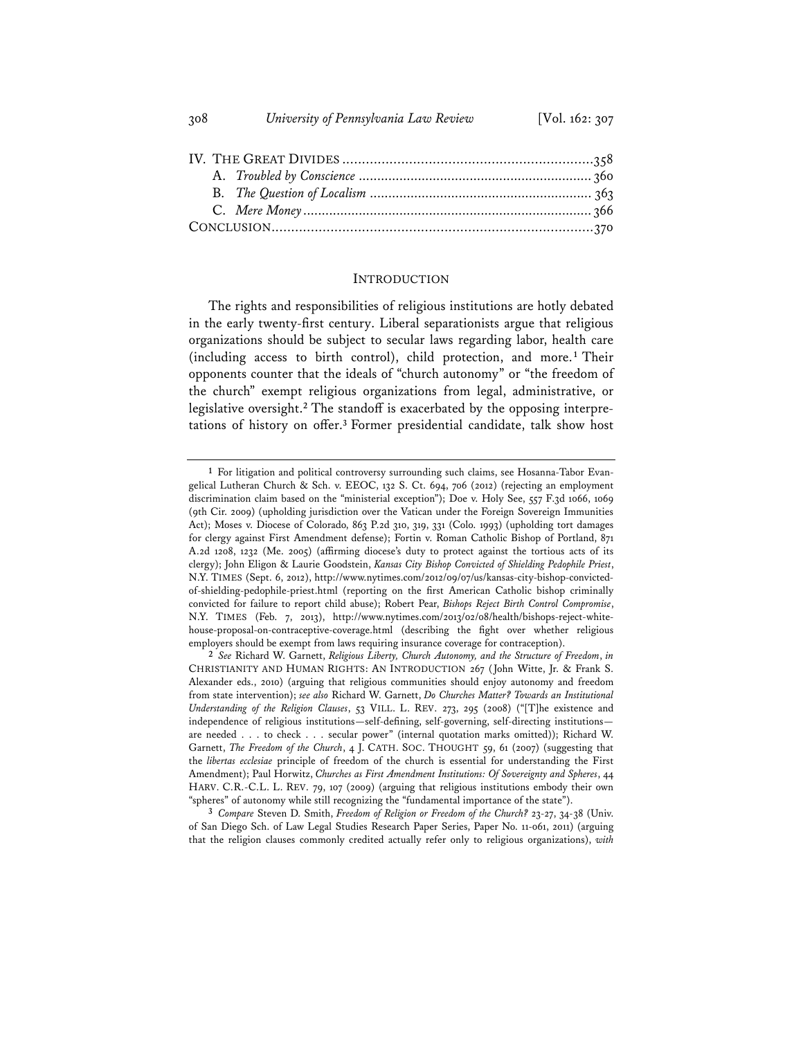IV. THE GREAT DIVIDES ..............................................................358
   A. *Troubled by Conscience* ..........................................................360
   B. *The Question of Localism* .......................................................363
   C. *Mere Money* ............................................................................366
CONCLUSION...................................................................................370

## INTRODUCTION

The rights and responsibilities of religious institutions are hotly debated in the early twenty-first century. Liberal separationists argue that religious organizations should be subject to secular laws regarding labor, health care (including access to birth control), child protection, and more.[1] Their opponents counter that the ideals of "church autonomy" or "the freedom of the church" exempt religious organizations from legal, administrative, or legislative oversight.[2] The standoff is exacerbated by the opposing interpretations of history on offer.[3] Former presidential candidate, talk show host

---

[1] For litigation and political controversy surrounding such claims, see Hosanna-Tabor Evangelical Lutheran Church & Sch. v. EEOC, 132 S. Ct. 694, 706 (2012) (rejecting an employment discrimination claim based on the "ministerial exception"); Doe v. Holy See, 557 F.3d 1066, 1069 (9th Cir. 2009) (upholding jurisdiction over the Vatican under the Foreign Sovereign Immunities Act); Moses v. Diocese of Colorado, 863 P.2d 310, 319, 331 (Colo. 1993) (upholding tort damages for clergy against First Amendment defense); Fortin v. Roman Catholic Bishop of Portland, 871 A.2d 1208, 1232 (Me. 2005) (affirming diocese's duty to protect against the tortious acts of its clergy); John Eligon & Laurie Goodstein, *Kansas City Bishop Convicted of Shielding Pedophile Priest*, N.Y. TIMES (Sept. 6, 2012), http://www.nytimes.com/2012/09/07/us/kansas-city-bishop-convicted-of-shielding-pedophile-priest.html (reporting on the first American Catholic bishop criminally convicted for failure to report child abuse); Robert Pear, *Bishops Reject Birth Control Compromise*, N.Y. TIMES (Feb. 7, 2013), http://www.nytimes.com/2013/02/08/health/bishops-reject-white-house-proposal-on-contraceptive-coverage.html (describing the fight over whether religious employers should be exempt from laws requiring insurance coverage for contraception).

[2] *See* Richard W. Garnett, *Religious Liberty, Church Autonomy, and the Structure of Freedom*, *in* CHRISTIANITY AND HUMAN RIGHTS: AN INTRODUCTION 267 (John Witte, Jr. & Frank S. Alexander eds., 2010) (arguing that religious communities should enjoy autonomy and freedom from state intervention); *see also* Richard W. Garnett, *Do Churches Matter? Towards an Institutional Understanding of the Religion Clauses*, 53 VILL. L. REV. 273, 295 (2008) ("[T]he existence and independence of religious institutions—self-defining, self-governing, self-directing institutions—are needed . . . to check . . . secular power" (internal quotation marks omitted)); Richard W. Garnett, *The Freedom of the Church*, 4 J. CATH. SOC. THOUGHT 59, 61 (2007) (suggesting that the *libertas ecclesiae* principle of freedom of the church is essential for understanding the First Amendment); Paul Horwitz, *Churches as First Amendment Institutions: Of Sovereignty and Spheres*, 44 HARV. C.R.-C.L. L. REV. 79, 107 (2009) (arguing that religious institutions embody their own "spheres" of autonomy while still recognizing the "fundamental importance of the state").

[3] *Compare* Steven D. Smith, *Freedom of Religion or Freedom of the Church?* 23-27, 34-38 (Univ. of San Diego Sch. of Law Legal Studies Research Paper Series, Paper No. 11-061, 2011) (arguing that the religion clauses commonly credited actually refer only to religious organizations), *with*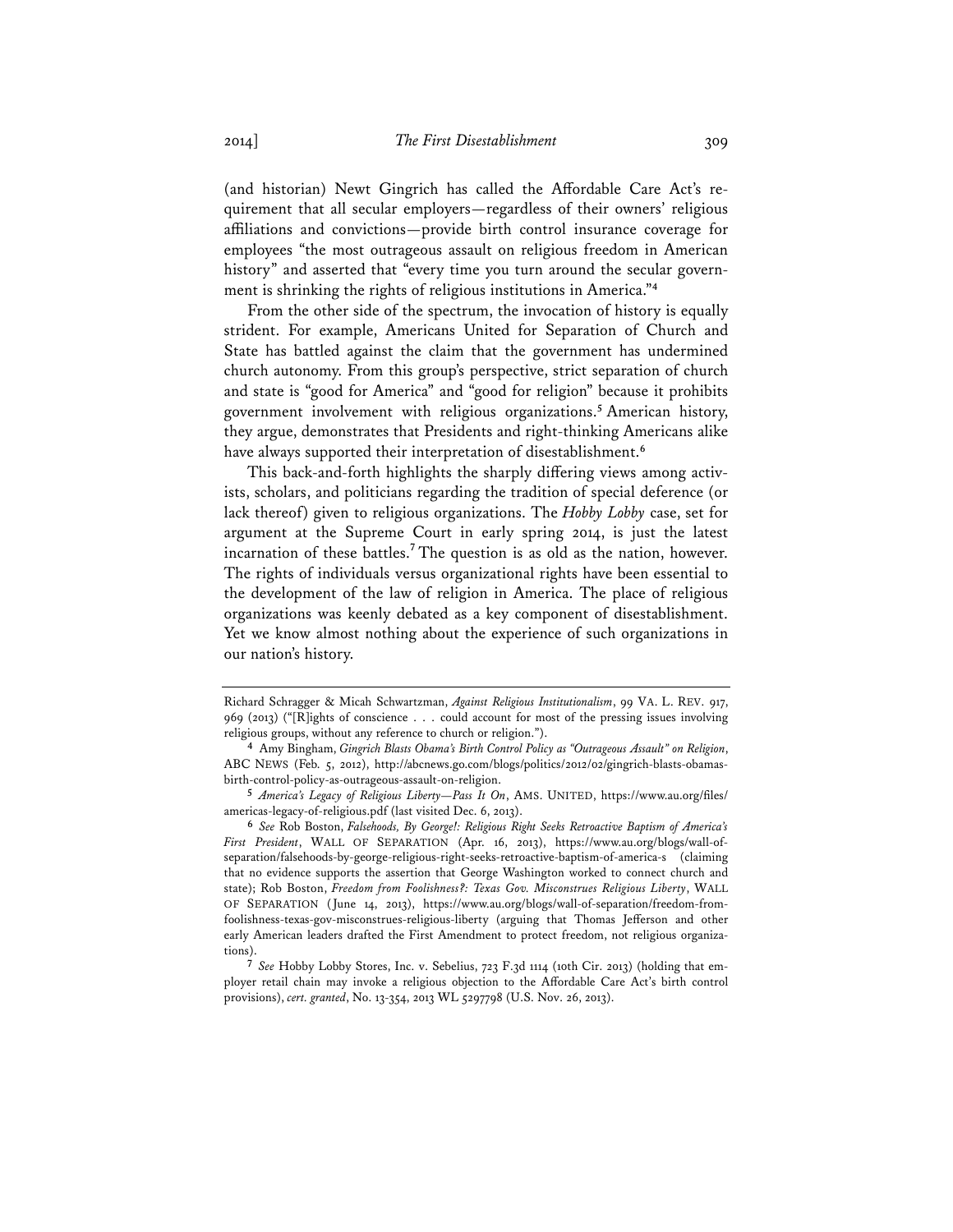(and historian) Newt Gingrich has called the Affordable Care Act's requirement that all secular employers—regardless of their owners' religious affiliations and convictions—provide birth control insurance coverage for employees "the most outrageous assault on religious freedom in American history" and asserted that "every time you turn around the secular government is shrinking the rights of religious institutions in America."[4]

From the other side of the spectrum, the invocation of history is equally strident. For example, Americans United for Separation of Church and State has battled against the claim that the government has undermined church autonomy. From this group's perspective, strict separation of church and state is "good for America" and "good for religion" because it prohibits government involvement with religious organizations.[5] American history, they argue, demonstrates that Presidents and right-thinking Americans alike have always supported their interpretation of disestablishment.[6]

This back-and-forth highlights the sharply differing views among activists, scholars, and politicians regarding the tradition of special deference (or lack thereof) given to religious organizations. The *Hobby Lobby* case, set for argument at the Supreme Court in early spring 2014, is just the latest incarnation of these battles.[7] The question is as old as the nation, however. The rights of individuals versus organizational rights have been essential to the development of the law of religion in America. The place of religious organizations was keenly debated as a key component of disestablishment. Yet we know almost nothing about the experience of such organizations in our nation's history.

---

Richard Schragger & Micah Schwartzman, *Against Religious Institutionalism*, 99 VA. L. REV. 917, 969 (2013) ("[R]ights of conscience . . . could account for most of the pressing issues involving religious groups, without any reference to church or religion.").

4 Amy Bingham, *Gingrich Blasts Obama's Birth Control Policy as "Outrageous Assault" on Religion*, ABC NEWS (Feb. 5, 2012), http://abcnews.go.com/blogs/politics/2012/02/gingrich-blasts-obamas-birth-control-policy-as-outrageous-assault-on-religion.

5 *America's Legacy of Religious Liberty—Pass It On*, AMS. UNITED, https://www.au.org/files/americas-legacy-of-religious.pdf (last visited Dec. 6, 2013).

6 *See* Rob Boston, *Falsehoods, By George!: Religious Right Seeks Retroactive Baptism of America's First President*, WALL OF SEPARATION (Apr. 16, 2013), https://www.au.org/blogs/wall-of-separation/falsehoods-by-george-religious-right-seeks-retroactive-baptism-of-america-s (claiming that no evidence supports the assertion that George Washington worked to connect church and state); Rob Boston, *Freedom from Foolishness?: Texas Gov. Misconstrues Religious Liberty*, WALL OF SEPARATION (June 14, 2013), https://www.au.org/blogs/wall-of-separation/freedom-from-foolishness-texas-gov-misconstrues-religious-liberty (arguing that Thomas Jefferson and other early American leaders drafted the First Amendment to protect freedom, not religious organizations).

7 *See* Hobby Lobby Stores, Inc. v. Sebelius, 723 F.3d 1114 (10th Cir. 2013) (holding that employer retail chain may invoke a religious objection to the Affordable Care Act's birth control provisions), *cert. granted*, No. 13-354, 2013 WL 5297798 (U.S. Nov. 26, 2013).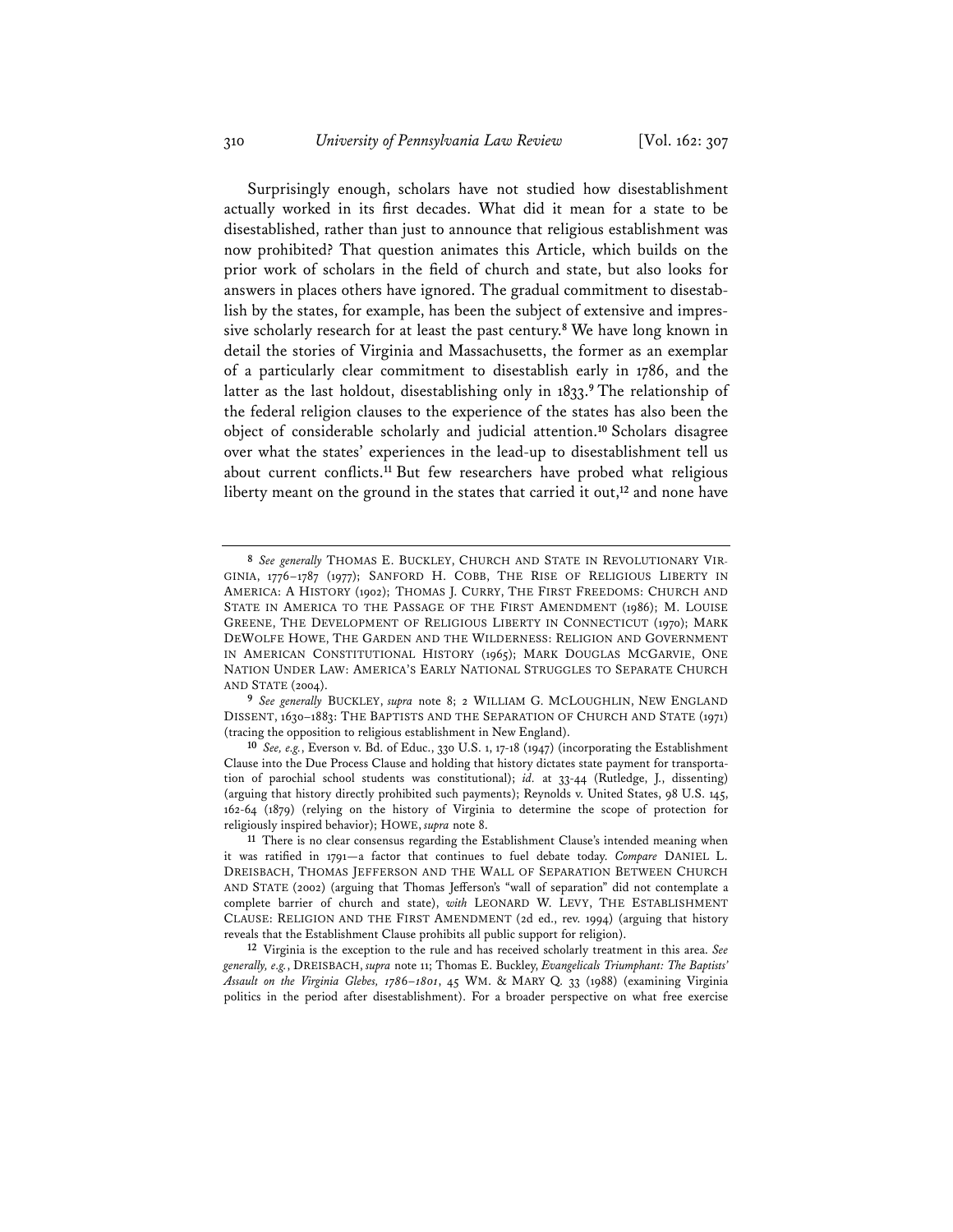Surprisingly enough, scholars have not studied how disestablishment actually worked in its first decades. What did it mean for a state to be disestablished, rather than just to announce that religious establishment was now prohibited? That question animates this Article, which builds on the prior work of scholars in the field of church and state, but also looks for answers in places others have ignored. The gradual commitment to disestablish by the states, for example, has been the subject of extensive and impressive scholarly research for at least the past century.[8] We have long known in detail the stories of Virginia and Massachusetts, the former as an exemplar of a particularly clear commitment to disestablish early in 1786, and the latter as the last holdout, disestablishing only in 1833.[9] The relationship of the federal religion clauses to the experience of the states has also been the object of considerable scholarly and judicial attention.[10] Scholars disagree over what the states' experiences in the lead-up to disestablishment tell us about current conflicts.[11] But few researchers have probed what religious liberty meant on the ground in the states that carried it out,[12] and none have

---

[8] *See generally* THOMAS E. BUCKLEY, CHURCH AND STATE IN REVOLUTIONARY VIRGINIA, 1776–1787 (1977); SANFORD H. COBB, THE RISE OF RELIGIOUS LIBERTY IN AMERICA: A HISTORY (1902); THOMAS J. CURRY, THE FIRST FREEDOMS: CHURCH AND STATE IN AMERICA TO THE PASSAGE OF THE FIRST AMENDMENT (1986); M. LOUISE GREENE, THE DEVELOPMENT OF RELIGIOUS LIBERTY IN CONNECTICUT (1970); MARK DEWOLFE HOWE, THE GARDEN AND THE WILDERNESS: RELIGION AND GOVERNMENT IN AMERICAN CONSTITUTIONAL HISTORY (1965); MARK DOUGLAS MCGARVIE, ONE NATION UNDER LAW: AMERICA'S EARLY NATIONAL STRUGGLES TO SEPARATE CHURCH AND STATE (2004).

[9] *See generally* BUCKLEY, *supra* note 8; 2 WILLIAM G. MCLOUGHLIN, NEW ENGLAND DISSENT, 1630–1883: THE BAPTISTS AND THE SEPARATION OF CHURCH AND STATE (1971) (tracing the opposition to religious establishment in New England).

[10] *See, e.g.*, Everson v. Bd. of Educ., 330 U.S. 1, 17-18 (1947) (incorporating the Establishment Clause into the Due Process Clause and holding that history dictates state payment for transportation of parochial school students was constitutional); *id.* at 33-44 (Rutledge, J., dissenting) (arguing that history directly prohibited such payments); Reynolds v. United States, 98 U.S. 145, 162-64 (1879) (relying on the history of Virginia to determine the scope of protection for religiously inspired behavior); HOWE, *supra* note 8.

[11] There is no clear consensus regarding the Establishment Clause's intended meaning when it was ratified in 1791—a factor that continues to fuel debate today. *Compare* DANIEL L. DREISBACH, THOMAS JEFFERSON AND THE WALL OF SEPARATION BETWEEN CHURCH AND STATE (2002) (arguing that Thomas Jefferson's "wall of separation" did not contemplate a complete barrier of church and state), *with* LEONARD W. LEVY, THE ESTABLISHMENT CLAUSE: RELIGION AND THE FIRST AMENDMENT (2d ed., rev. 1994) (arguing that history reveals that the Establishment Clause prohibits all public support for religion).

[12] Virginia is the exception to the rule and has received scholarly treatment in this area. *See generally, e.g.*, DREISBACH, *supra* note 11; Thomas E. Buckley, *Evangelicals Triumphant: The Baptists' Assault on the Virginia Glebes, 1786–1801*, 45 WM. & MARY Q. 33 (1988) (examining Virginia politics in the period after disestablishment). For a broader perspective on what free exercise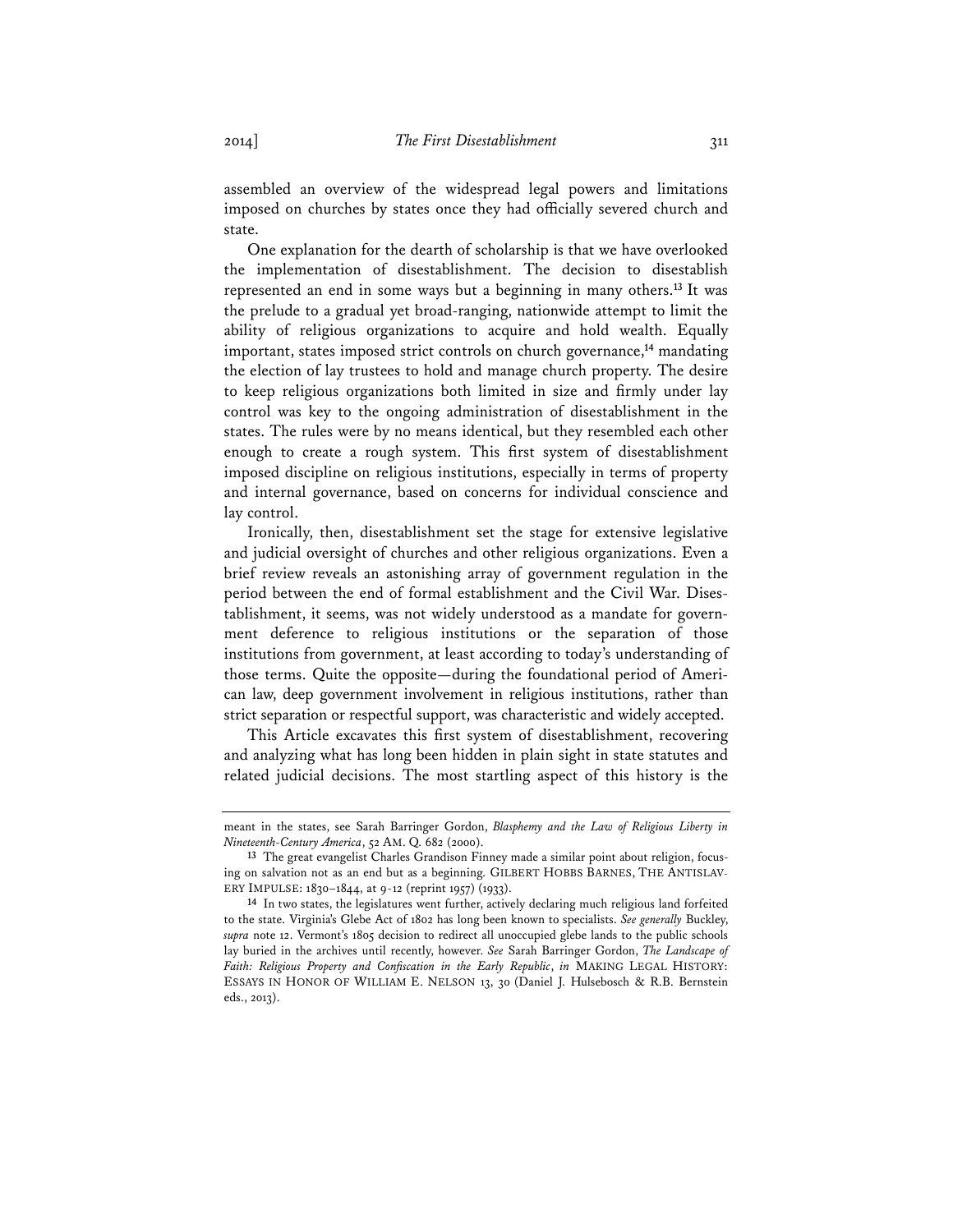assembled an overview of the widespread legal powers and limitations imposed on churches by states once they had officially severed church and state.

One explanation for the dearth of scholarship is that we have overlooked the implementation of disestablishment. The decision to disestablish represented an end in some ways but a beginning in many others.[13] It was the prelude to a gradual yet broad-ranging, nationwide attempt to limit the ability of religious organizations to acquire and hold wealth. Equally important, states imposed strict controls on church governance,[14] mandating the election of lay trustees to hold and manage church property. The desire to keep religious organizations both limited in size and firmly under lay control was key to the ongoing administration of disestablishment in the states. The rules were by no means identical, but they resembled each other enough to create a rough system. This first system of disestablishment imposed discipline on religious institutions, especially in terms of property and internal governance, based on concerns for individual conscience and lay control.

Ironically, then, disestablishment set the stage for extensive legislative and judicial oversight of churches and other religious organizations. Even a brief review reveals an astonishing array of government regulation in the period between the end of formal establishment and the Civil War. Disestablishment, it seems, was not widely understood as a mandate for government deference to religious institutions or the separation of those institutions from government, at least according to today's understanding of those terms. Quite the opposite—during the foundational period of American law, deep government involvement in religious institutions, rather than strict separation or respectful support, was characteristic and widely accepted.

This Article excavates this first system of disestablishment, recovering and analyzing what has long been hidden in plain sight in state statutes and related judicial decisions. The most startling aspect of this history is the

---

meant in the states, see Sarah Barringer Gordon, *Blasphemy and the Law of Religious Liberty in Nineteenth-Century America*, 52 AM. Q. 682 (2000).

13 The great evangelist Charles Grandison Finney made a similar point about religion, focusing on salvation not as an end but as a beginning. GILBERT HOBBS BARNES, THE ANTISLAVERY IMPULSE: 1830–1844, at 9-12 (reprint 1957) (1933).

14 In two states, the legislatures went further, actively declaring much religious land forfeited to the state. Virginia's Glebe Act of 1802 has long been known to specialists. *See generally* Buckley, *supra* note 12. Vermont's 1805 decision to redirect all unoccupied glebe lands to the public schools lay buried in the archives until recently, however. *See* Sarah Barringer Gordon, *The Landscape of Faith: Religious Property and Confiscation in the Early Republic*, *in* MAKING LEGAL HISTORY: ESSAYS IN HONOR OF WILLIAM E. NELSON 13, 30 (Daniel J. Hulsebosch & R.B. Bernstein eds., 2013).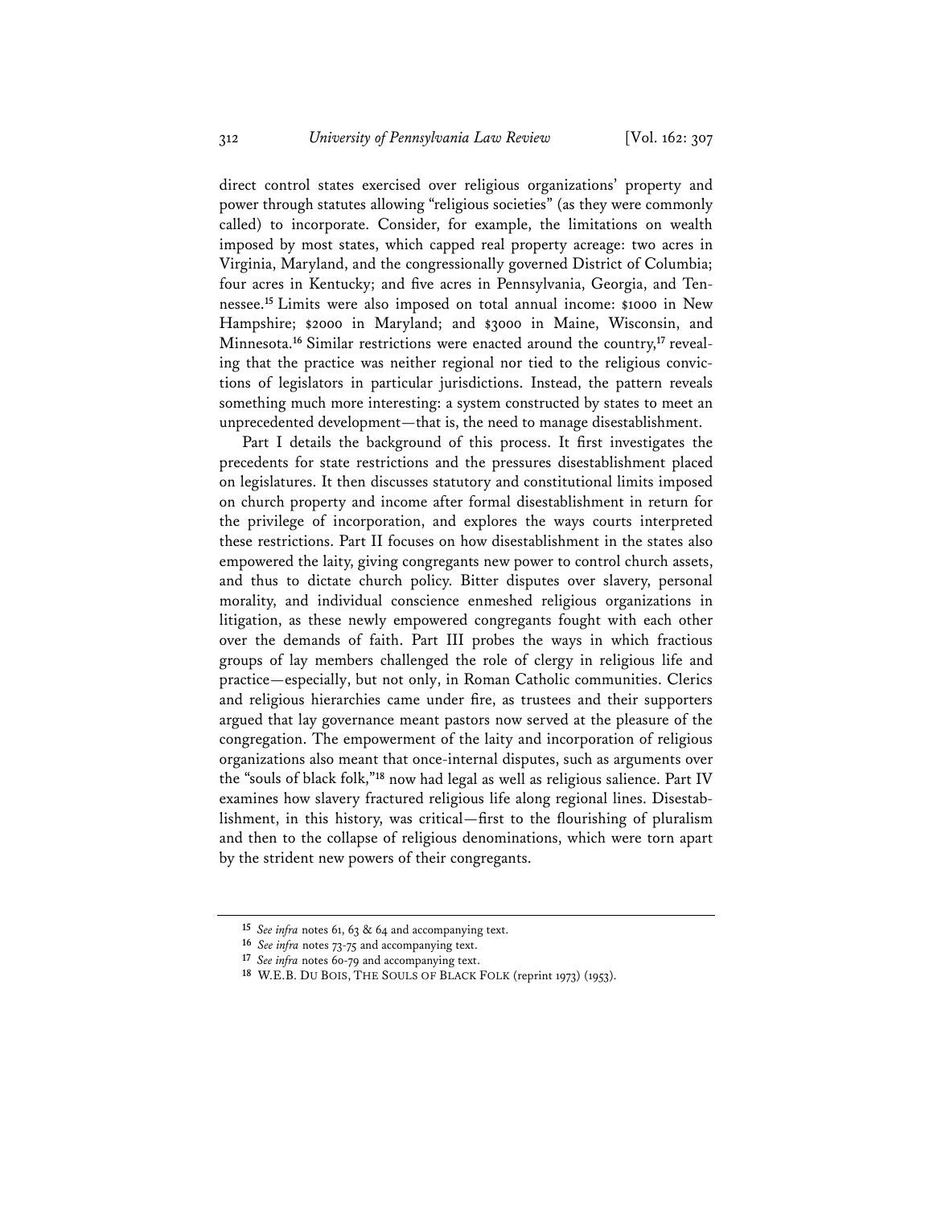direct control states exercised over religious organizations' property and power through statutes allowing "religious societies" (as they were commonly called) to incorporate. Consider, for example, the limitations on wealth imposed by most states, which capped real property acreage: two acres in Virginia, Maryland, and the congressionally governed District of Columbia; four acres in Kentucky; and five acres in Pennsylvania, Georgia, and Tennessee.[15] Limits were also imposed on total annual income: $1000 in New Hampshire; $2000 in Maryland; and $3000 in Maine, Wisconsin, and Minnesota.[16] Similar restrictions were enacted around the country,[17] revealing that the practice was neither regional nor tied to the religious convictions of legislators in particular jurisdictions. Instead, the pattern reveals something much more interesting: a system constructed by states to meet an unprecedented development—that is, the need to manage disestablishment.

Part I details the background of this process. It first investigates the precedents for state restrictions and the pressures disestablishment placed on legislatures. It then discusses statutory and constitutional limits imposed on church property and income after formal disestablishment in return for the privilege of incorporation, and explores the ways courts interpreted these restrictions. Part II focuses on how disestablishment in the states also empowered the laity, giving congregants new power to control church assets, and thus to dictate church policy. Bitter disputes over slavery, personal morality, and individual conscience enmeshed religious organizations in litigation, as these newly empowered congregants fought with each other over the demands of faith. Part III probes the ways in which fractious groups of lay members challenged the role of clergy in religious life and practice—especially, but not only, in Roman Catholic communities. Clerics and religious hierarchies came under fire, as trustees and their supporters argued that lay governance meant pastors now served at the pleasure of the congregation. The empowerment of the laity and incorporation of religious organizations also meant that once-internal disputes, such as arguments over the "souls of black folk,"[18] now had legal as well as religious salience. Part IV examines how slavery fractured religious life along regional lines. Disestablishment, in this history, was critical—first to the flourishing of pluralism and then to the collapse of religious denominations, which were torn apart by the strident new powers of their congregants.

---

15 *See infra* notes 61, 63 & 64 and accompanying text.

16 *See infra* notes 73-75 and accompanying text.

17 *See infra* notes 60-79 and accompanying text.

18 W.E.B. DU BOIS, THE SOULS OF BLACK FOLK (reprint 1973) (1953).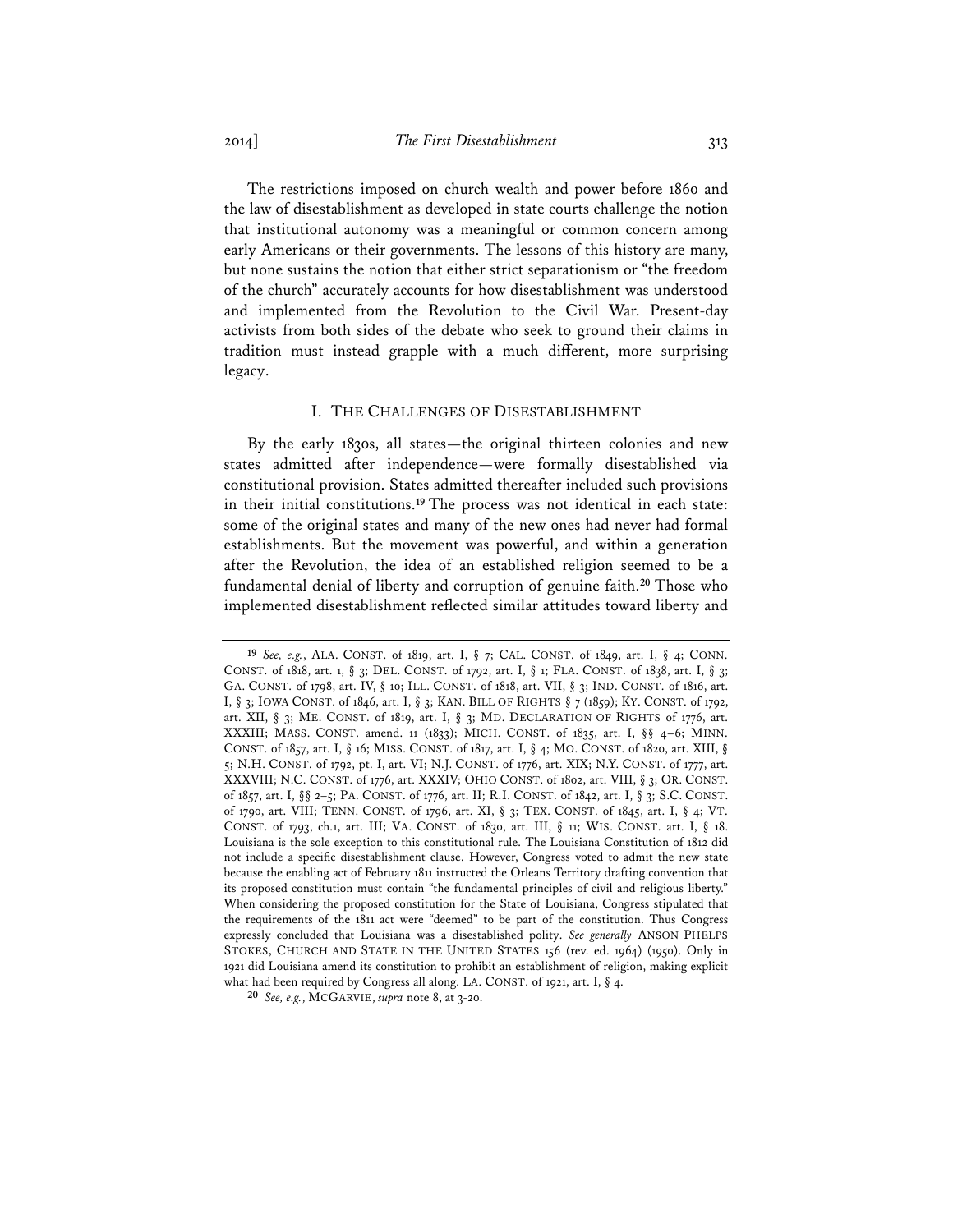The restrictions imposed on church wealth and power before 1860 and the law of disestablishment as developed in state courts challenge the notion that institutional autonomy was a meaningful or common concern among early Americans or their governments. The lessons of this history are many, but none sustains the notion that either strict separationism or "the freedom of the church" accurately accounts for how disestablishment was understood and implemented from the Revolution to the Civil War. Present-day activists from both sides of the debate who seek to ground their claims in tradition must instead grapple with a much different, more surprising legacy.

## I. THE CHALLENGES OF DISESTABLISHMENT

By the early 1830s, all states—the original thirteen colonies and new states admitted after independence—were formally disestablished via constitutional provision. States admitted thereafter included such provisions in their initial constitutions.[19] The process was not identical in each state: some of the original states and many of the new ones had never had formal establishments. But the movement was powerful, and within a generation after the Revolution, the idea of an established religion seemed to be a fundamental denial of liberty and corruption of genuine faith.[20] Those who implemented disestablishment reflected similar attitudes toward liberty and

---

[19] *See, e.g.*, ALA. CONST. of 1819, art. I, § 7; CAL. CONST. of 1849, art. I, § 4; CONN. CONST. of 1818, art. 1, § 3; DEL. CONST. of 1792, art. I, § 1; FLA. CONST. of 1838, art. I, § 3; GA. CONST. of 1798, art. IV, § 10; ILL. CONST. of 1818, art. VII, § 3; IND. CONST. of 1816, art. I, § 3; IOWA CONST. of 1846, art. I, § 3; KAN. BILL OF RIGHTS § 7 (1859); KY. CONST. of 1792, art. XII, § 3; ME. CONST. of 1819, art. I, § 3; MD. DECLARATION OF RIGHTS of 1776, art. XXXIII; MASS. CONST. amend. 11 (1833); MICH. CONST. of 1835, art. I, §§ 4–6; MINN. CONST. of 1857, art. I, § 16; MISS. CONST. of 1817, art. I, § 4; MO. CONST. of 1820, art. XIII, § 5; N.H. CONST. of 1792, pt. I, art. VI; N.J. CONST. of 1776, art. XIX; N.Y. CONST. of 1777, art. XXXVIII; N.C. CONST. of 1776, art. XXXIV; OHIO CONST. of 1802, art. VIII, § 3; OR. CONST. of 1857, art. I, §§ 2–5; PA. CONST. of 1776, art. II; R.I. CONST. of 1842, art. I, § 3; S.C. CONST. of 1790, art. VIII; TENN. CONST. of 1796, art. XI, § 3; TEX. CONST. of 1845, art. I, § 4; VT. CONST. of 1793, ch.1, art. III; VA. CONST. of 1830, art. III, § 11; WIS. CONST. art. I, § 18. Louisiana is the sole exception to this constitutional rule. The Louisiana Constitution of 1812 did not include a specific disestablishment clause. However, Congress voted to admit the new state because the enabling act of February 1811 instructed the Orleans Territory drafting convention that its proposed constitution must contain "the fundamental principles of civil and religious liberty." When considering the proposed constitution for the State of Louisiana, Congress stipulated that the requirements of the 1811 act were "deemed" to be part of the constitution. Thus Congress expressly concluded that Louisiana was a disestablished polity. *See generally* ANSON PHELPS STOKES, CHURCH AND STATE IN THE UNITED STATES 156 (rev. ed. 1964) (1950). Only in 1921 did Louisiana amend its constitution to prohibit an establishment of religion, making explicit what had been required by Congress all along. LA. CONST. of 1921, art. I, § 4.

[20] *See, e.g.*, MCGARVIE, *supra* note 8, at 3-20.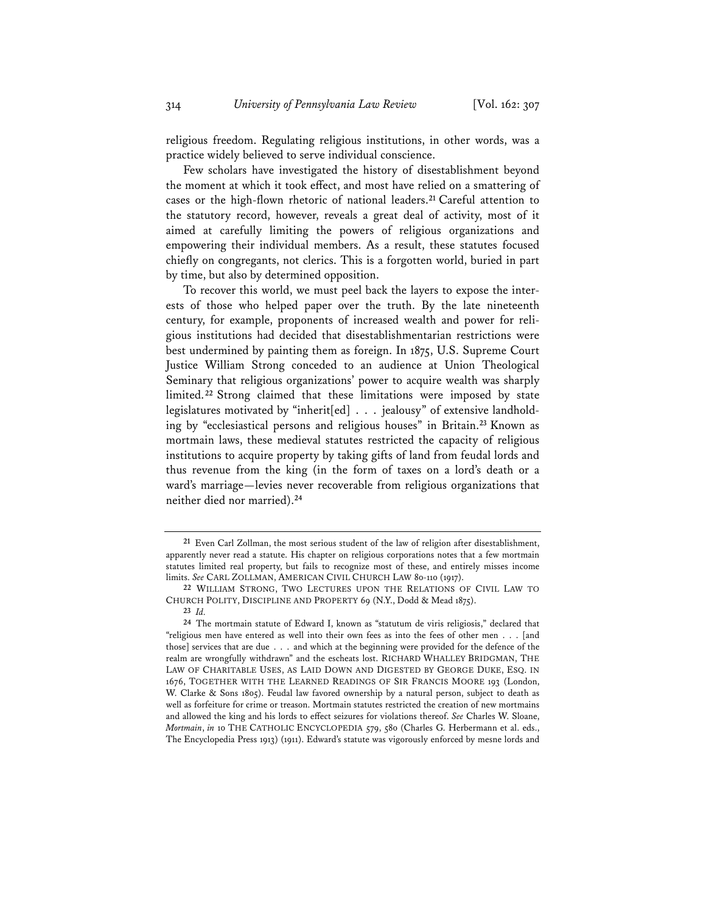religious freedom. Regulating religious institutions, in other words, was a practice widely believed to serve individual conscience.

Few scholars have investigated the history of disestablishment beyond the moment at which it took effect, and most have relied on a smattering of cases or the high-flown rhetoric of national leaders.[21] Careful attention to the statutory record, however, reveals a great deal of activity, most of it aimed at carefully limiting the powers of religious organizations and empowering their individual members. As a result, these statutes focused chiefly on congregants, not clerics. This is a forgotten world, buried in part by time, but also by determined opposition.

To recover this world, we must peel back the layers to expose the interests of those who helped paper over the truth. By the late nineteenth century, for example, proponents of increased wealth and power for religious institutions had decided that disestablishmentarian restrictions were best undermined by painting them as foreign. In 1875, U.S. Supreme Court Justice William Strong conceded to an audience at Union Theological Seminary that religious organizations' power to acquire wealth was sharply limited.[22] Strong claimed that these limitations were imposed by state legislatures motivated by "inherit[ed] . . . jealousy" of extensive landholding by "ecclesiastical persons and religious houses" in Britain.[23] Known as mortmain laws, these medieval statutes restricted the capacity of religious institutions to acquire property by taking gifts of land from feudal lords and thus revenue from the king (in the form of taxes on a lord's death or a ward's marriage—levies never recoverable from religious organizations that neither died nor married).[24]

---

[21] Even Carl Zollman, the most serious student of the law of religion after disestablishment, apparently never read a statute. His chapter on religious corporations notes that a few mortmain statutes limited real property, but fails to recognize most of these, and entirely misses income limits. *See* CARL ZOLLMAN, AMERICAN CIVIL CHURCH LAW 80-110 (1917).

[22] WILLIAM STRONG, TWO LECTURES UPON THE RELATIONS OF CIVIL LAW TO CHURCH POLITY, DISCIPLINE AND PROPERTY 69 (N.Y., Dodd & Mead 1875).

[23] *Id.*

[24] The mortmain statute of Edward I, known as "statutum de viris religiosis," declared that "religious men have entered as well into their own fees as into the fees of other men . . . [and those] services that are due . . . and which at the beginning were provided for the defence of the realm are wrongfully withdrawn" and the escheats lost. RICHARD WHALLEY BRIDGMAN, THE LAW OF CHARITABLE USES, AS LAID DOWN AND DIGESTED BY GEORGE DUKE, ESQ. IN 1676, TOGETHER WITH THE LEARNED READINGS OF SIR FRANCIS MOORE 193 (London, W. Clarke & Sons 1805). Feudal law favored ownership by a natural person, subject to death as well as forfeiture for crime or treason. Mortmain statutes restricted the creation of new mortmains and allowed the king and his lords to effect seizures for violations thereof. *See* Charles W. Sloane, *Mortmain*, *in* 10 THE CATHOLIC ENCYCLOPEDIA 579, 580 (Charles G. Herbermann et al. eds., The Encyclopedia Press 1913) (1911). Edward's statute was vigorously enforced by mesne lords and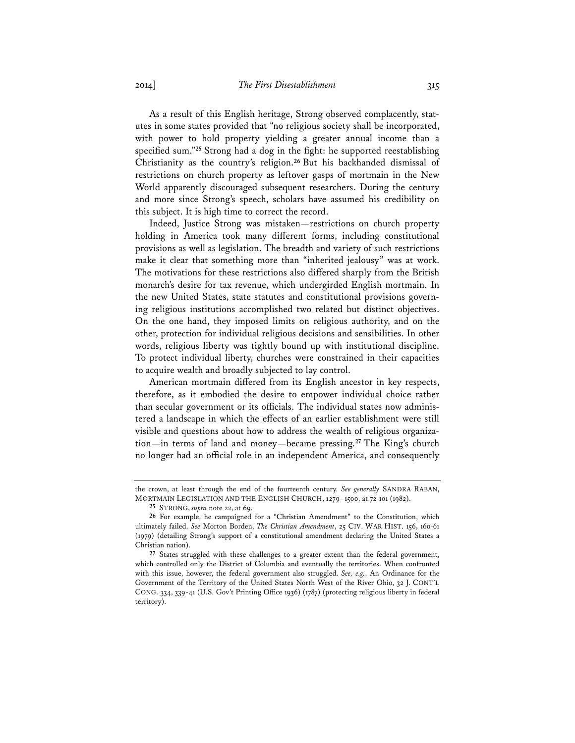As a result of this English heritage, Strong observed complacently, statutes in some states provided that "no religious society shall be incorporated, with power to hold property yielding a greater annual income than a specified sum."[25] Strong had a dog in the fight: he supported reestablishing Christianity as the country's religion.[26] But his backhanded dismissal of restrictions on church property as leftover gasps of mortmain in the New World apparently discouraged subsequent researchers. During the century and more since Strong's speech, scholars have assumed his credibility on this subject. It is high time to correct the record.

Indeed, Justice Strong was mistaken—restrictions on church property holding in America took many different forms, including constitutional provisions as well as legislation. The breadth and variety of such restrictions make it clear that something more than "inherited jealousy" was at work. The motivations for these restrictions also differed sharply from the British monarch's desire for tax revenue, which undergirded English mortmain. In the new United States, state statutes and constitutional provisions governing religious institutions accomplished two related but distinct objectives. On the one hand, they imposed limits on religious authority, and on the other, protection for individual religious decisions and sensibilities. In other words, religious liberty was tightly bound up with institutional discipline. To protect individual liberty, churches were constrained in their capacities to acquire wealth and broadly subjected to lay control.

American mortmain differed from its English ancestor in key respects, therefore, as it embodied the desire to empower individual choice rather than secular government or its officials. The individual states now administered a landscape in which the effects of an earlier establishment were still visible and questions about how to address the wealth of religious organization—in terms of land and money—became pressing.[27] The King's church no longer had an official role in an independent America, and consequently

---

the crown, at least through the end of the fourteenth century. *See generally* SANDRA RABAN, MORTMAIN LEGISLATION AND THE ENGLISH CHURCH, 1279–1500, at 72-101 (1982).

25 STRONG, *supra* note 22, at 69.

26 For example, he campaigned for a "Christian Amendment" to the Constitution, which ultimately failed. *See* Morton Borden, *The Christian Amendment*, 25 CIV. WAR HIST. 156, 160-61 (1979) (detailing Strong's support of a constitutional amendment declaring the United States a Christian nation).

27 States struggled with these challenges to a greater extent than the federal government, which controlled only the District of Columbia and eventually the territories. When confronted with this issue, however, the federal government also struggled. *See, e.g.*, An Ordinance for the Government of the Territory of the United States North West of the River Ohio, 32 J. CONT'L CONG. 334, 339-41 (U.S. Gov't Printing Office 1936) (1787) (protecting religious liberty in federal territory).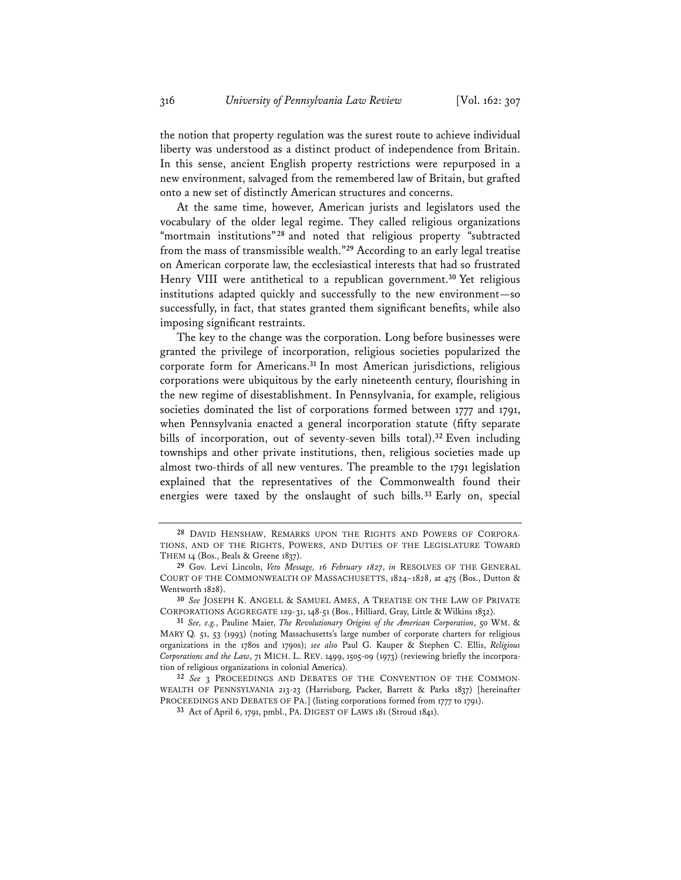the notion that property regulation was the surest route to achieve individual liberty was understood as a distinct product of independence from Britain. In this sense, ancient English property restrictions were repurposed in a new environment, salvaged from the remembered law of Britain, but grafted onto a new set of distinctly American structures and concerns.

At the same time, however, American jurists and legislators used the vocabulary of the older legal regime. They called religious organizations "mortmain institutions"[28] and noted that religious property "subtracted from the mass of transmissible wealth."[29] According to an early legal treatise on American corporate law, the ecclesiastical interests that had so frustrated Henry VIII were antithetical to a republican government.[30] Yet religious institutions adapted quickly and successfully to the new environment—so successfully, in fact, that states granted them significant benefits, while also imposing significant restraints.

The key to the change was the corporation. Long before businesses were granted the privilege of incorporation, religious societies popularized the corporate form for Americans.[31] In most American jurisdictions, religious corporations were ubiquitous by the early nineteenth century, flourishing in the new regime of disestablishment. In Pennsylvania, for example, religious societies dominated the list of corporations formed between 1777 and 1791, when Pennsylvania enacted a general incorporation statute (fifty separate bills of incorporation, out of seventy-seven bills total).[32] Even including townships and other private institutions, then, religious societies made up almost two-thirds of all new ventures. The preamble to the 1791 legislation explained that the representatives of the Commonwealth found their energies were taxed by the onslaught of such bills.[33] Early on, special

---

[28] DAVID HENSHAW, REMARKS UPON THE RIGHTS AND POWERS OF CORPORATIONS, AND OF THE RIGHTS, POWERS, AND DUTIES OF THE LEGISLATURE TOWARD THEM 14 (Bos., Beals & Greene 1837).

[29] Gov. Levi Lincoln, *Veto Message, 16 February 1827*, *in* RESOLVES OF THE GENERAL COURT OF THE COMMONWEALTH OF MASSACHUSETTS, 1824–1828, at 475 (Bos., Dutton & Wentworth 1828).

[30] *See* JOSEPH K. ANGELL & SAMUEL AMES, A TREATISE ON THE LAW OF PRIVATE CORPORATIONS AGGREGATE 129-31, 148-51 (Bos., Hilliard, Gray, Little & Wilkins 1832).

[31] *See, e.g.*, Pauline Maier, *The Revolutionary Origins of the American Corporation*, 50 WM. & MARY Q. 51, 53 (1993) (noting Massachusetts's large number of corporate charters for religious organizations in the 1780s and 1790s); *see also* Paul G. Kauper & Stephen C. Ellis, *Religious Corporations and the Law*, 71 MICH. L. REV. 1499, 1505-09 (1973) (reviewing briefly the incorporation of religious organizations in colonial America).

[32] *See* 3 PROCEEDINGS AND DEBATES OF THE CONVENTION OF THE COMMONWEALTH OF PENNSYLVANIA 213-23 (Harrisburg, Packer, Barrett & Parks 1837) [hereinafter PROCEEDINGS AND DEBATES OF PA.] (listing corporations formed from 1777 to 1791).

[33] Act of April 6, 1791, pmbl., PA. DIGEST OF LAWS 181 (Stroud 1841).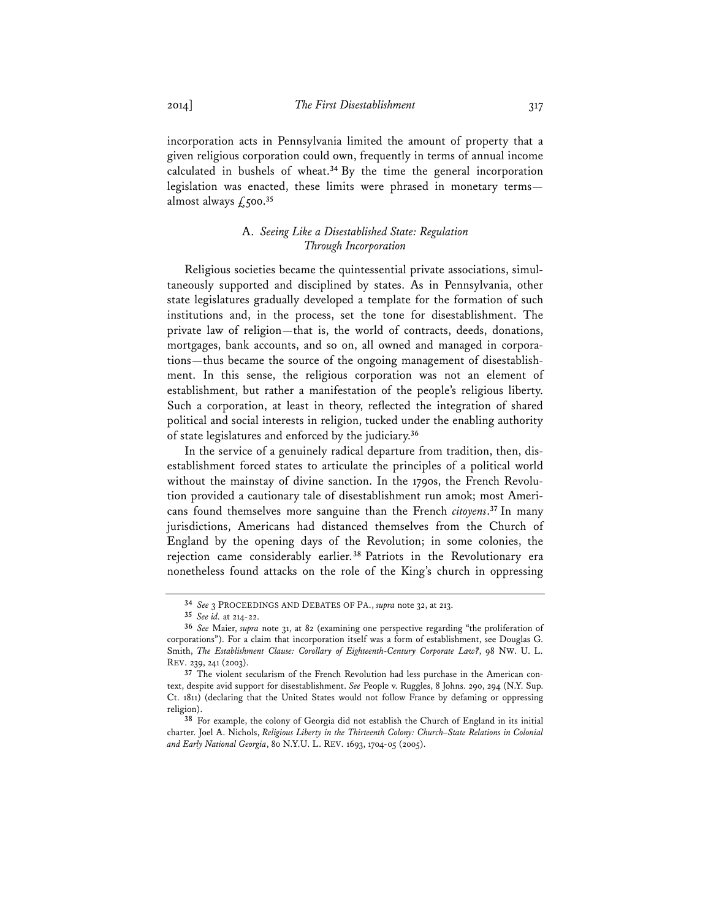incorporation acts in Pennsylvania limited the amount of property that a given religious corporation could own, frequently in terms of annual income calculated in bushels of wheat.[34] By the time the general incorporation legislation was enacted, these limits were phrased in monetary terms—almost always £500.[35]

### A. *Seeing Like a Disestablished State: Regulation Through Incorporation*

Religious societies became the quintessential private associations, simultaneously supported and disciplined by states. As in Pennsylvania, other state legislatures gradually developed a template for the formation of such institutions and, in the process, set the tone for disestablishment. The private law of religion—that is, the world of contracts, deeds, donations, mortgages, bank accounts, and so on, all owned and managed in corporations—thus became the source of the ongoing management of disestablishment. In this sense, the religious corporation was not an element of establishment, but rather a manifestation of the people's religious liberty. Such a corporation, at least in theory, reflected the integration of shared political and social interests in religion, tucked under the enabling authority of state legislatures and enforced by the judiciary.[36]

In the service of a genuinely radical departure from tradition, then, disestablishment forced states to articulate the principles of a political world without the mainstay of divine sanction. In the 1790s, the French Revolution provided a cautionary tale of disestablishment run amok; most Americans found themselves more sanguine than the French *citoyens*.[37] In many jurisdictions, Americans had distanced themselves from the Church of England by the opening days of the Revolution; in some colonies, the rejection came considerably earlier.[38] Patriots in the Revolutionary era nonetheless found attacks on the role of the King's church in oppressing

---

[34] *See* 3 PROCEEDINGS AND DEBATES OF PA., *supra* note 32, at 213.

[35] *See id.* at 214-22.

[36] *See* Maier, *supra* note 31, at 82 (examining one perspective regarding "the proliferation of corporations"). For a claim that incorporation itself was a form of establishment, see Douglas G. Smith, *The Establishment Clause: Corollary of Eighteenth-Century Corporate Law?*, 98 NW. U. L. REV. 239, 241 (2003).

[37] The violent secularism of the French Revolution had less purchase in the American context, despite avid support for disestablishment. *See* People v. Ruggles, 8 Johns. 290, 294 (N.Y. Sup. Ct. 1811) (declaring that the United States would not follow France by defaming or oppressing religion).

[38] For example, the colony of Georgia did not establish the Church of England in its initial charter. Joel A. Nichols, *Religious Liberty in the Thirteenth Colony: Church–State Relations in Colonial and Early National Georgia*, 80 N.Y.U. L. REV. 1693, 1704-05 (2005).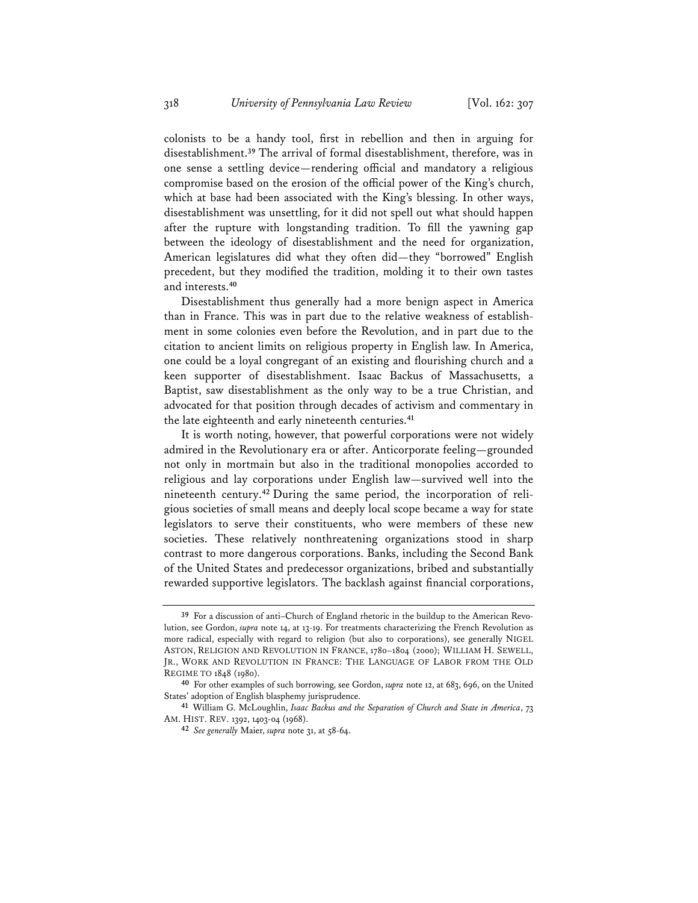colonists to be a handy tool, first in rebellion and then in arguing for disestablishment.[39] The arrival of formal disestablishment, therefore, was in one sense a settling device—rendering official and mandatory a religious compromise based on the erosion of the official power of the King's church, which at base had been associated with the King's blessing. In other ways, disestablishment was unsettling, for it did not spell out what should happen after the rupture with longstanding tradition. To fill the yawning gap between the ideology of disestablishment and the need for organization, American legislatures did what they often did—they "borrowed" English precedent, but they modified the tradition, molding it to their own tastes and interests.[40]

Disestablishment thus generally had a more benign aspect in America than in France. This was in part due to the relative weakness of establishment in some colonies even before the Revolution, and in part due to the citation to ancient limits on religious property in English law. In America, one could be a loyal congregant of an existing and flourishing church and a keen supporter of disestablishment. Isaac Backus of Massachusetts, a Baptist, saw disestablishment as the only way to be a true Christian, and advocated for that position through decades of activism and commentary in the late eighteenth and early nineteenth centuries.[41]

It is worth noting, however, that powerful corporations were not widely admired in the Revolutionary era or after. Anticorporate feeling—grounded not only in mortmain but also in the traditional monopolies accorded to religious and lay corporations under English law—survived well into the nineteenth century.[42] During the same period, the incorporation of religious societies of small means and deeply local scope became a way for state legislators to serve their constituents, who were members of these new societies. These relatively nonthreatening organizations stood in sharp contrast to more dangerous corporations. Banks, including the Second Bank of the United States and predecessor organizations, bribed and substantially rewarded supportive legislators. The backlash against financial corporations,

---

[39] For a discussion of anti–Church of England rhetoric in the buildup to the American Revolution, see Gordon, *supra* note 14, at 13-19. For treatments characterizing the French Revolution as more radical, especially with regard to religion (but also to corporations), see generally NIGEL ASTON, RELIGION AND REVOLUTION IN FRANCE, 1780–1804 (2000); WILLIAM H. SEWELL, JR., WORK AND REVOLUTION IN FRANCE: THE LANGUAGE OF LABOR FROM THE OLD REGIME TO 1848 (1980).

[40] For other examples of such borrowing, see Gordon, *supra* note 12, at 683, 696, on the United States' adoption of English blasphemy jurisprudence.

[41] William G. McLoughlin, *Isaac Backus and the Separation of Church and State in America*, 73 AM. HIST. REV. 1392, 1403-04 (1968).

[42] *See generally* Maier, *supra* note 31, at 58-64.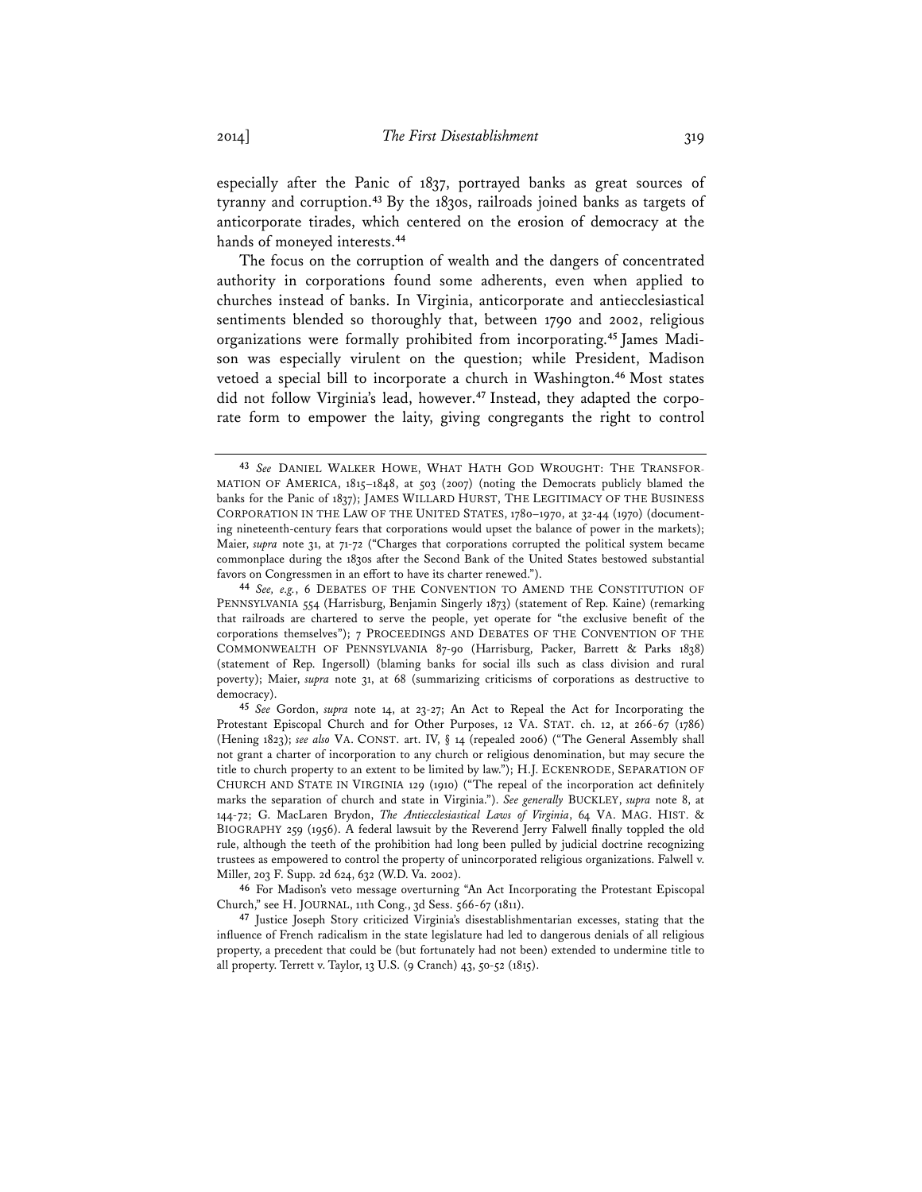especially after the Panic of 1837, portrayed banks as great sources of tyranny and corruption.[43] By the 1830s, railroads joined banks as targets of anticorporate tirades, which centered on the erosion of democracy at the hands of moneyed interests.[44]

The focus on the corruption of wealth and the dangers of concentrated authority in corporations found some adherents, even when applied to churches instead of banks. In Virginia, anticorporate and antiecclesiastical sentiments blended so thoroughly that, between 1790 and 2002, religious organizations were formally prohibited from incorporating.[45] James Madison was especially virulent on the question; while President, Madison vetoed a special bill to incorporate a church in Washington.[46] Most states did not follow Virginia's lead, however.[47] Instead, they adapted the corporate form to empower the laity, giving congregants the right to control

---

[43] *See* DANIEL WALKER HOWE, WHAT HATH GOD WROUGHT: THE TRANSFORMATION OF AMERICA, 1815–1848, at 503 (2007) (noting the Democrats publicly blamed the banks for the Panic of 1837); JAMES WILLARD HURST, THE LEGITIMACY OF THE BUSINESS CORPORATION IN THE LAW OF THE UNITED STATES, 1780–1970, at 32-44 (1970) (documenting nineteenth-century fears that corporations would upset the balance of power in the markets); Maier, *supra* note 31, at 71-72 ("Charges that corporations corrupted the political system became commonplace during the 1830s after the Second Bank of the United States bestowed substantial favors on Congressmen in an effort to have its charter renewed.").

[44] *See, e.g.*, 6 DEBATES OF THE CONVENTION TO AMEND THE CONSTITUTION OF PENNSYLVANIA 554 (Harrisburg, Benjamin Singerly 1873) (statement of Rep. Kaine) (remarking that railroads are chartered to serve the people, yet operate for "the exclusive benefit of the corporations themselves"); 7 PROCEEDINGS AND DEBATES OF THE CONVENTION OF THE COMMONWEALTH OF PENNSYLVANIA 87-90 (Harrisburg, Packer, Barrett & Parks 1838) (statement of Rep. Ingersoll) (blaming banks for social ills such as class division and rural poverty); Maier, *supra* note 31, at 68 (summarizing criticisms of corporations as destructive to democracy).

[45] *See* Gordon, *supra* note 14, at 23-27; An Act to Repeal the Act for Incorporating the Protestant Episcopal Church and for Other Purposes, 12 VA. STAT. ch. 12, at 266-67 (1786) (Hening 1823); *see also* VA. CONST. art. IV, § 14 (repealed 2006) ("The General Assembly shall not grant a charter of incorporation to any church or religious denomination, but may secure the title to church property to an extent to be limited by law."); H.J. ECKENRODE, SEPARATION OF CHURCH AND STATE IN VIRGINIA 129 (1910) ("The repeal of the incorporation act definitely marks the separation of church and state in Virginia."). *See generally* BUCKLEY, *supra* note 8, at 144-72; G. MacLaren Brydon, *The Antiecclesiastical Laws of Virginia*, 64 VA. MAG. HIST. & BIOGRAPHY 259 (1956). A federal lawsuit by the Reverend Jerry Falwell finally toppled the old rule, although the teeth of the prohibition had long been pulled by judicial doctrine recognizing trustees as empowered to control the property of unincorporated religious organizations. Falwell v. Miller, 203 F. Supp. 2d 624, 632 (W.D. Va. 2002).

[46] For Madison's veto message overturning "An Act Incorporating the Protestant Episcopal Church," see H. JOURNAL, 11th Cong., 3d Sess. 566-67 (1811).

[47] Justice Joseph Story criticized Virginia's disestablishmentarian excesses, stating that the influence of French radicalism in the state legislature had led to dangerous denials of all religious property, a precedent that could be (but fortunately had not been) extended to undermine title to all property. Terrett v. Taylor, 13 U.S. (9 Cranch) 43, 50-52 (1815).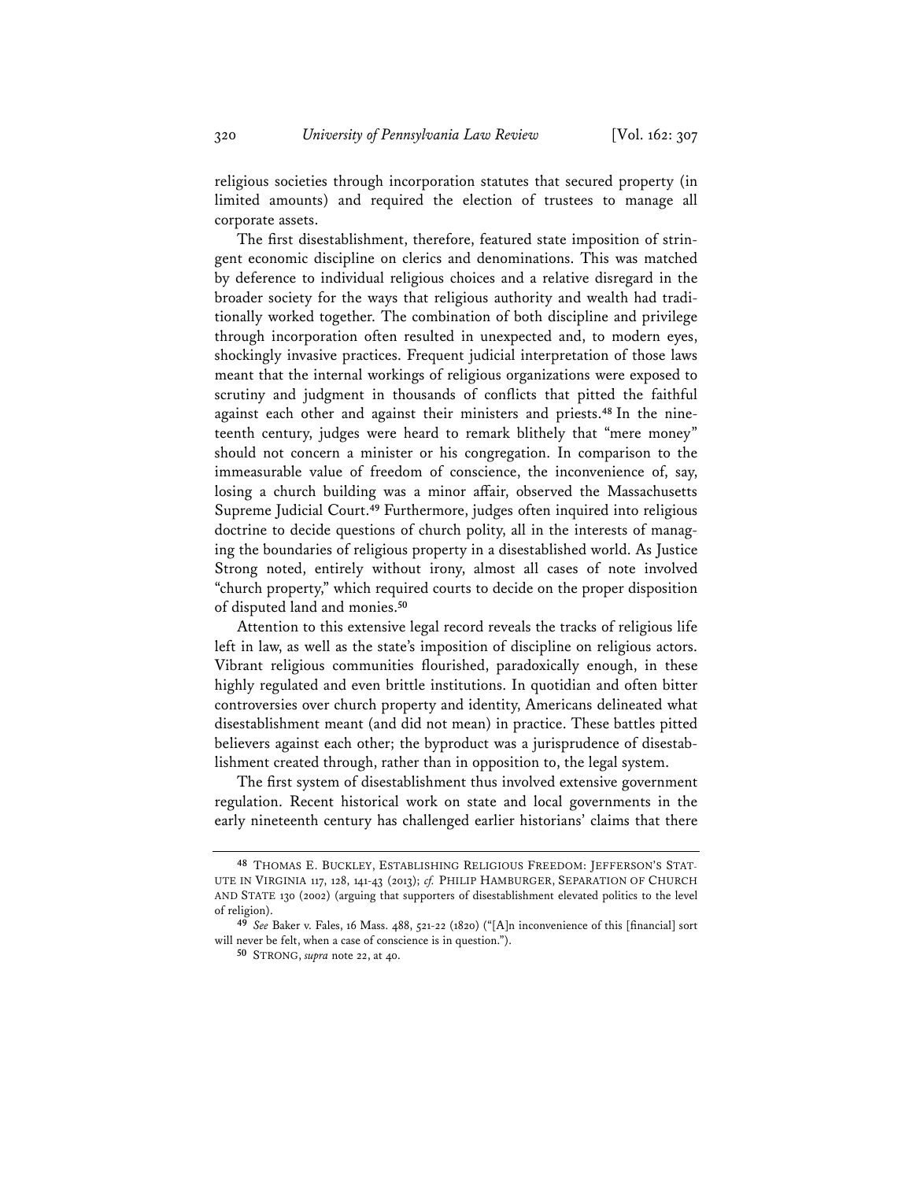religious societies through incorporation statutes that secured property (in limited amounts) and required the election of trustees to manage all corporate assets.

The first disestablishment, therefore, featured state imposition of stringent economic discipline on clerics and denominations. This was matched by deference to individual religious choices and a relative disregard in the broader society for the ways that religious authority and wealth had traditionally worked together. The combination of both discipline and privilege through incorporation often resulted in unexpected and, to modern eyes, shockingly invasive practices. Frequent judicial interpretation of those laws meant that the internal workings of religious organizations were exposed to scrutiny and judgment in thousands of conflicts that pitted the faithful against each other and against their ministers and priests.[48] In the nineteenth century, judges were heard to remark blithely that "mere money" should not concern a minister or his congregation. In comparison to the immeasurable value of freedom of conscience, the inconvenience of, say, losing a church building was a minor affair, observed the Massachusetts Supreme Judicial Court.[49] Furthermore, judges often inquired into religious doctrine to decide questions of church polity, all in the interests of managing the boundaries of religious property in a disestablished world. As Justice Strong noted, entirely without irony, almost all cases of note involved "church property," which required courts to decide on the proper disposition of disputed land and monies.[50]

Attention to this extensive legal record reveals the tracks of religious life left in law, as well as the state's imposition of discipline on religious actors. Vibrant religious communities flourished, paradoxically enough, in these highly regulated and even brittle institutions. In quotidian and often bitter controversies over church property and identity, Americans delineated what disestablishment meant (and did not mean) in practice. These battles pitted believers against each other; the byproduct was a jurisprudence of disestablishment created through, rather than in opposition to, the legal system.

The first system of disestablishment thus involved extensive government regulation. Recent historical work on state and local governments in the early nineteenth century has challenged earlier historians' claims that there

---

[48] THOMAS E. BUCKLEY, ESTABLISHING RELIGIOUS FREEDOM: JEFFERSON'S STATUTE IN VIRGINIA 117, 128, 141-43 (2013); *cf.* PHILIP HAMBURGER, SEPARATION OF CHURCH AND STATE 130 (2002) (arguing that supporters of disestablishment elevated politics to the level of religion).

[49] *See* Baker v. Fales, 16 Mass. 488, 521-22 (1820) ("[A]n inconvenience of this [financial] sort will never be felt, when a case of conscience is in question.").

[50] STRONG, *supra* note 22, at 40.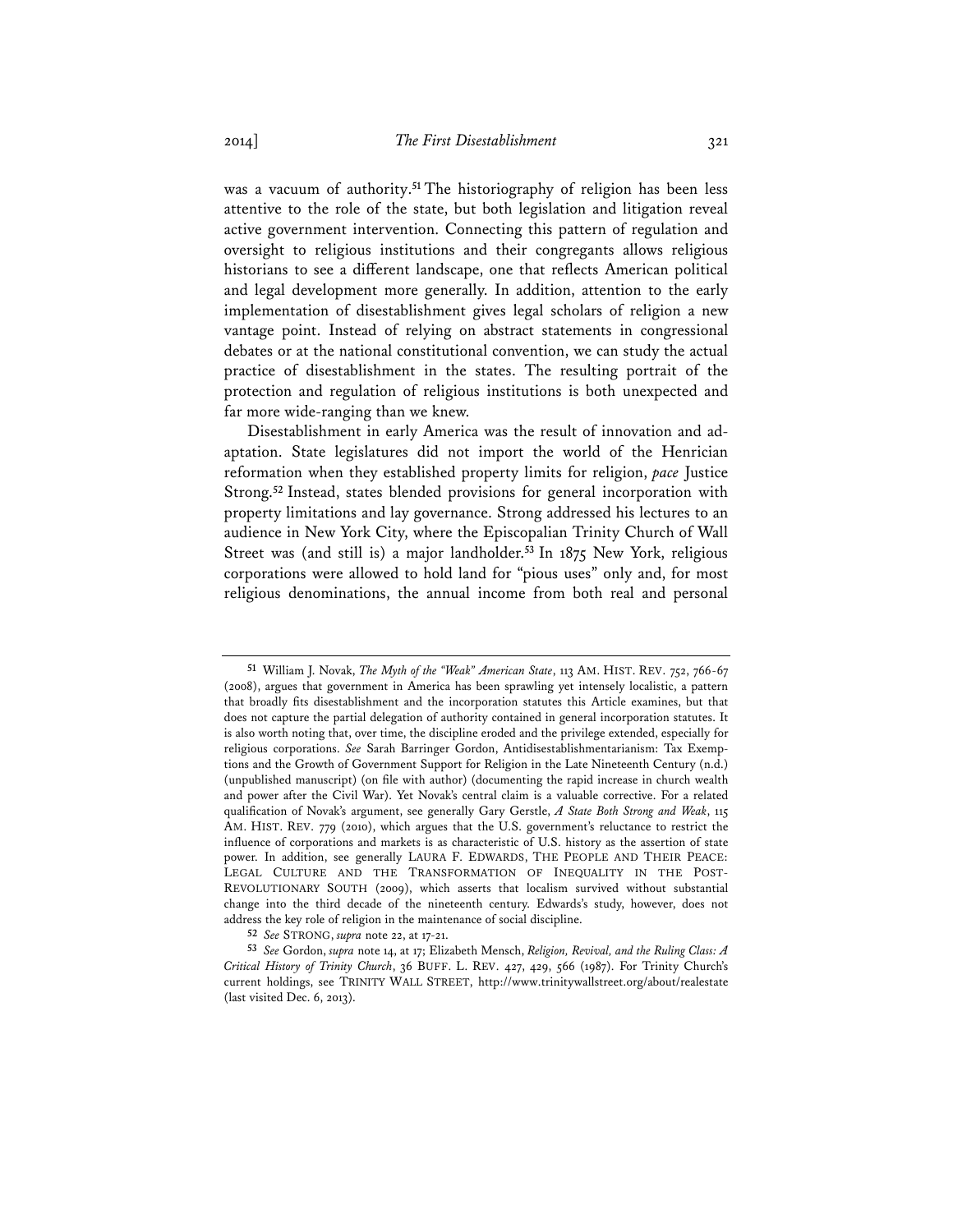was a vacuum of authority.[51] The historiography of religion has been less attentive to the role of the state, but both legislation and litigation reveal active government intervention. Connecting this pattern of regulation and oversight to religious institutions and their congregants allows religious historians to see a different landscape, one that reflects American political and legal development more generally. In addition, attention to the early implementation of disestablishment gives legal scholars of religion a new vantage point. Instead of relying on abstract statements in congressional debates or at the national constitutional convention, we can study the actual practice of disestablishment in the states. The resulting portrait of the protection and regulation of religious institutions is both unexpected and far more wide-ranging than we knew.

Disestablishment in early America was the result of innovation and adaptation. State legislatures did not import the world of the Henrician reformation when they established property limits for religion, *pace* Justice Strong.[52] Instead, states blended provisions for general incorporation with property limitations and lay governance. Strong addressed his lectures to an audience in New York City, where the Episcopalian Trinity Church of Wall Street was (and still is) a major landholder.[53] In 1875 New York, religious corporations were allowed to hold land for "pious uses" only and, for most religious denominations, the annual income from both real and personal

---

[51] William J. Novak, *The Myth of the "Weak" American State*, 113 AM. HIST. REV. 752, 766-67 (2008), argues that government in America has been sprawling yet intensely localistic, a pattern that broadly fits disestablishment and the incorporation statutes this Article examines, but that does not capture the partial delegation of authority contained in general incorporation statutes. It is also worth noting that, over time, the discipline eroded and the privilege extended, especially for religious corporations. *See* Sarah Barringer Gordon, Antidisestablishmentarianism: Tax Exemptions and the Growth of Government Support for Religion in the Late Nineteenth Century (n.d.) (unpublished manuscript) (on file with author) (documenting the rapid increase in church wealth and power after the Civil War). Yet Novak's central claim is a valuable corrective. For a related qualification of Novak's argument, see generally Gary Gerstle, *A State Both Strong and Weak*, 115 AM. HIST. REV. 779 (2010), which argues that the U.S. government's reluctance to restrict the influence of corporations and markets is as characteristic of U.S. history as the assertion of state power. In addition, see generally LAURA F. EDWARDS, THE PEOPLE AND THEIR PEACE: LEGAL CULTURE AND THE TRANSFORMATION OF INEQUALITY IN THE POST-REVOLUTIONARY SOUTH (2009), which asserts that localism survived without substantial change into the third decade of the nineteenth century. Edwards's study, however, does not address the key role of religion in the maintenance of social discipline.

[52] *See* STRONG, *supra* note 22, at 17-21.

[53] *See* Gordon, *supra* note 14, at 17; Elizabeth Mensch, *Religion, Revival, and the Ruling Class: A Critical History of Trinity Church*, 36 BUFF. L. REV. 427, 429, 566 (1987). For Trinity Church's current holdings, see TRINITY WALL STREET, http://www.trinitywallstreet.org/about/realestate (last visited Dec. 6, 2013).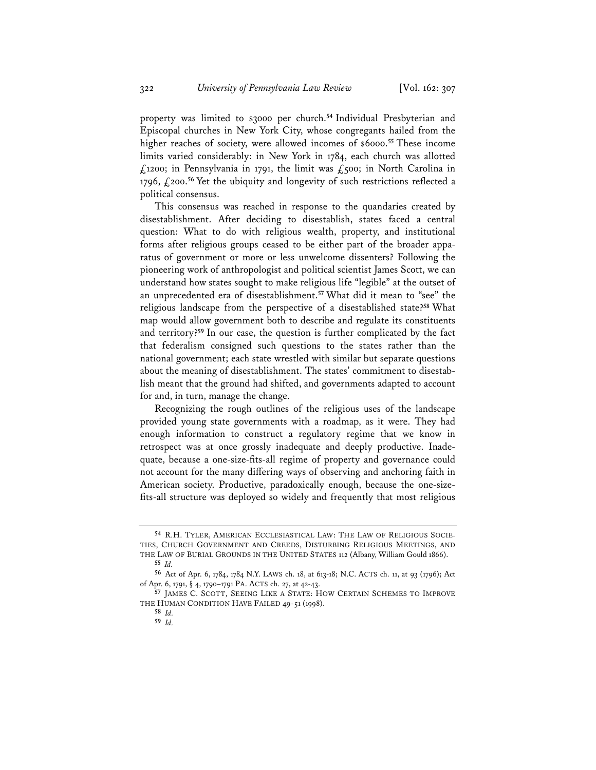property was limited to $3000 per church.[54] Individual Presbyterian and Episcopal churches in New York City, whose congregants hailed from the higher reaches of society, were allowed incomes of $6000.[55] These income limits varied considerably: in New York in 1784, each church was allotted £1200; in Pennsylvania in 1791, the limit was £500; in North Carolina in 1796, £200.[56] Yet the ubiquity and longevity of such restrictions reflected a political consensus.

This consensus was reached in response to the quandaries created by disestablishment. After deciding to disestablish, states faced a central question: What to do with religious wealth, property, and institutional forms after religious groups ceased to be either part of the broader apparatus of government or more or less unwelcome dissenters? Following the pioneering work of anthropologist and political scientist James Scott, we can understand how states sought to make religious life "legible" at the outset of an unprecedented era of disestablishment.[57] What did it mean to "see" the religious landscape from the perspective of a disestablished state?[58] What map would allow government both to describe and regulate its constituents and territory?[59] In our case, the question is further complicated by the fact that federalism consigned such questions to the states rather than the national government; each state wrestled with similar but separate questions about the meaning of disestablishment. The states' commitment to disestablish meant that the ground had shifted, and governments adapted to account for and, in turn, manage the change.

Recognizing the rough outlines of the religious uses of the landscape provided young state governments with a roadmap, as it were. They had enough information to construct a regulatory regime that we know in retrospect was at once grossly inadequate and deeply productive. Inadequate, because a one-size-fits-all regime of property and governance could not account for the many differing ways of observing and anchoring faith in American society. Productive, paradoxically enough, because the one-size-fits-all structure was deployed so widely and frequently that most religious

---

54 R.H. TYLER, AMERICAN ECCLESIASTICAL LAW: THE LAW OF RELIGIOUS SOCIETIES, CHURCH GOVERNMENT AND CREEDS, DISTURBING RELIGIOUS MEETINGS, AND THE LAW OF BURIAL GROUNDS IN THE UNITED STATES 112 (Albany, William Gould 1866).

55 *Id.*

56 Act of Apr. 6, 1784, 1784 N.Y. LAWS ch. 18, at 613-18; N.C. ACTS ch. 11, at 93 (1796); Act of Apr. 6, 1791, § 4, 1790–1791 PA. ACTS ch. 27, at 42-43.

57 JAMES C. SCOTT, SEEING LIKE A STATE: HOW CERTAIN SCHEMES TO IMPROVE THE HUMAN CONDITION HAVE FAILED 49-51 (1998).

58 *Id.*

59 *Id.*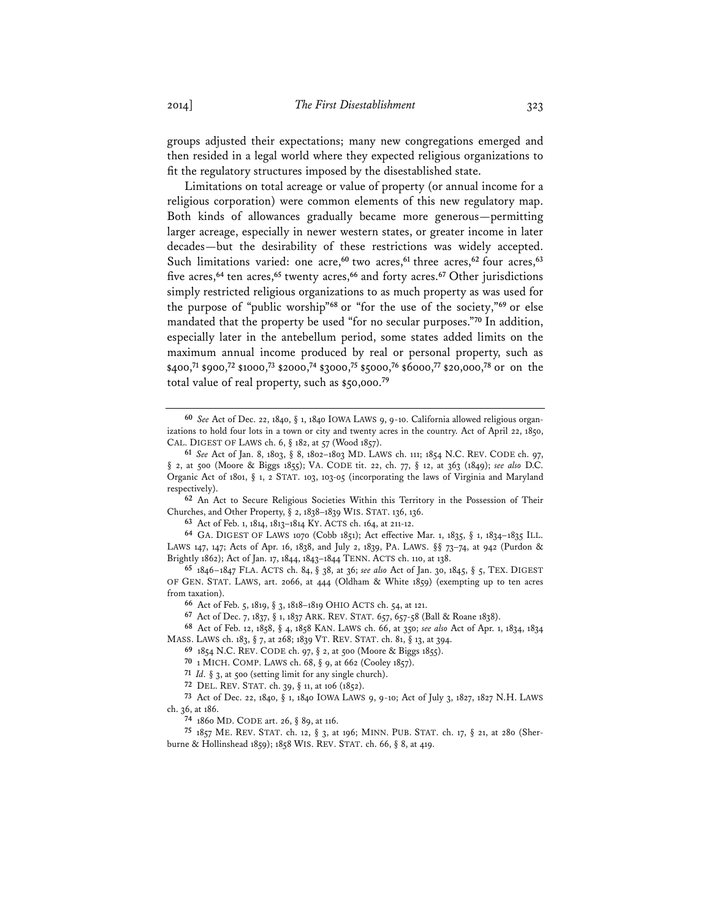groups adjusted their expectations; many new congregations emerged and then resided in a legal world where they expected religious organizations to fit the regulatory structures imposed by the disestablished state.

Limitations on total acreage or value of property (or annual income for a religious corporation) were common elements of this new regulatory map. Both kinds of allowances gradually became more generous—permitting larger acreage, especially in newer western states, or greater income in later decades—but the desirability of these restrictions was widely accepted. Such limitations varied: one acre,[60] two acres,[61] three acres,[62] four acres,[63] five acres,[64] ten acres,[65] twenty acres,[66] and forty acres.[67] Other jurisdictions simply restricted religious organizations to as much property as was used for the purpose of "public worship"[68] or "for the use of the society,"[69] or else mandated that the property be used "for no secular purposes."[70] In addition, especially later in the antebellum period, some states added limits on the maximum annual income produced by real or personal property, such as \$400,[71] \$900,[72] \$1000,[73] \$2000,[74] \$3000,[75] \$5000,[76] \$6000,[77] \$20,000,[78] or on the total value of real property, such as \$50,000.[79]

---

[60] *See* Act of Dec. 22, 1840, § 1, 1840 IOWA LAWS 9, 9-10. California allowed religious organizations to hold four lots in a town or city and twenty acres in the country. Act of April 22, 1850, CAL. DIGEST OF LAWS ch. 6, § 182, at 57 (Wood 1857).

[61] *See* Act of Jan. 8, 1803, § 8, 1802–1803 MD. LAWS ch. 111; 1854 N.C. REV. CODE ch. 97, § 2, at 500 (Moore & Biggs 1855); VA. CODE tit. 22, ch. 77, § 12, at 363 (1849); *see also* D.C. Organic Act of 1801, § 1, 2 STAT. 103, 103-05 (incorporating the laws of Virginia and Maryland respectively).

[62] An Act to Secure Religious Societies Within this Territory in the Possession of Their Churches, and Other Property, § 2, 1838–1839 WIS. STAT. 136, 136.

[63] Act of Feb. 1, 1814, 1813–1814 KY. ACTS ch. 164, at 211-12.

[64] GA. DIGEST OF LAWS 1070 (Cobb 1851); Act effective Mar. 1, 1835, § 1, 1834–1835 ILL. LAWS 147, 147; Acts of Apr. 16, 1838, and July 2, 1839, PA. LAWS. §§ 73–74, at 942 (Purdon & Brightly 1862); Act of Jan. 17, 1844, 1843–1844 TENN. ACTS ch. 110, at 138.

[65] 1846–1847 FLA. ACTS ch. 84, § 38, at 36; *see also* Act of Jan. 30, 1845, § 5, TEX. DIGEST OF GEN. STAT. LAWS, art. 2066, at 444 (Oldham & White 1859) (exempting up to ten acres from taxation).

[66] Act of Feb. 5, 1819, § 3, 1818–1819 OHIO ACTS ch. 54, at 121.

[67] Act of Dec. 7, 1837, § 1, 1837 ARK. REV. STAT. 657, 657-58 (Ball & Roane 1838).

[68] Act of Feb. 12, 1858, § 4, 1858 KAN. LAWS ch. 66, at 350; *see also* Act of Apr. 1, 1834, 1834 MASS. LAWS ch. 183, § 7, at 268; 1839 VT. REV. STAT. ch. 81, § 13, at 394.

[69] 1854 N.C. REV. CODE ch. 97, § 2, at 500 (Moore & Biggs 1855).

[70] 1 MICH. COMP. LAWS ch. 68, § 9, at 662 (Cooley 1857).

[71] *Id.* § 3, at 500 (setting limit for any single church).

[72] DEL. REV. STAT. ch. 39, § 11, at 106 (1852).

[73] Act of Dec. 22, 1840, § 1, 1840 IOWA LAWS 9, 9-10; Act of July 3, 1827, 1827 N.H. LAWS ch. 36, at 186.

[74] 1860 MD. CODE art. 26, § 89, at 116.

[75] 1857 ME. REV. STAT. ch. 12, § 3, at 196; MINN. PUB. STAT. ch. 17, § 21, at 280 (Sherburne & Hollinshead 1859); 1858 WIS. REV. STAT. ch. 66, § 8, at 419.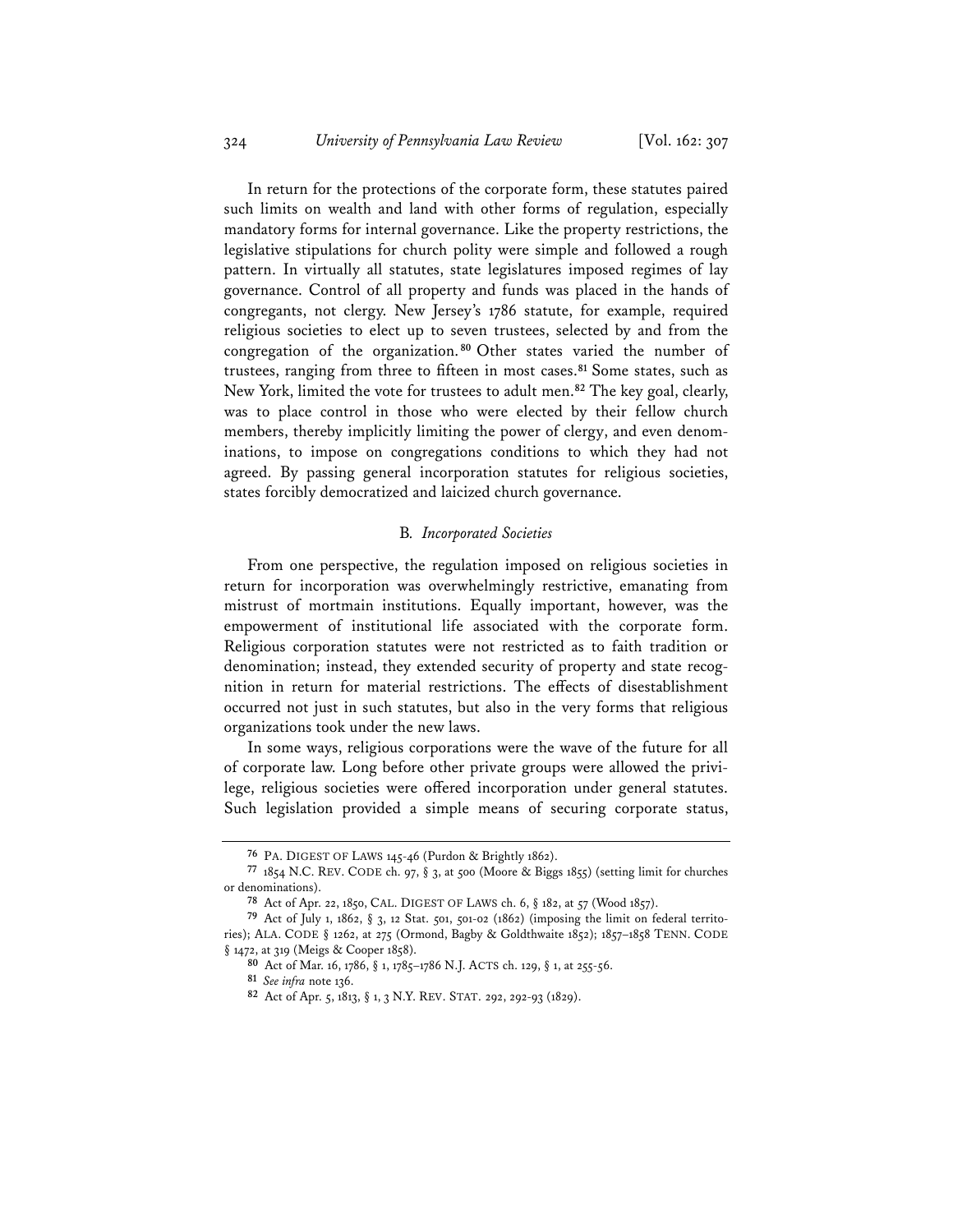In return for the protections of the corporate form, these statutes paired such limits on wealth and land with other forms of regulation, especially mandatory forms for internal governance. Like the property restrictions, the legislative stipulations for church polity were simple and followed a rough pattern. In virtually all statutes, state legislatures imposed regimes of lay governance. Control of all property and funds was placed in the hands of congregants, not clergy. New Jersey's 1786 statute, for example, required religious societies to elect up to seven trustees, selected by and from the congregation of the organization.[80] Other states varied the number of trustees, ranging from three to fifteen in most cases.[81] Some states, such as New York, limited the vote for trustees to adult men.[82] The key goal, clearly, was to place control in those who were elected by their fellow church members, thereby implicitly limiting the power of clergy, and even denominations, to impose on congregations conditions to which they had not agreed. By passing general incorporation statutes for religious societies, states forcibly democratized and laicized church governance.

### B. *Incorporated Societies*

From one perspective, the regulation imposed on religious societies in return for incorporation was overwhelmingly restrictive, emanating from mistrust of mortmain institutions. Equally important, however, was the empowerment of institutional life associated with the corporate form. Religious corporation statutes were not restricted as to faith tradition or denomination; instead, they extended security of property and state recognition in return for material restrictions. The effects of disestablishment occurred not just in such statutes, but also in the very forms that religious organizations took under the new laws.

In some ways, religious corporations were the wave of the future for all of corporate law. Long before other private groups were allowed the privilege, religious societies were offered incorporation under general statutes. Such legislation provided a simple means of securing corporate status,

---

[76] PA. DIGEST OF LAWS 145-46 (Purdon & Brightly 1862).

[77] 1854 N.C. REV. CODE ch. 97, § 3, at 500 (Moore & Biggs 1855) (setting limit for churches or denominations).

[78] Act of Apr. 22, 1850, CAL. DIGEST OF LAWS ch. 6, § 182, at 57 (Wood 1857).

[79] Act of July 1, 1862, § 3, 12 Stat. 501, 501-02 (1862) (imposing the limit on federal territories); ALA. CODE § 1262, at 275 (Ormond, Bagby & Goldthwaite 1852); 1857–1858 TENN. CODE § 1472, at 319 (Meigs & Cooper 1858).

[80] Act of Mar. 16, 1786, § 1, 1785–1786 N.J. ACTS ch. 129, § 1, at 255-56.

[81] *See infra* note 136.

[82] Act of Apr. 5, 1813, § 1, 3 N.Y. REV. STAT. 292, 292-93 (1829).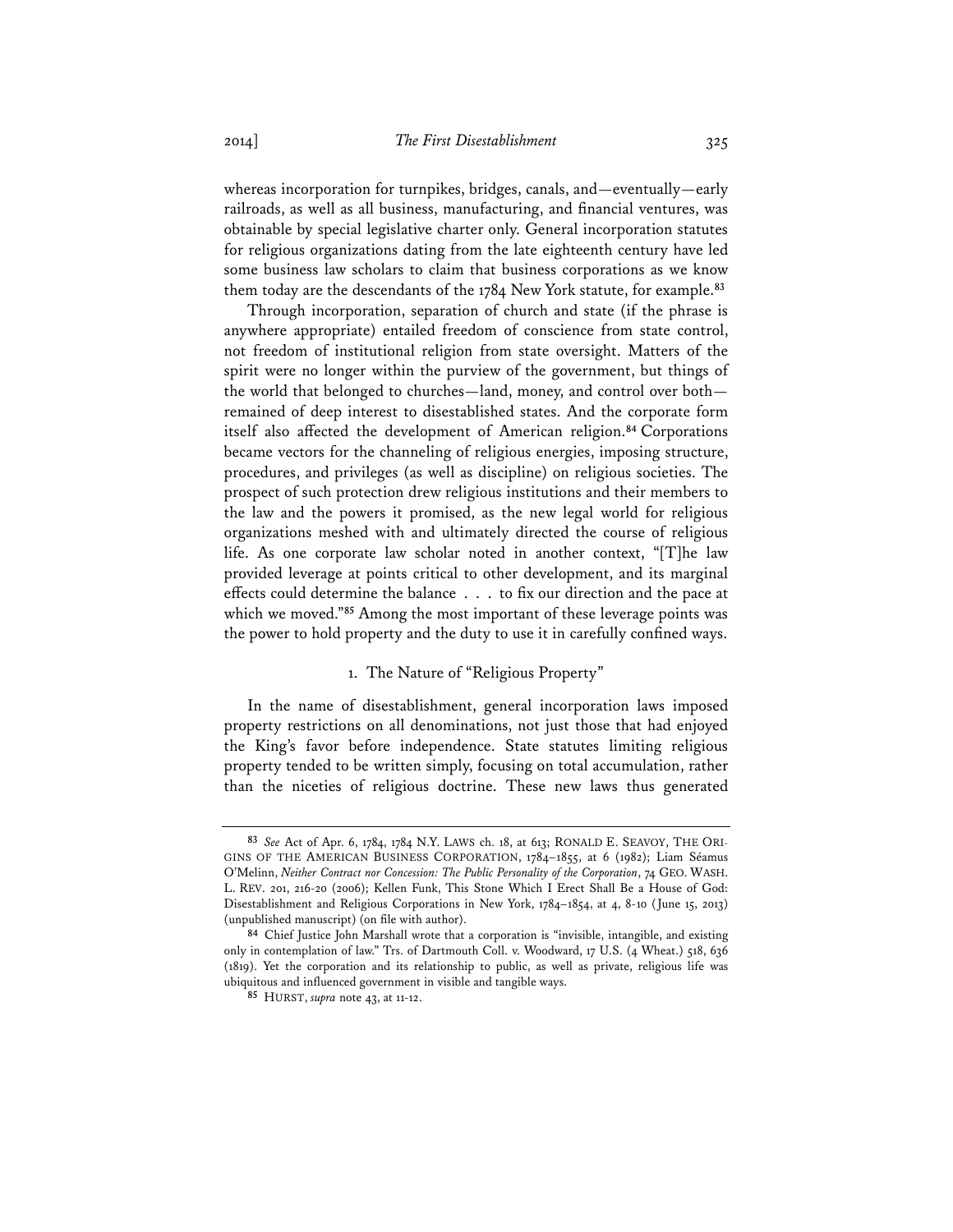whereas incorporation for turnpikes, bridges, canals, and—eventually—early railroads, as well as all business, manufacturing, and financial ventures, was obtainable by special legislative charter only. General incorporation statutes for religious organizations dating from the late eighteenth century have led some business law scholars to claim that business corporations as we know them today are the descendants of the 1784 New York statute, for example.[83]

Through incorporation, separation of church and state (if the phrase is anywhere appropriate) entailed freedom of conscience from state control, not freedom of institutional religion from state oversight. Matters of the spirit were no longer within the purview of the government, but things of the world that belonged to churches—land, money, and control over both—remained of deep interest to disestablished states. And the corporate form itself also affected the development of American religion.[84] Corporations became vectors for the channeling of religious energies, imposing structure, procedures, and privileges (as well as discipline) on religious societies. The prospect of such protection drew religious institutions and their members to the law and the powers it promised, as the new legal world for religious organizations meshed with and ultimately directed the course of religious life. As one corporate law scholar noted in another context, "[T]he law provided leverage at points critical to other development, and its marginal effects could determine the balance . . . to fix our direction and the pace at which we moved."[85] Among the most important of these leverage points was the power to hold property and the duty to use it in carefully confined ways.

### 1. The Nature of "Religious Property"

In the name of disestablishment, general incorporation laws imposed property restrictions on all denominations, not just those that had enjoyed the King's favor before independence. State statutes limiting religious property tended to be written simply, focusing on total accumulation, rather than the niceties of religious doctrine. These new laws thus generated

---

[83] *See* Act of Apr. 6, 1784, 1784 N.Y. LAWS ch. 18, at 613; RONALD E. SEAVOY, THE ORIGINS OF THE AMERICAN BUSINESS CORPORATION, 1784–1855, at 6 (1982); Liam Séamus O'Melinn, *Neither Contract nor Concession: The Public Personality of the Corporation*, 74 GEO. WASH. L. REV. 201, 216-20 (2006); Kellen Funk, This Stone Which I Erect Shall Be a House of God: Disestablishment and Religious Corporations in New York, 1784–1854, at 4, 8-10 (June 15, 2013) (unpublished manuscript) (on file with author).

[84] Chief Justice John Marshall wrote that a corporation is "invisible, intangible, and existing only in contemplation of law." Trs. of Dartmouth Coll. v. Woodward, 17 U.S. (4 Wheat.) 518, 636 (1819). Yet the corporation and its relationship to public, as well as private, religious life was ubiquitous and influenced government in visible and tangible ways.

[85] HURST, *supra* note 43, at 11-12.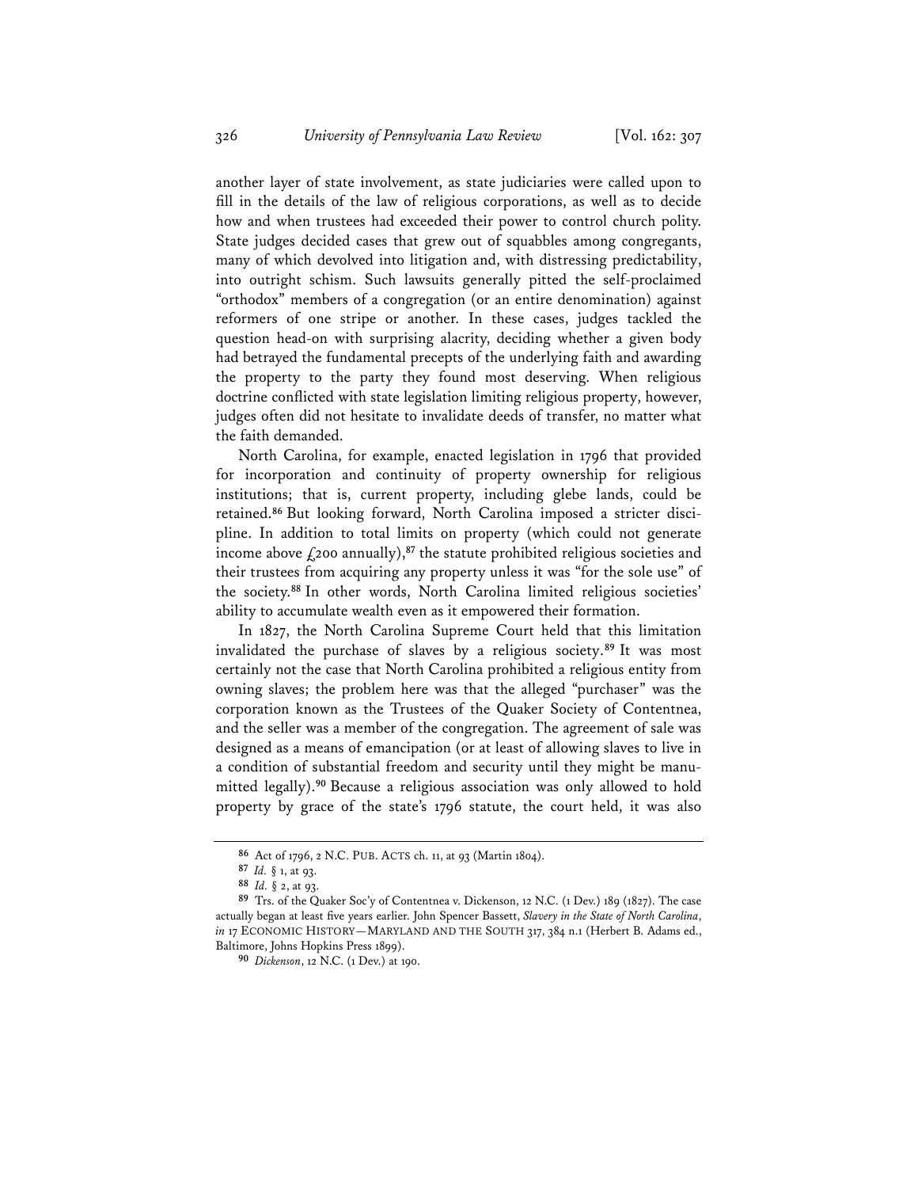another layer of state involvement, as state judiciaries were called upon to fill in the details of the law of religious corporations, as well as to decide how and when trustees had exceeded their power to control church polity. State judges decided cases that grew out of squabbles among congregants, many of which devolved into litigation and, with distressing predictability, into outright schism. Such lawsuits generally pitted the self-proclaimed "orthodox" members of a congregation (or an entire denomination) against reformers of one stripe or another. In these cases, judges tackled the question head-on with surprising alacrity, deciding whether a given body had betrayed the fundamental precepts of the underlying faith and awarding the property to the party they found most deserving. When religious doctrine conflicted with state legislation limiting religious property, however, judges often did not hesitate to invalidate deeds of transfer, no matter what the faith demanded.

North Carolina, for example, enacted legislation in 1796 that provided for incorporation and continuity of property ownership for religious institutions; that is, current property, including glebe lands, could be retained.[86] But looking forward, North Carolina imposed a stricter discipline. In addition to total limits on property (which could not generate income above £200 annually),[87] the statute prohibited religious societies and their trustees from acquiring any property unless it was "for the sole use" of the society.[88] In other words, North Carolina limited religious societies' ability to accumulate wealth even as it empowered their formation.

In 1827, the North Carolina Supreme Court held that this limitation invalidated the purchase of slaves by a religious society.[89] It was most certainly not the case that North Carolina prohibited a religious entity from owning slaves; the problem here was that the alleged "purchaser" was the corporation known as the Trustees of the Quaker Society of Contentnea, and the seller was a member of the congregation. The agreement of sale was designed as a means of emancipation (or at least of allowing slaves to live in a condition of substantial freedom and security until they might be manumitted legally).[90] Because a religious association was only allowed to hold property by grace of the state's 1796 statute, the court held, it was also

---

[86] Act of 1796, 2 N.C. PUB. ACTS ch. 11, at 93 (Martin 1804).

[87] *Id.* § 1, at 93.

[88] *Id.* § 2, at 93.

[89] Trs. of the Quaker Soc'y of Contentnea v. Dickenson, 12 N.C. (1 Dev.) 189 (1827). The case actually began at least five years earlier. John Spencer Bassett, *Slavery in the State of North Carolina*, *in* 17 ECONOMIC HISTORY—MARYLAND AND THE SOUTH 317, 384 n.1 (Herbert B. Adams ed., Baltimore, Johns Hopkins Press 1899).

[90] *Dickenson*, 12 N.C. (1 Dev.) at 190.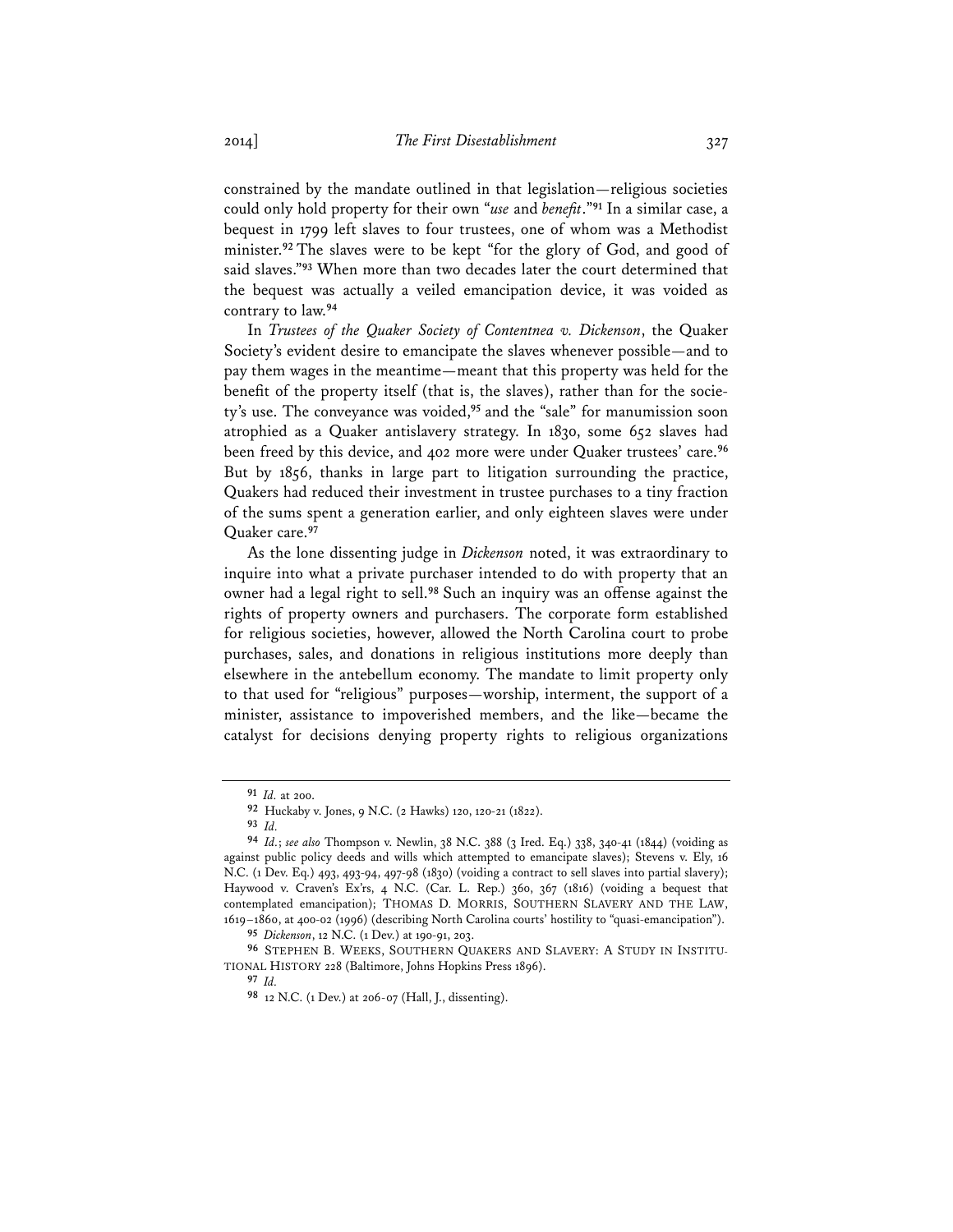constrained by the mandate outlined in that legislation—religious societies could only hold property for their own "*use* and *benefit*."[91] In a similar case, a bequest in 1799 left slaves to four trustees, one of whom was a Methodist minister.[92] The slaves were to be kept "for the glory of God, and good of said slaves."[93] When more than two decades later the court determined that the bequest was actually a veiled emancipation device, it was voided as contrary to law.[94]

In *Trustees of the Quaker Society of Contentnea v. Dickenson*, the Quaker Society's evident desire to emancipate the slaves whenever possible—and to pay them wages in the meantime—meant that this property was held for the benefit of the property itself (that is, the slaves), rather than for the society's use. The conveyance was voided,[95] and the "sale" for manumission soon atrophied as a Quaker antislavery strategy. In 1830, some 652 slaves had been freed by this device, and 402 more were under Quaker trustees' care.[96] But by 1856, thanks in large part to litigation surrounding the practice, Quakers had reduced their investment in trustee purchases to a tiny fraction of the sums spent a generation earlier, and only eighteen slaves were under Quaker care.[97]

As the lone dissenting judge in *Dickenson* noted, it was extraordinary to inquire into what a private purchaser intended to do with property that an owner had a legal right to sell.[98] Such an inquiry was an offense against the rights of property owners and purchasers. The corporate form established for religious societies, however, allowed the North Carolina court to probe purchases, sales, and donations in religious institutions more deeply than elsewhere in the antebellum economy. The mandate to limit property only to that used for "religious" purposes—worship, interment, the support of a minister, assistance to impoverished members, and the like—became the catalyst for decisions denying property rights to religious organizations

---

91 *Id.* at 200.

92 Huckaby v. Jones, 9 N.C. (2 Hawks) 120, 120-21 (1822).

93 *Id.*

94 *Id.*; *see also* Thompson v. Newlin, 38 N.C. 388 (3 Ired. Eq.) 338, 340-41 (1844) (voiding as against public policy deeds and wills which attempted to emancipate slaves); Stevens v. Ely, 16 N.C. (1 Dev. Eq.) 493, 493-94, 497-98 (1830) (voiding a contract to sell slaves into partial slavery); Haywood v. Craven's Ex'rs, 4 N.C. (Car. L. Rep.) 360, 367 (1816) (voiding a bequest that contemplated emancipation); THOMAS D. MORRIS, SOUTHERN SLAVERY AND THE LAW, 1619–1860, at 400-02 (1996) (describing North Carolina courts' hostility to "quasi-emancipation").

95 *Dickenson*, 12 N.C. (1 Dev.) at 190-91, 203.

96 STEPHEN B. WEEKS, SOUTHERN QUAKERS AND SLAVERY: A STUDY IN INSTITUTIONAL HISTORY 228 (Baltimore, Johns Hopkins Press 1896).

97 *Id.*

98 12 N.C. (1 Dev.) at 206-07 (Hall, J., dissenting).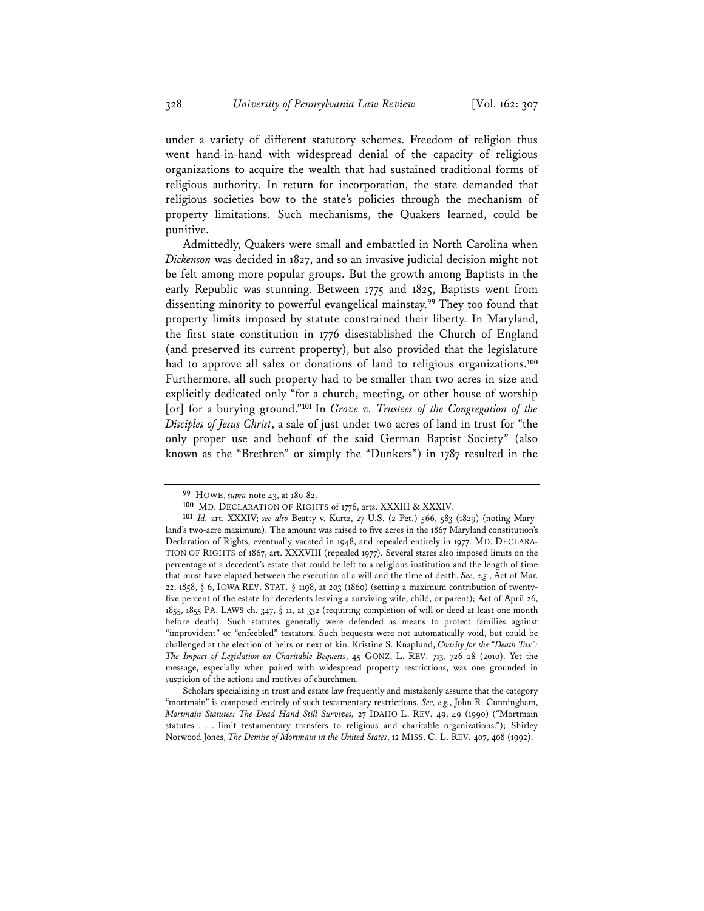under a variety of different statutory schemes. Freedom of religion thus went hand-in-hand with widespread denial of the capacity of religious organizations to acquire the wealth that had sustained traditional forms of religious authority. In return for incorporation, the state demanded that religious societies bow to the state's policies through the mechanism of property limitations. Such mechanisms, the Quakers learned, could be punitive.

Admittedly, Quakers were small and embattled in North Carolina when *Dickenson* was decided in 1827, and so an invasive judicial decision might not be felt among more popular groups. But the growth among Baptists in the early Republic was stunning. Between 1775 and 1825, Baptists went from dissenting minority to powerful evangelical mainstay.[99] They too found that property limits imposed by statute constrained their liberty. In Maryland, the first state constitution in 1776 disestablished the Church of England (and preserved its current property), but also provided that the legislature had to approve all sales or donations of land to religious organizations.[100] Furthermore, all such property had to be smaller than two acres in size and explicitly dedicated only "for a church, meeting, or other house of worship [or] for a burying ground."[101] In *Grove v. Trustees of the Congregation of the Disciples of Jesus Christ*, a sale of just under two acres of land in trust for "the only proper use and behoof of the said German Baptist Society" (also known as the "Brethren" or simply the "Dunkers") in 1787 resulted in the

---

[99] HOWE, *supra* note 43, at 180-82.

[100] MD. DECLARATION OF RIGHTS of 1776, arts. XXXIII & XXXIV.

[101] *Id.* art. XXXIV; *see also* Beatty v. Kurtz, 27 U.S. (2 Pet.) 566, 583 (1829) (noting Maryland's two-acre maximum). The amount was raised to five acres in the 1867 Maryland constitution's Declaration of Rights, eventually vacated in 1948, and repealed entirely in 1977. MD. DECLARATION OF RIGHTS of 1867, art. XXXVIII (repealed 1977). Several states also imposed limits on the percentage of a decedent's estate that could be left to a religious institution and the length of time that must have elapsed between the execution of a will and the time of death. *See, e.g.*, Act of Mar. 22, 1858, § 6, IOWA REV. STAT. § 1198, at 203 (1860) (setting a maximum contribution of twenty-five percent of the estate for decedents leaving a surviving wife, child, or parent); Act of April 26, 1855, 1855 PA. LAWS ch. 347, § 11, at 332 (requiring completion of will or deed at least one month before death). Such statutes generally were defended as means to protect families against "improvident" or "enfeebled" testators. Such bequests were not automatically void, but could be challenged at the election of heirs or next of kin. Kristine S. Knaplund, *Charity for the "Death Tax": The Impact of Legislation on Charitable Bequests*, 45 GONZ. L. REV. 713, 726-28 (2010). Yet the message, especially when paired with widespread property restrictions, was one grounded in suspicion of the actions and motives of churchmen.

Scholars specializing in trust and estate law frequently and mistakenly assume that the category "mortmain" is composed entirely of such testamentary restrictions. *See, e.g.*, John R. Cunningham, *Mortmain Statutes: The Dead Hand Still Survives,* 27 IDAHO L. REV. 49, 49 (1990) ("Mortmain statutes . . . limit testamentary transfers to religious and charitable organizations."); Shirley Norwood Jones, *The Demise of Mortmain in the United States*, 12 MISS. C. L. REV. 407, 408 (1992).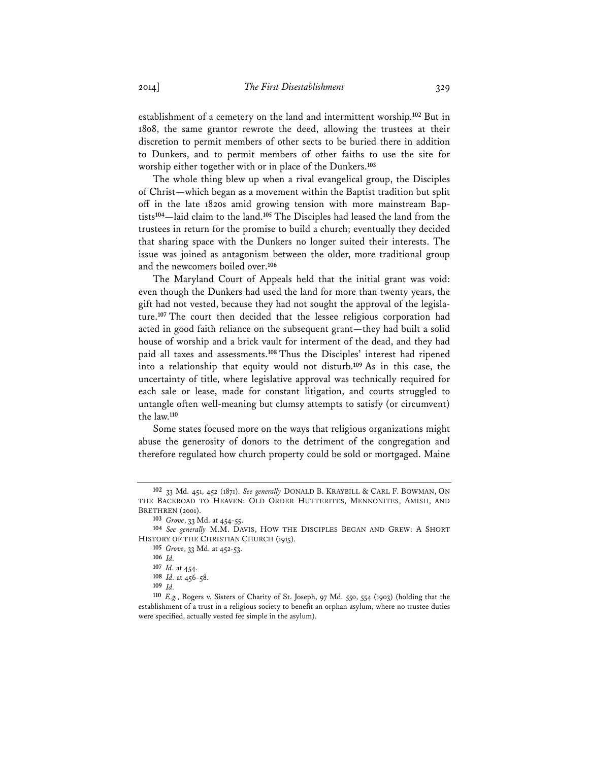establishment of a cemetery on the land and intermittent worship.[102] But in 1808, the same grantor rewrote the deed, allowing the trustees at their discretion to permit members of other sects to be buried there in addition to Dunkers, and to permit members of other faiths to use the site for worship either together with or in place of the Dunkers.[103]

The whole thing blew up when a rival evangelical group, the Disciples of Christ—which began as a movement within the Baptist tradition but split off in the late 1820s amid growing tension with more mainstream Baptists[104]—laid claim to the land.[105] The Disciples had leased the land from the trustees in return for the promise to build a church; eventually they decided that sharing space with the Dunkers no longer suited their interests. The issue was joined as antagonism between the older, more traditional group and the newcomers boiled over.[106]

The Maryland Court of Appeals held that the initial grant was void: even though the Dunkers had used the land for more than twenty years, the gift had not vested, because they had not sought the approval of the legislature.[107] The court then decided that the lessee religious corporation had acted in good faith reliance on the subsequent grant—they had built a solid house of worship and a brick vault for interment of the dead, and they had paid all taxes and assessments.[108] Thus the Disciples' interest had ripened into a relationship that equity would not disturb.[109] As in this case, the uncertainty of title, where legislative approval was technically required for each sale or lease, made for constant litigation, and courts struggled to untangle often well-meaning but clumsy attempts to satisfy (or circumvent) the law.[110]

Some states focused more on the ways that religious organizations might abuse the generosity of donors to the detriment of the congregation and therefore regulated how church property could be sold or mortgaged. Maine

---

[102] 33 Md. 451, 452 (1871). *See generally* DONALD B. KRAYBILL & CARL F. BOWMAN, ON THE BACKROAD TO HEAVEN: OLD ORDER HUTTERITES, MENNONITES, AMISH, AND BRETHREN (2001).

[103] *Grove*, 33 Md. at 454-55.

[104] *See generally* M.M. DAVIS, HOW THE DISCIPLES BEGAN AND GREW: A SHORT HISTORY OF THE CHRISTIAN CHURCH (1915).

[105] *Grove*, 33 Md. at 452-53.

[106] *Id.*

[107] *Id.* at 454.

[108] *Id.* at 456-58.

[109] *Id.*

[110] *E.g.*, Rogers v. Sisters of Charity of St. Joseph, 97 Md. 550, 554 (1903) (holding that the establishment of a trust in a religious society to benefit an orphan asylum, where no trustee duties were specified, actually vested fee simple in the asylum).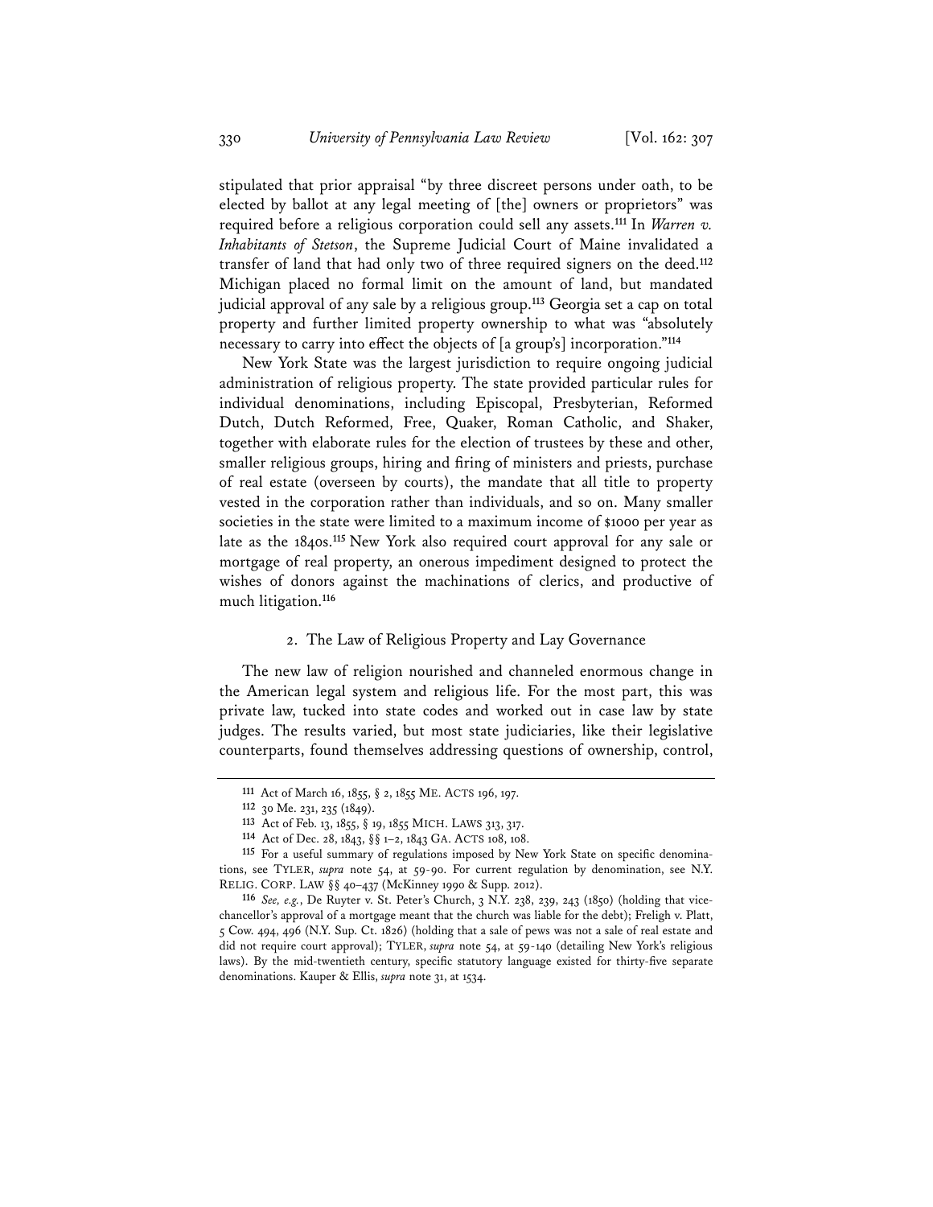stipulated that prior appraisal "by three discreet persons under oath, to be elected by ballot at any legal meeting of [the] owners or proprietors" was required before a religious corporation could sell any assets.[111] In *Warren v. Inhabitants of Stetson*, the Supreme Judicial Court of Maine invalidated a transfer of land that had only two of three required signers on the deed.[112] Michigan placed no formal limit on the amount of land, but mandated judicial approval of any sale by a religious group.[113] Georgia set a cap on total property and further limited property ownership to what was "absolutely necessary to carry into effect the objects of [a group's] incorporation."[114]

New York State was the largest jurisdiction to require ongoing judicial administration of religious property. The state provided particular rules for individual denominations, including Episcopal, Presbyterian, Reformed Dutch, Dutch Reformed, Free, Quaker, Roman Catholic, and Shaker, together with elaborate rules for the election of trustees by these and other, smaller religious groups, hiring and firing of ministers and priests, purchase of real estate (overseen by courts), the mandate that all title to property vested in the corporation rather than individuals, and so on. Many smaller societies in the state were limited to a maximum income of $1000 per year as late as the 1840s.[115] New York also required court approval for any sale or mortgage of real property, an onerous impediment designed to protect the wishes of donors against the machinations of clerics, and productive of much litigation.[116]

### 2. The Law of Religious Property and Lay Governance

The new law of religion nourished and channeled enormous change in the American legal system and religious life. For the most part, this was private law, tucked into state codes and worked out in case law by state judges. The results varied, but most state judiciaries, like their legislative counterparts, found themselves addressing questions of ownership, control,

---

[111] Act of March 16, 1855, § 2, 1855 ME. ACTS 196, 197.

[112] 30 Me. 231, 235 (1849).

[113] Act of Feb. 13, 1855, § 19, 1855 MICH. LAWS 313, 317.

[114] Act of Dec. 28, 1843, §§ 1–2, 1843 GA. ACTS 108, 108.

[115] For a useful summary of regulations imposed by New York State on specific denominations, see TYLER, *supra* note 54, at 59-90. For current regulation by denomination, see N.Y. RELIG. CORP. LAW §§ 40–437 (McKinney 1990 & Supp. 2012).

[116] *See, e.g.*, De Ruyter v. St. Peter's Church, 3 N.Y. 238, 239, 243 (1850) (holding that vice-chancellor's approval of a mortgage meant that the church was liable for the debt); Freligh v. Platt, 5 Cow. 494, 496 (N.Y. Sup. Ct. 1826) (holding that a sale of pews was not a sale of real estate and did not require court approval); TYLER, *supra* note 54, at 59-140 (detailing New York's religious laws). By the mid-twentieth century, specific statutory language existed for thirty-five separate denominations. Kauper & Ellis, *supra* note 31, at 1534.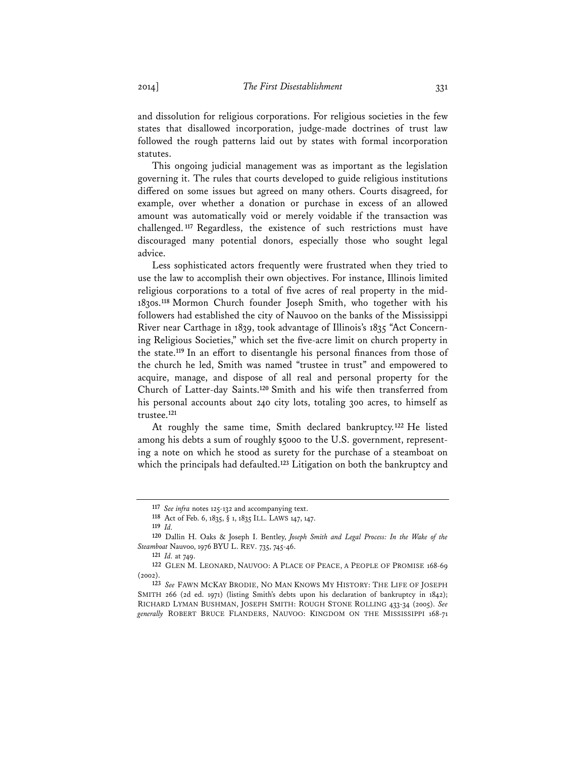and dissolution for religious corporations. For religious societies in the few states that disallowed incorporation, judge-made doctrines of trust law followed the rough patterns laid out by states with formal incorporation statutes.

This ongoing judicial management was as important as the legislation governing it. The rules that courts developed to guide religious institutions differed on some issues but agreed on many others. Courts disagreed, for example, over whether a donation or purchase in excess of an allowed amount was automatically void or merely voidable if the transaction was challenged.[117] Regardless, the existence of such restrictions must have discouraged many potential donors, especially those who sought legal advice.

Less sophisticated actors frequently were frustrated when they tried to use the law to accomplish their own objectives. For instance, Illinois limited religious corporations to a total of five acres of real property in the mid-1830s.[118] Mormon Church founder Joseph Smith, who together with his followers had established the city of Nauvoo on the banks of the Mississippi River near Carthage in 1839, took advantage of Illinois's 1835 "Act Concerning Religious Societies," which set the five-acre limit on church property in the state.[119] In an effort to disentangle his personal finances from those of the church he led, Smith was named "trustee in trust" and empowered to acquire, manage, and dispose of all real and personal property for the Church of Latter-day Saints.[120] Smith and his wife then transferred from his personal accounts about 240 city lots, totaling 300 acres, to himself as trustee.[121]

At roughly the same time, Smith declared bankruptcy.[122] He listed among his debts a sum of roughly $5000 to the U.S. government, representing a note on which he stood as surety for the purchase of a steamboat on which the principals had defaulted.[123] Litigation on both the bankruptcy and

---

117 *See infra* notes 125-132 and accompanying text.

118 Act of Feb. 6, 1835, § 1, 1835 ILL. LAWS 147, 147.

119 *Id.*

120 Dallin H. Oaks & Joseph I. Bentley, *Joseph Smith and Legal Process: In the Wake of the Steamboat* Nauvoo, 1976 BYU L. REV. 735, 745-46.

121 *Id.* at 749.

122 GLEN M. LEONARD, NAUVOO: A PLACE OF PEACE, A PEOPLE OF PROMISE 168-69 (2002).

123 *See* FAWN MCKAY BRODIE, NO MAN KNOWS MY HISTORY: THE LIFE OF JOSEPH SMITH 266 (2d ed. 1971) (listing Smith's debts upon his declaration of bankruptcy in 1842); RICHARD LYMAN BUSHMAN, JOSEPH SMITH: ROUGH STONE ROLLING 433-34 (2005). *See generally* ROBERT BRUCE FLANDERS, NAUVOO: KINGDOM ON THE MISSISSIPPI 168-71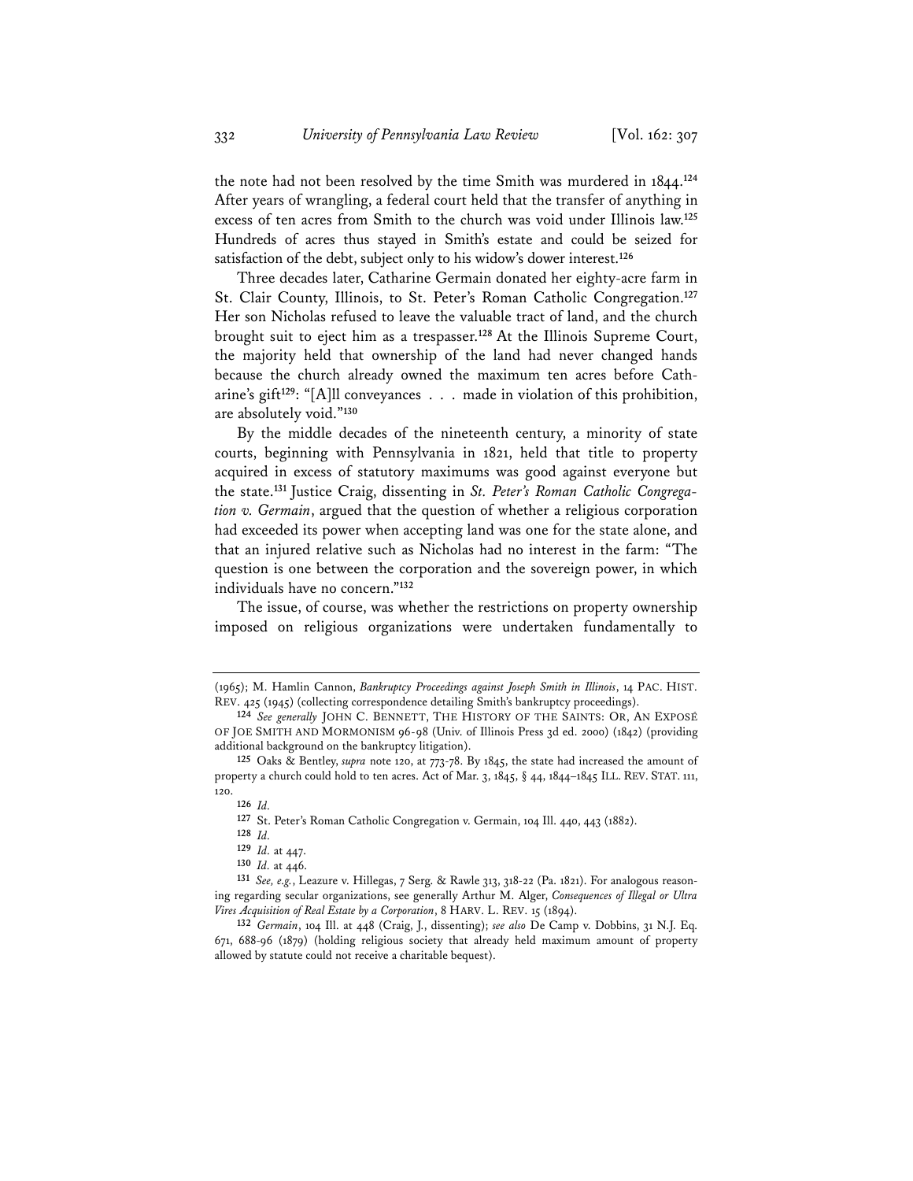the note had not been resolved by the time Smith was murdered in 1844.[124] After years of wrangling, a federal court held that the transfer of anything in excess of ten acres from Smith to the church was void under Illinois law.[125] Hundreds of acres thus stayed in Smith's estate and could be seized for satisfaction of the debt, subject only to his widow's dower interest.[126]

Three decades later, Catharine Germain donated her eighty-acre farm in St. Clair County, Illinois, to St. Peter's Roman Catholic Congregation.[127] Her son Nicholas refused to leave the valuable tract of land, and the church brought suit to eject him as a trespasser.[128] At the Illinois Supreme Court, the majority held that ownership of the land had never changed hands because the church already owned the maximum ten acres before Catharine's gift[129]: "[A]ll conveyances . . . made in violation of this prohibition, are absolutely void."[130]

By the middle decades of the nineteenth century, a minority of state courts, beginning with Pennsylvania in 1821, held that title to property acquired in excess of statutory maximums was good against everyone but the state.[131] Justice Craig, dissenting in *St. Peter's Roman Catholic Congregation v. Germain*, argued that the question of whether a religious corporation had exceeded its power when accepting land was one for the state alone, and that an injured relative such as Nicholas had no interest in the farm: "The question is one between the corporation and the sovereign power, in which individuals have no concern."[132]

The issue, of course, was whether the restrictions on property ownership imposed on religious organizations were undertaken fundamentally to

---

(1965); M. Hamlin Cannon, *Bankruptcy Proceedings against Joseph Smith in Illinois*, 14 PAC. HIST. REV. 425 (1945) (collecting correspondence detailing Smith's bankruptcy proceedings).

124 *See generally* JOHN C. BENNETT, THE HISTORY OF THE SAINTS: OR, AN EXPOSÉ OF JOE SMITH AND MORMONISM 96-98 (Univ. of Illinois Press 3d ed. 2000) (1842) (providing additional background on the bankruptcy litigation).

125 Oaks & Bentley, *supra* note 120, at 773-78. By 1845, the state had increased the amount of property a church could hold to ten acres. Act of Mar. 3, 1845, § 44, 1844–1845 ILL. REV. STAT. 111, 120.

126 *Id.*

127 St. Peter's Roman Catholic Congregation v. Germain, 104 Ill. 440, 443 (1882).

128 *Id.*

129 *Id.* at 447.

130 *Id.* at 446.

131 *See, e.g.*, Leazure v. Hillegas, 7 Serg. & Rawle 313, 318-22 (Pa. 1821). For analogous reasoning regarding secular organizations, see generally Arthur M. Alger, *Consequences of Illegal or Ultra Vires Acquisition of Real Estate by a Corporation*, 8 HARV. L. REV. 15 (1894).

132 *Germain*, 104 Ill. at 448 (Craig, J., dissenting); *see also* De Camp v. Dobbins, 31 N.J. Eq. 671, 688-96 (1879) (holding religious society that already held maximum amount of property allowed by statute could not receive a charitable bequest).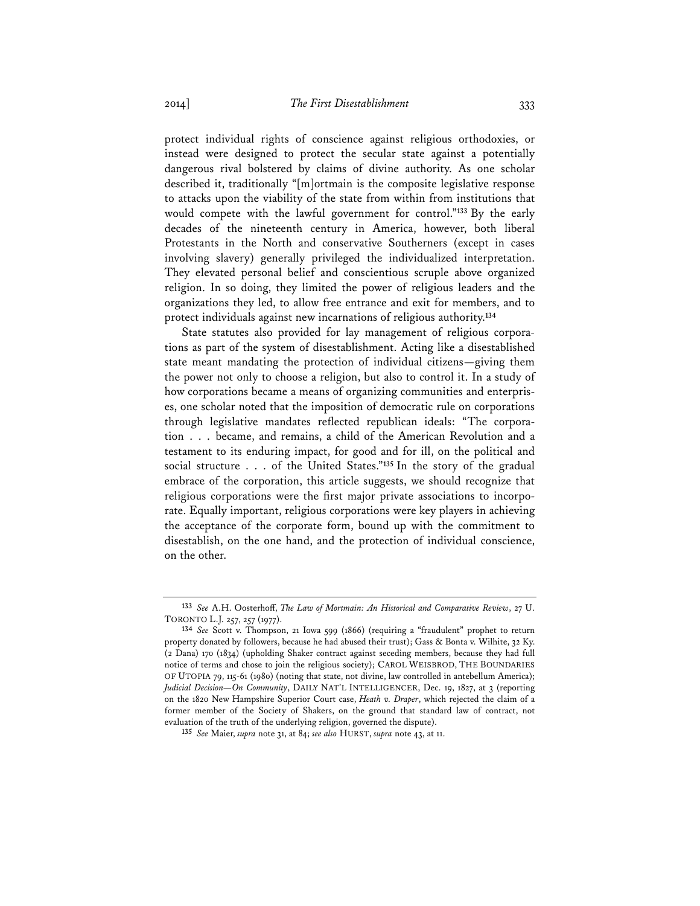protect individual rights of conscience against religious orthodoxies, or instead were designed to protect the secular state against a potentially dangerous rival bolstered by claims of divine authority. As one scholar described it, traditionally "[m]ortmain is the composite legislative response to attacks upon the viability of the state from within from institutions that would compete with the lawful government for control."[133] By the early decades of the nineteenth century in America, however, both liberal Protestants in the North and conservative Southerners (except in cases involving slavery) generally privileged the individualized interpretation. They elevated personal belief and conscientious scruple above organized religion. In so doing, they limited the power of religious leaders and the organizations they led, to allow free entrance and exit for members, and to protect individuals against new incarnations of religious authority.[134]

State statutes also provided for lay management of religious corporations as part of the system of disestablishment. Acting like a disestablished state meant mandating the protection of individual citizens—giving them the power not only to choose a religion, but also to control it. In a study of how corporations became a means of organizing communities and enterprises, one scholar noted that the imposition of democratic rule on corporations through legislative mandates reflected republican ideals: "The corporation . . . became, and remains, a child of the American Revolution and a testament to its enduring impact, for good and for ill, on the political and social structure . . . of the United States."[135] In the story of the gradual embrace of the corporation, this article suggests, we should recognize that religious corporations were the first major private associations to incorporate. Equally important, religious corporations were key players in achieving the acceptance of the corporate form, bound up with the commitment to disestablish, on the one hand, and the protection of individual conscience, on the other.

---

[133] *See* A.H. Oosterhoff, *The Law of Mortmain: An Historical and Comparative Review*, 27 U. TORONTO L.J. 257, 257 (1977).

[134] *See* Scott v. Thompson, 21 Iowa 599 (1866) (requiring a "fraudulent" prophet to return property donated by followers, because he had abused their trust); Gass & Bonta v. Wilhite, 32 Ky. (2 Dana) 170 (1834) (upholding Shaker contract against seceding members, because they had full notice of terms and chose to join the religious society); CAROL WEISBROD, THE BOUNDARIES OF UTOPIA 79, 115-61 (1980) (noting that state, not divine, law controlled in antebellum America); *Judicial Decision—On Community*, DAILY NAT'L INTELLIGENCER, Dec. 19, 1827, at 3 (reporting on the 1820 New Hampshire Superior Court case, *Heath v. Draper*, which rejected the claim of a former member of the Society of Shakers, on the ground that standard law of contract, not evaluation of the truth of the underlying religion, governed the dispute).

[135] *See* Maier, *supra* note 31, at 84; *see also* HURST, *supra* note 43, at 11.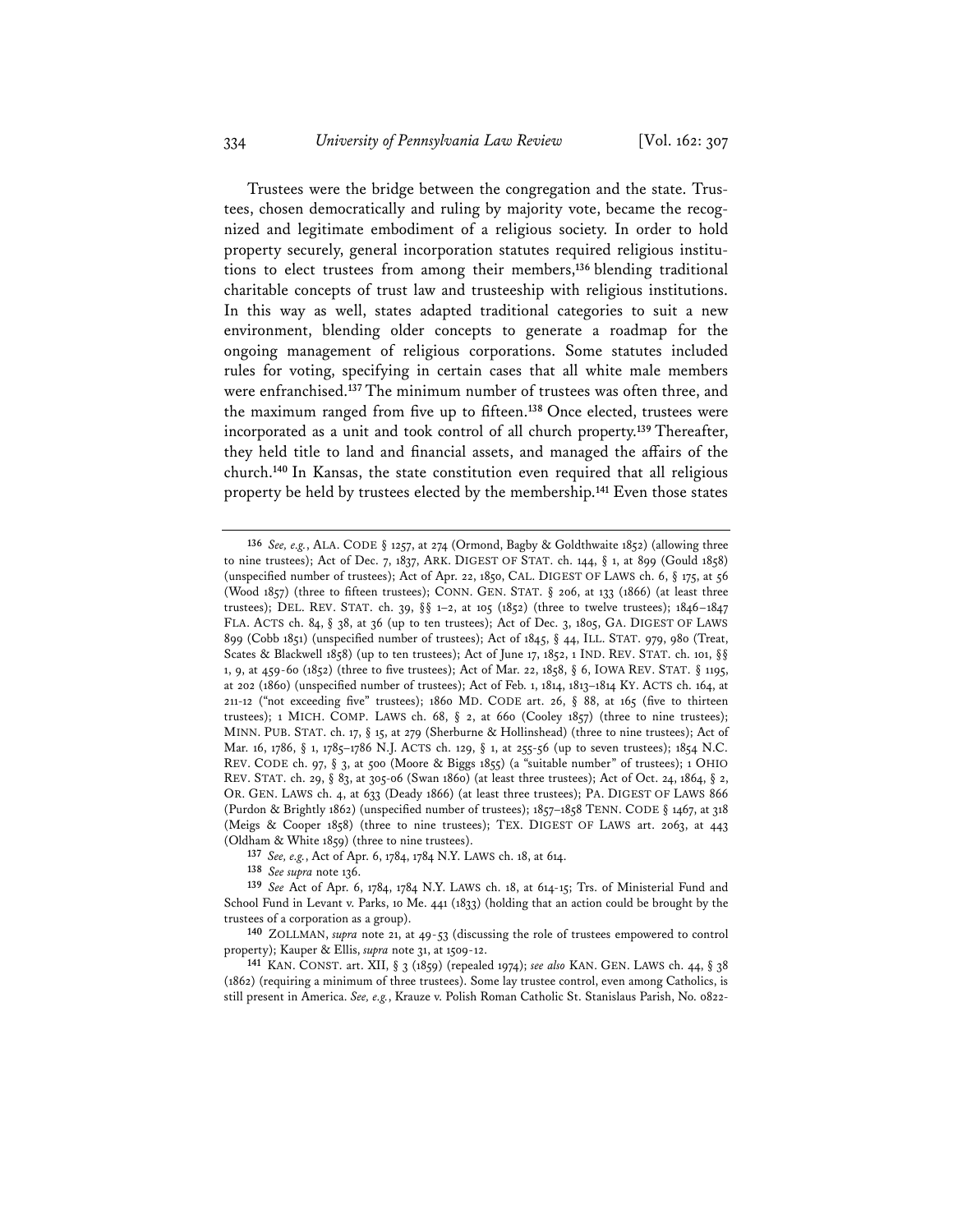Trustees were the bridge between the congregation and the state. Trustees, chosen democratically and ruling by majority vote, became the recognized and legitimate embodiment of a religious society. In order to hold property securely, general incorporation statutes required religious institutions to elect trustees from among their members,[136] blending traditional charitable concepts of trust law and trusteeship with religious institutions. In this way as well, states adapted traditional categories to suit a new environment, blending older concepts to generate a roadmap for the ongoing management of religious corporations. Some statutes included rules for voting, specifying in certain cases that all white male members were enfranchised.[137] The minimum number of trustees was often three, and the maximum ranged from five up to fifteen.[138] Once elected, trustees were incorporated as a unit and took control of all church property.[139] Thereafter, they held title to land and financial assets, and managed the affairs of the church.[140] In Kansas, the state constitution even required that all religious property be held by trustees elected by the membership.[141] Even those states

---

[136] *See, e.g.*, ALA. CODE § 1257, at 274 (Ormond, Bagby & Goldthwaite 1852) (allowing three to nine trustees); Act of Dec. 7, 1837, ARK. DIGEST OF STAT. ch. 144, § 1, at 899 (Gould 1858) (unspecified number of trustees); Act of Apr. 22, 1850, CAL. DIGEST OF LAWS ch. 6, § 175, at 56 (Wood 1857) (three to fifteen trustees); CONN. GEN. STAT. § 206, at 133 (1866) (at least three trustees); DEL. REV. STAT. ch. 39, §§ 1–2, at 105 (1852) (three to twelve trustees); 1846–1847 FLA. ACTS ch. 84, § 38, at 36 (up to ten trustees); Act of Dec. 3, 1805, GA. DIGEST OF LAWS 899 (Cobb 1851) (unspecified number of trustees); Act of 1845, § 44, ILL. STAT. 979, 980 (Treat, Scates & Blackwell 1858) (up to ten trustees); Act of June 17, 1852, 1 IND. REV. STAT. ch. 101, §§ 1, 9, at 459-60 (1852) (three to five trustees); Act of Mar. 22, 1858, § 6, IOWA REV. STAT. § 1195, at 202 (1860) (unspecified number of trustees); Act of Feb. 1, 1814, 1813–1814 KY. ACTS ch. 164, at 211-12 ("not exceeding five" trustees); 1860 MD. CODE art. 26, § 88, at 165 (five to thirteen trustees); 1 MICH. COMP. LAWS ch. 68, § 2, at 660 (Cooley 1857) (three to nine trustees); MINN. PUB. STAT. ch. 17, § 15, at 279 (Sherburne & Hollinshead) (three to nine trustees); Act of Mar. 16, 1786, § 1, 1785–1786 N.J. ACTS ch. 129, § 1, at 255-56 (up to seven trustees); 1854 N.C. REV. CODE ch. 97, § 3, at 500 (Moore & Biggs 1855) (a "suitable number" of trustees); 1 OHIO REV. STAT. ch. 29, § 83, at 305-06 (Swan 1860) (at least three trustees); Act of Oct. 24, 1864, § 2, OR. GEN. LAWS ch. 4, at 633 (Deady 1866) (at least three trustees); PA. DIGEST OF LAWS 866 (Purdon & Brightly 1862) (unspecified number of trustees); 1857–1858 TENN. CODE § 1467, at 318 (Meigs & Cooper 1858) (three to nine trustees); TEX. DIGEST OF LAWS art. 2063, at 443 (Oldham & White 1859) (three to nine trustees).

[137] *See, e.g.*, Act of Apr. 6, 1784, 1784 N.Y. LAWS ch. 18, at 614.

[138] *See supra* note 136.

[139] *See* Act of Apr. 6, 1784, 1784 N.Y. LAWS ch. 18, at 614-15; Trs. of Ministerial Fund and School Fund in Levant v. Parks, 10 Me. 441 (1833) (holding that an action could be brought by the trustees of a corporation as a group).

[140] ZOLLMAN, *supra* note 21, at 49-53 (discussing the role of trustees empowered to control property); Kauper & Ellis, *supra* note 31, at 1509-12.

[141] KAN. CONST. art. XII, § 3 (1859) (repealed 1974); *see also* KAN. GEN. LAWS ch. 44, § 38 (1862) (requiring a minimum of three trustees). Some lay trustee control, even among Catholics, is still present in America. *See, e.g.*, Krauze v. Polish Roman Catholic St. Stanislaus Parish, No. 0822-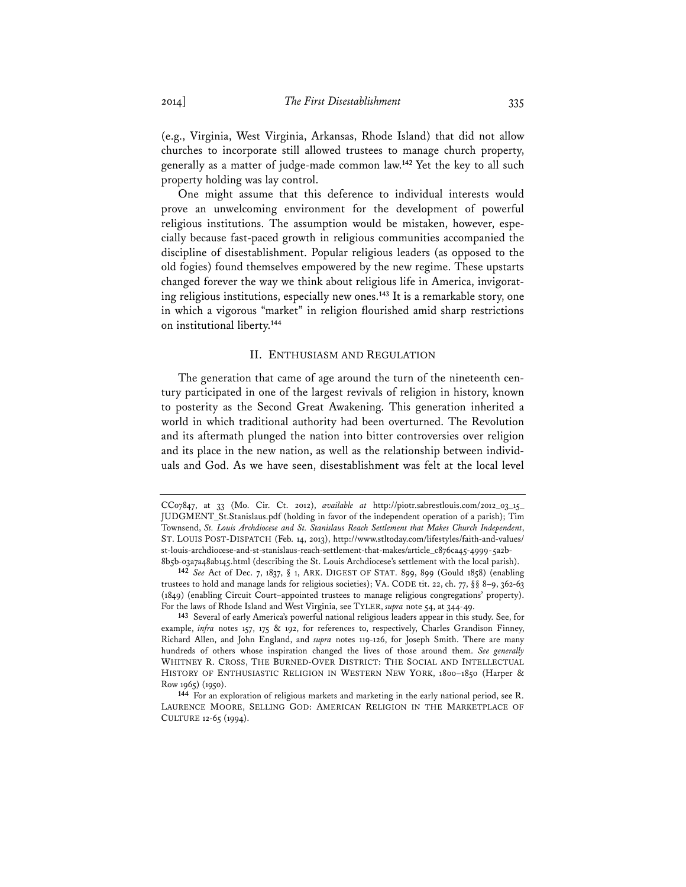(e.g., Virginia, West Virginia, Arkansas, Rhode Island) that did not allow churches to incorporate still allowed trustees to manage church property, generally as a matter of judge-made common law.[142] Yet the key to all such property holding was lay control.

One might assume that this deference to individual interests would prove an unwelcoming environment for the development of powerful religious institutions. The assumption would be mistaken, however, especially because fast-paced growth in religious communities accompanied the discipline of disestablishment. Popular religious leaders (as opposed to the old fogies) found themselves empowered by the new regime. These upstarts changed forever the way we think about religious life in America, invigorating religious institutions, especially new ones.[143] It is a remarkable story, one in which a vigorous "market" in religion flourished amid sharp restrictions on institutional liberty.[144]

## II. ENTHUSIASM AND REGULATION

The generation that came of age around the turn of the nineteenth century participated in one of the largest revivals of religion in history, known to posterity as the Second Great Awakening. This generation inherited a world in which traditional authority had been overturned. The Revolution and its aftermath plunged the nation into bitter controversies over religion and its place in the new nation, as well as the relationship between individuals and God. As we have seen, disestablishment was felt at the local level

---

CC07847, at 33 (Mo. Cir. Ct. 2012), *available at* http://piotr.sabrestlouis.com/2012_03_15_JUDGMENT_St.Stanislaus.pdf (holding in favor of the independent operation of a parish); Tim Townsend, *St. Louis Archdiocese and St. Stanislaus Reach Settlement that Makes Church Independent*, ST. LOUIS POST-DISPATCH (Feb. 14, 2013), http://www.stltoday.com/lifestyles/faith-and-values/st-louis-archdiocese-and-st-stanislaus-reach-settlement-that-makes/article_c876ca45-4999-5a2b-8b5b-03a7a48ab145.html (describing the St. Louis Archdiocese's settlement with the local parish).

142 *See* Act of Dec. 7, 1837, § 1, ARK. DIGEST OF STAT. 899, 899 (Gould 1858) (enabling trustees to hold and manage lands for religious societies); VA. CODE tit. 22, ch. 77, §§ 8–9, 362-63 (1849) (enabling Circuit Court–appointed trustees to manage religious congregations' property). For the laws of Rhode Island and West Virginia, see TYLER, *supra* note 54, at 344-49.

143 Several of early America's powerful national religious leaders appear in this study. See, for example, *infra* notes 157, 175 & 192, for references to, respectively, Charles Grandison Finney, Richard Allen, and John England, and *supra* notes 119-126, for Joseph Smith. There are many hundreds of others whose inspiration changed the lives of those around them. *See generally* WHITNEY R. CROSS, THE BURNED-OVER DISTRICT: THE SOCIAL AND INTELLECTUAL HISTORY OF ENTHUSIASTIC RELIGION IN WESTERN NEW YORK, 1800–1850 (Harper & Row 1965) (1950).

144 For an exploration of religious markets and marketing in the early national period, see R. LAURENCE MOORE, SELLING GOD: AMERICAN RELIGION IN THE MARKETPLACE OF CULTURE 12-65 (1994).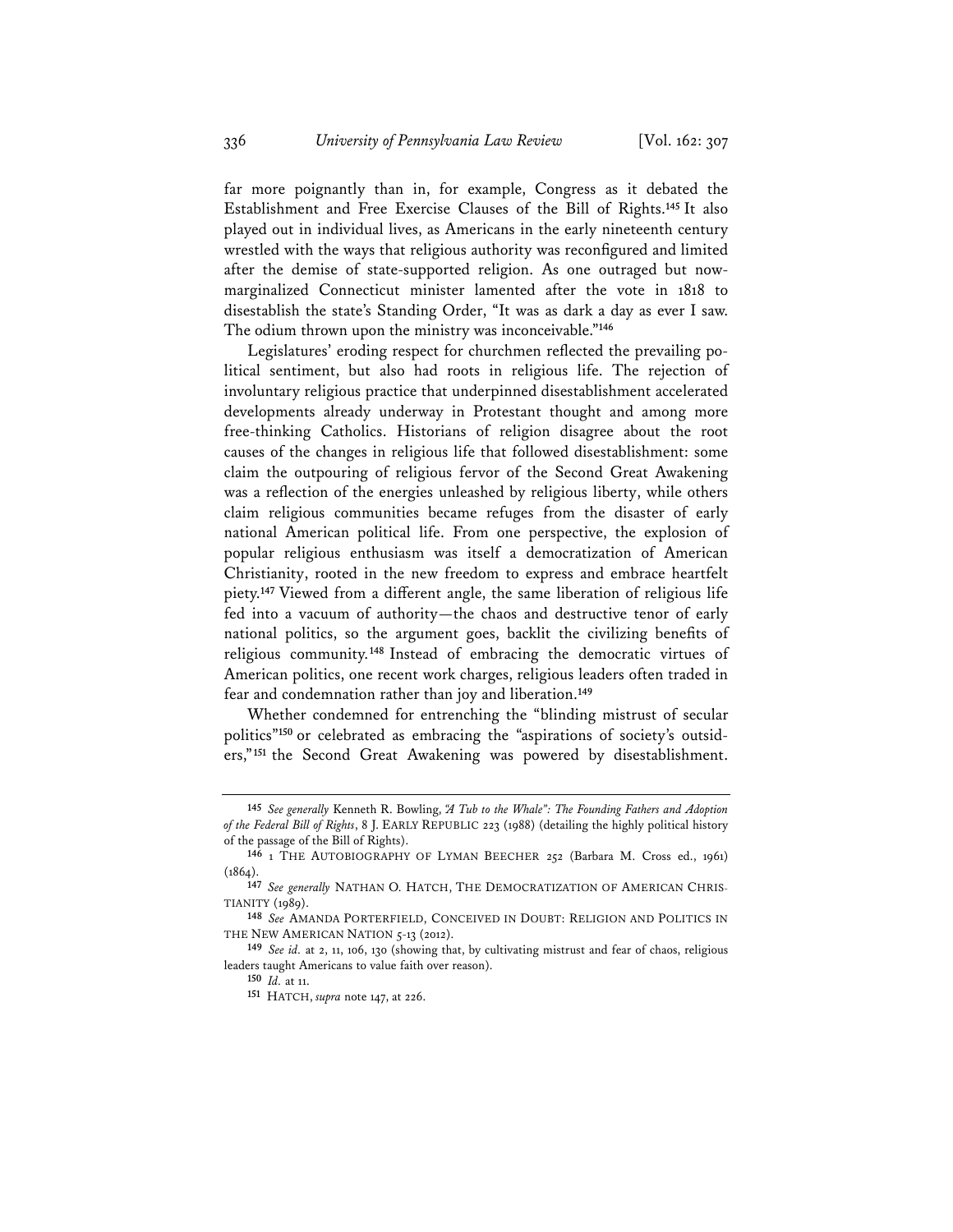far more poignantly than in, for example, Congress as it debated the Establishment and Free Exercise Clauses of the Bill of Rights.[145] It also played out in individual lives, as Americans in the early nineteenth century wrestled with the ways that religious authority was reconfigured and limited after the demise of state-supported religion. As one outraged but now-marginalized Connecticut minister lamented after the vote in 1818 to disestablish the state's Standing Order, "It was as dark a day as ever I saw. The odium thrown upon the ministry was inconceivable."[146]

Legislatures' eroding respect for churchmen reflected the prevailing political sentiment, but also had roots in religious life. The rejection of involuntary religious practice that underpinned disestablishment accelerated developments already underway in Protestant thought and among more free-thinking Catholics. Historians of religion disagree about the root causes of the changes in religious life that followed disestablishment: some claim the outpouring of religious fervor of the Second Great Awakening was a reflection of the energies unleashed by religious liberty, while others claim religious communities became refuges from the disaster of early national American political life. From one perspective, the explosion of popular religious enthusiasm was itself a democratization of American Christianity, rooted in the new freedom to express and embrace heartfelt piety.[147] Viewed from a different angle, the same liberation of religious life fed into a vacuum of authority—the chaos and destructive tenor of early national politics, so the argument goes, backlit the civilizing benefits of religious community.[148] Instead of embracing the democratic virtues of American politics, one recent work charges, religious leaders often traded in fear and condemnation rather than joy and liberation.[149]

Whether condemned for entrenching the "blinding mistrust of secular politics"[150] or celebrated as embracing the "aspirations of society's outsiders,"[151] the Second Great Awakening was powered by disestablishment.

---

[145] *See generally* Kenneth R. Bowling, *"A Tub to the Whale": The Founding Fathers and Adoption of the Federal Bill of Rights*, 8 J. EARLY REPUBLIC 223 (1988) (detailing the highly political history of the passage of the Bill of Rights).

[146] 1 THE AUTOBIOGRAPHY OF LYMAN BEECHER 252 (Barbara M. Cross ed., 1961) (1864).

[147] *See generally* NATHAN O. HATCH, THE DEMOCRATIZATION OF AMERICAN CHRISTIANITY (1989).

[148] *See* AMANDA PORTERFIELD, CONCEIVED IN DOUBT: RELIGION AND POLITICS IN THE NEW AMERICAN NATION 5-13 (2012).

[149] *See id.* at 2, 11, 106, 130 (showing that, by cultivating mistrust and fear of chaos, religious leaders taught Americans to value faith over reason).

[150] *Id.* at 11.

[151] HATCH, *supra* note 147, at 226.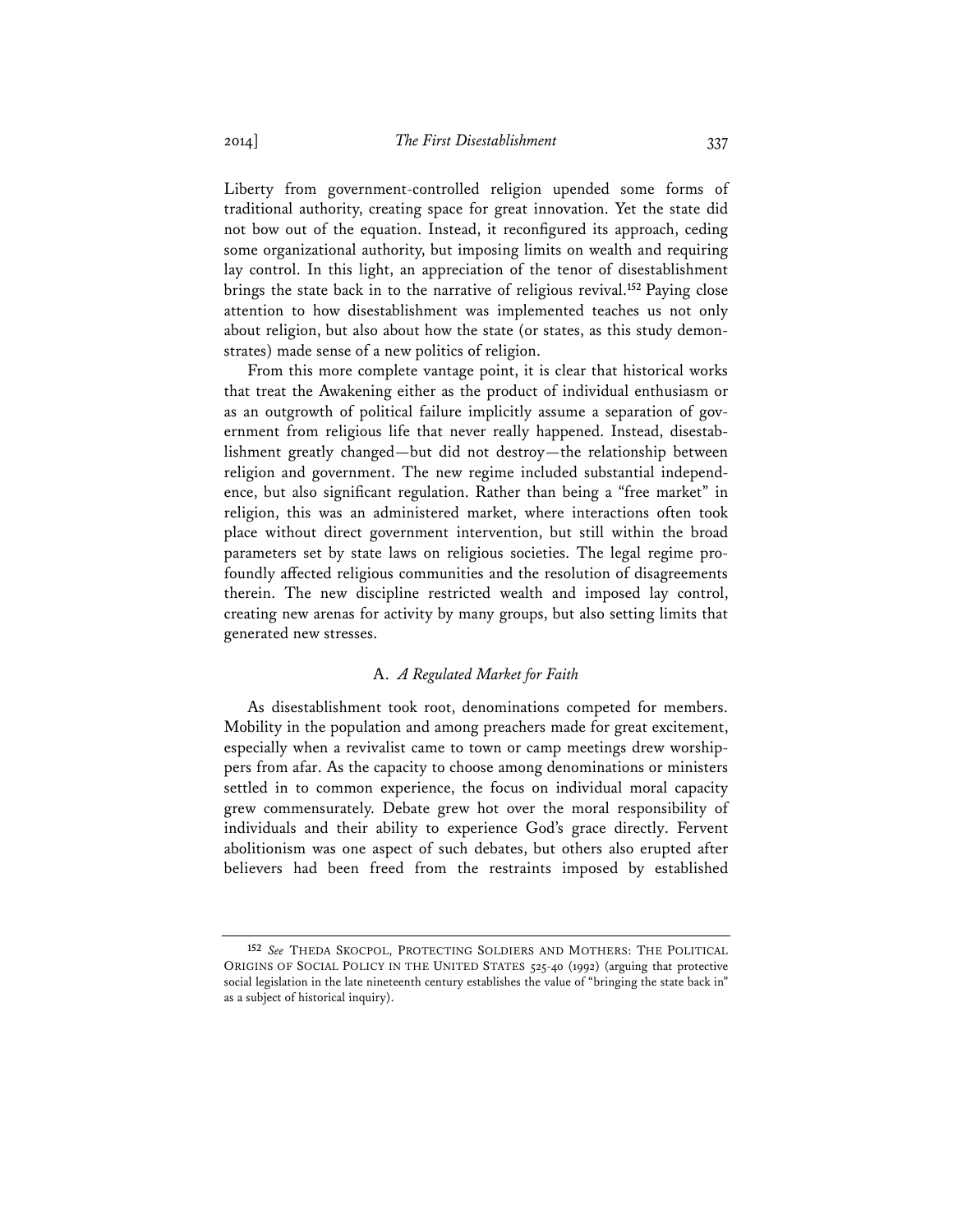Liberty from government-controlled religion upended some forms of traditional authority, creating space for great innovation. Yet the state did not bow out of the equation. Instead, it reconfigured its approach, ceding some organizational authority, but imposing limits on wealth and requiring lay control. In this light, an appreciation of the tenor of disestablishment brings the state back in to the narrative of religious revival.[152] Paying close attention to how disestablishment was implemented teaches us not only about religion, but also about how the state (or states, as this study demonstrates) made sense of a new politics of religion.

From this more complete vantage point, it is clear that historical works that treat the Awakening either as the product of individual enthusiasm or as an outgrowth of political failure implicitly assume a separation of government from religious life that never really happened. Instead, disestablishment greatly changed—but did not destroy—the relationship between religion and government. The new regime included substantial independence, but also significant regulation. Rather than being a "free market" in religion, this was an administered market, where interactions often took place without direct government intervention, but still within the broad parameters set by state laws on religious societies. The legal regime profoundly affected religious communities and the resolution of disagreements therein. The new discipline restricted wealth and imposed lay control, creating new arenas for activity by many groups, but also setting limits that generated new stresses.

### A. *A Regulated Market for Faith*

As disestablishment took root, denominations competed for members. Mobility in the population and among preachers made for great excitement, especially when a revivalist came to town or camp meetings drew worshippers from afar. As the capacity to choose among denominations or ministers settled in to common experience, the focus on individual moral capacity grew commensurately. Debate grew hot over the moral responsibility of individuals and their ability to experience God's grace directly. Fervent abolitionism was one aspect of such debates, but others also erupted after believers had been freed from the restraints imposed by established

---

[152] *See* THEDA SKOCPOL, PROTECTING SOLDIERS AND MOTHERS: THE POLITICAL ORIGINS OF SOCIAL POLICY IN THE UNITED STATES 525-40 (1992) (arguing that protective social legislation in the late nineteenth century establishes the value of "bringing the state back in" as a subject of historical inquiry).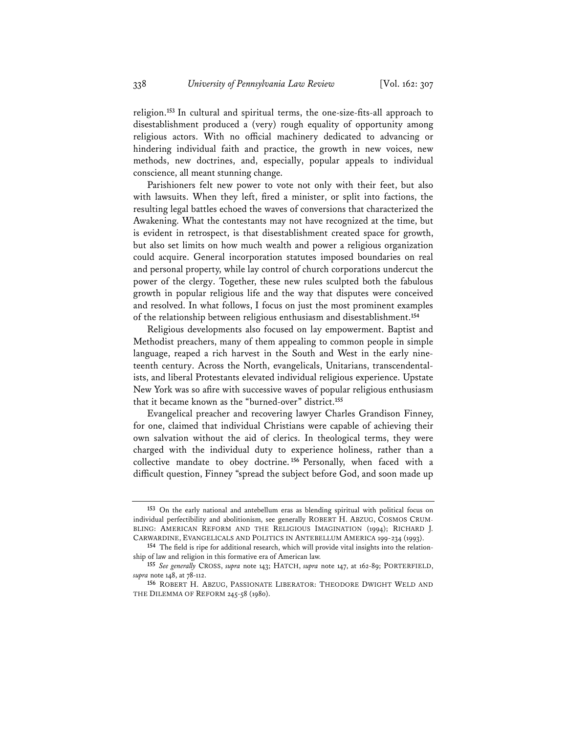religion.[153] In cultural and spiritual terms, the one-size-fits-all approach to disestablishment produced a (very) rough equality of opportunity among religious actors. With no official machinery dedicated to advancing or hindering individual faith and practice, the growth in new voices, new methods, new doctrines, and, especially, popular appeals to individual conscience, all meant stunning change.

Parishioners felt new power to vote not only with their feet, but also with lawsuits. When they left, fired a minister, or split into factions, the resulting legal battles echoed the waves of conversions that characterized the Awakening. What the contestants may not have recognized at the time, but is evident in retrospect, is that disestablishment created space for growth, but also set limits on how much wealth and power a religious organization could acquire. General incorporation statutes imposed boundaries on real and personal property, while lay control of church corporations undercut the power of the clergy. Together, these new rules sculpted both the fabulous growth in popular religious life and the way that disputes were conceived and resolved. In what follows, I focus on just the most prominent examples of the relationship between religious enthusiasm and disestablishment.[154]

Religious developments also focused on lay empowerment. Baptist and Methodist preachers, many of them appealing to common people in simple language, reaped a rich harvest in the South and West in the early nineteenth century. Across the North, evangelicals, Unitarians, transcendentalists, and liberal Protestants elevated individual religious experience. Upstate New York was so afire with successive waves of popular religious enthusiasm that it became known as the "burned-over" district.[155]

Evangelical preacher and recovering lawyer Charles Grandison Finney, for one, claimed that individual Christians were capable of achieving their own salvation without the aid of clerics. In theological terms, they were charged with the individual duty to experience holiness, rather than a collective mandate to obey doctrine.[156] Personally, when faced with a difficult question, Finney "spread the subject before God, and soon made up

---

[153] On the early national and antebellum eras as blending spiritual with political focus on individual perfectibility and abolitionism, see generally ROBERT H. ABZUG, COSMOS CRUMBLING: AMERICAN REFORM AND THE RELIGIOUS IMAGINATION (1994); RICHARD J. CARWARDINE, EVANGELICALS AND POLITICS IN ANTEBELLUM AMERICA 199-234 (1993).

[154] The field is ripe for additional research, which will provide vital insights into the relationship of law and religion in this formative era of American law.

[155] *See generally* CROSS, *supra* note 143; HATCH, *supra* note 147, at 162-89; PORTERFIELD, *supra* note 148, at 78-112.

[156] ROBERT H. ABZUG, PASSIONATE LIBERATOR: THEODORE DWIGHT WELD AND THE DILEMMA OF REFORM 245-58 (1980).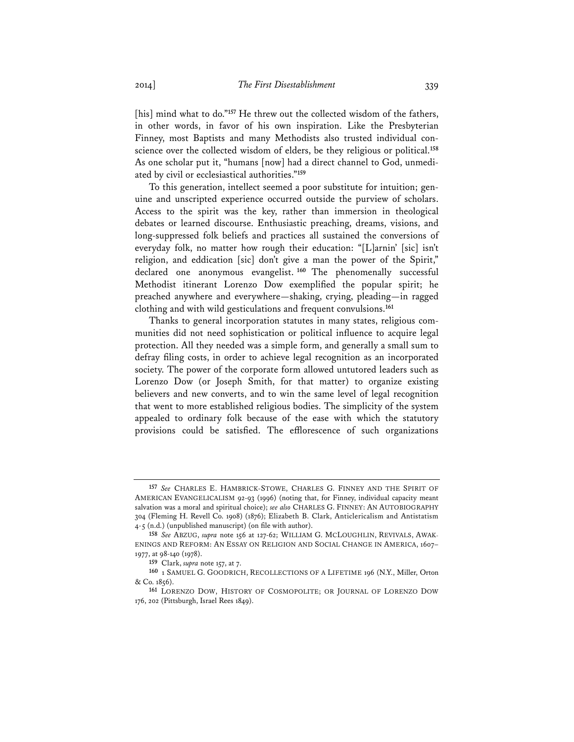[his] mind what to do."[157] He threw out the collected wisdom of the fathers, in other words, in favor of his own inspiration. Like the Presbyterian Finney, most Baptists and many Methodists also trusted individual conscience over the collected wisdom of elders, be they religious or political.[158] As one scholar put it, "humans [now] had a direct channel to God, unmediated by civil or ecclesiastical authorities."[159]

To this generation, intellect seemed a poor substitute for intuition; genuine and unscripted experience occurred outside the purview of scholars. Access to the spirit was the key, rather than immersion in theological debates or learned discourse. Enthusiastic preaching, dreams, visions, and long-suppressed folk beliefs and practices all sustained the conversions of everyday folk, no matter how rough their education: "[L]arnin' [sic] isn't religion, and eddication [sic] don't give a man the power of the Spirit," declared one anonymous evangelist.[160] The phenomenally successful Methodist itinerant Lorenzo Dow exemplified the popular spirit; he preached anywhere and everywhere—shaking, crying, pleading—in ragged clothing and with wild gesticulations and frequent convulsions.[161]

Thanks to general incorporation statutes in many states, religious communities did not need sophistication or political influence to acquire legal protection. All they needed was a simple form, and generally a small sum to defray filing costs, in order to achieve legal recognition as an incorporated society. The power of the corporate form allowed untutored leaders such as Lorenzo Dow (or Joseph Smith, for that matter) to organize existing believers and new converts, and to win the same level of legal recognition that went to more established religious bodies. The simplicity of the system appealed to ordinary folk because of the ease with which the statutory provisions could be satisfied. The efflorescence of such organizations

---

[157] *See* CHARLES E. HAMBRICK-STOWE, CHARLES G. FINNEY AND THE SPIRIT OF AMERICAN EVANGELICALISM 92-93 (1996) (noting that, for Finney, individual capacity meant salvation was a moral and spiritual choice); *see also* CHARLES G. FINNEY: AN AUTOBIOGRAPHY 304 (Fleming H. Revell Co. 1908) (1876); Elizabeth B. Clark, Anticlericalism and Antistatism 4-5 (n.d.) (unpublished manuscript) (on file with author).

[158] *See* ABZUG, *supra* note 156 at 127-62; WILLIAM G. MCLOUGHLIN, REVIVALS, AWAKENINGS AND REFORM: AN ESSAY ON RELIGION AND SOCIAL CHANGE IN AMERICA, 1607–1977, at 98-140 (1978).

[159] Clark, *supra* note 157, at 7.

[160] 1 SAMUEL G. GOODRICH, RECOLLECTIONS OF A LIFETIME 196 (N.Y., Miller, Orton & Co. 1856).

[161] LORENZO DOW, HISTORY OF COSMOPOLITE; OR JOURNAL OF LORENZO DOW 176, 202 (Pittsburgh, Israel Rees 1849).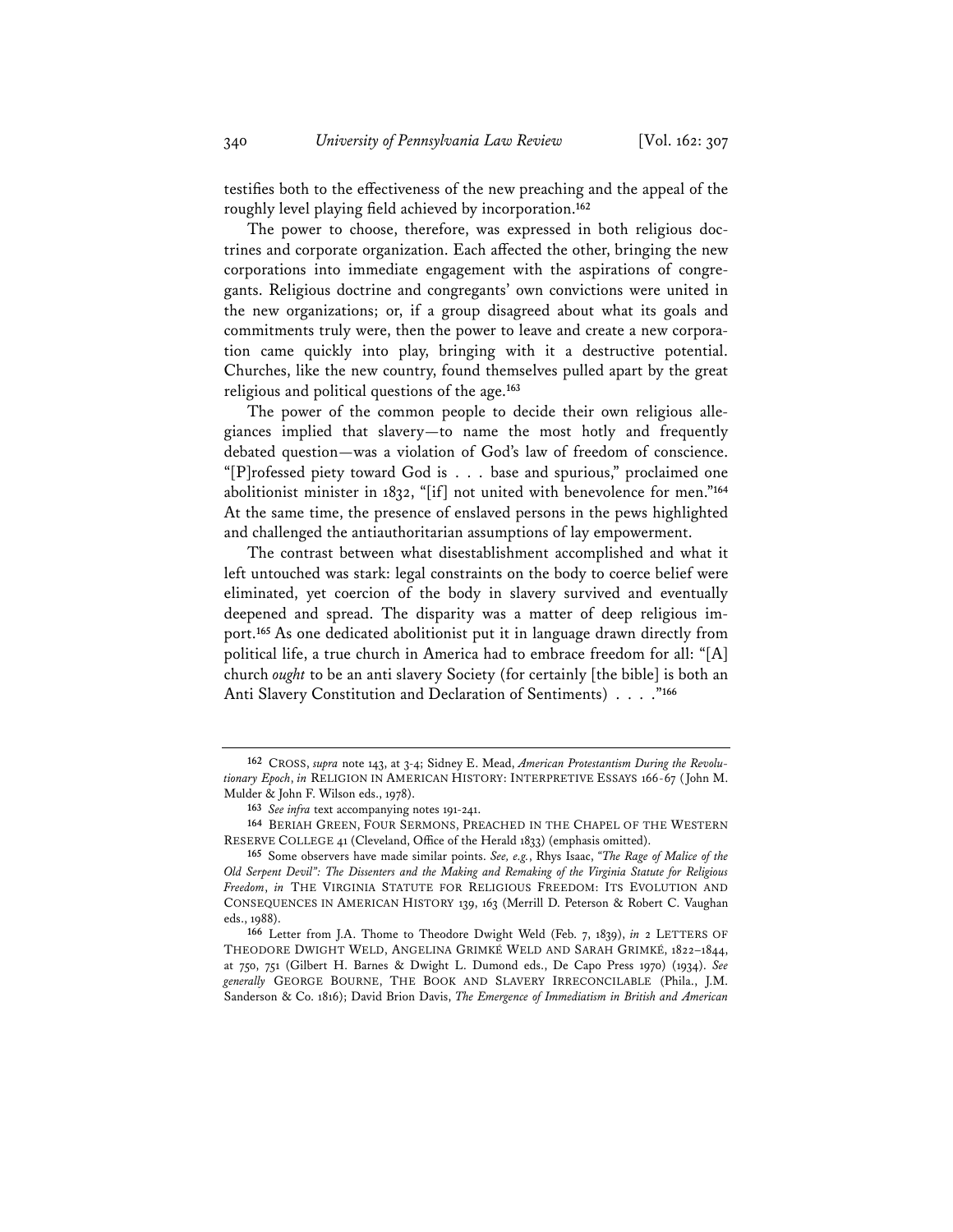testifies both to the effectiveness of the new preaching and the appeal of the roughly level playing field achieved by incorporation.[162]

The power to choose, therefore, was expressed in both religious doctrines and corporate organization. Each affected the other, bringing the new corporations into immediate engagement with the aspirations of congregants. Religious doctrine and congregants' own convictions were united in the new organizations; or, if a group disagreed about what its goals and commitments truly were, then the power to leave and create a new corporation came quickly into play, bringing with it a destructive potential. Churches, like the new country, found themselves pulled apart by the great religious and political questions of the age.[163]

The power of the common people to decide their own religious allegiances implied that slavery—to name the most hotly and frequently debated question—was a violation of God's law of freedom of conscience. "[P]rofessed piety toward God is . . . base and spurious," proclaimed one abolitionist minister in 1832, "[if] not united with benevolence for men."[164] At the same time, the presence of enslaved persons in the pews highlighted and challenged the antiauthoritarian assumptions of lay empowerment.

The contrast between what disestablishment accomplished and what it left untouched was stark: legal constraints on the body to coerce belief were eliminated, yet coercion of the body in slavery survived and eventually deepened and spread. The disparity was a matter of deep religious import.[165] As one dedicated abolitionist put it in language drawn directly from political life, a true church in America had to embrace freedom for all: "[A] church *ought* to be an anti slavery Society (for certainly [the bible] is both an Anti Slavery Constitution and Declaration of Sentiments) . . . ."[166]

---

162 CROSS, *supra* note 143, at 3-4; Sidney E. Mead, *American Protestantism During the Revolutionary Epoch*, *in* RELIGION IN AMERICAN HISTORY: INTERPRETIVE ESSAYS 166-67 (John M. Mulder & John F. Wilson eds., 1978).

163 *See infra* text accompanying notes 191-241.

164 BERIAH GREEN, FOUR SERMONS, PREACHED IN THE CHAPEL OF THE WESTERN RESERVE COLLEGE 41 (Cleveland, Office of the Herald 1833) (emphasis omitted).

165 Some observers have made similar points. *See, e.g.*, Rhys Isaac, *"The Rage of Malice of the Old Serpent Devil": The Dissenters and the Making and Remaking of the Virginia Statute for Religious Freedom*, *in* THE VIRGINIA STATUTE FOR RELIGIOUS FREEDOM: ITS EVOLUTION AND CONSEQUENCES IN AMERICAN HISTORY 139, 163 (Merrill D. Peterson & Robert C. Vaughan eds., 1988).

166 Letter from J.A. Thome to Theodore Dwight Weld (Feb. 7, 1839), *in* 2 LETTERS OF THEODORE DWIGHT WELD, ANGELINA GRIMKÉ WELD AND SARAH GRIMKÉ, 1822–1844, at 750, 751 (Gilbert H. Barnes & Dwight L. Dumond eds., De Capo Press 1970) (1934). *See generally* GEORGE BOURNE, THE BOOK AND SLAVERY IRRECONCILABLE (Phila., J.M. Sanderson & Co. 1816); David Brion Davis, *The Emergence of Immediatism in British and American*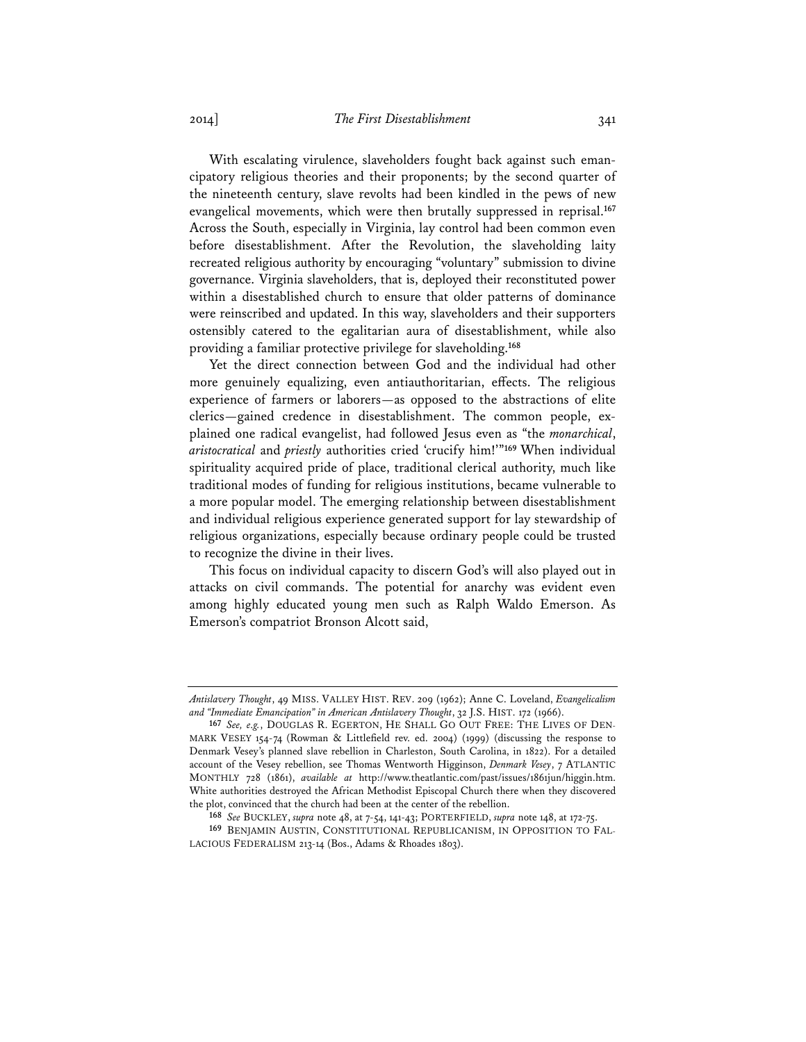With escalating virulence, slaveholders fought back against such emancipatory religious theories and their proponents; by the second quarter of the nineteenth century, slave revolts had been kindled in the pews of new evangelical movements, which were then brutally suppressed in reprisal.[167] Across the South, especially in Virginia, lay control had been common even before disestablishment. After the Revolution, the slaveholding laity recreated religious authority by encouraging "voluntary" submission to divine governance. Virginia slaveholders, that is, deployed their reconstituted power within a disestablished church to ensure that older patterns of dominance were reinscribed and updated. In this way, slaveholders and their supporters ostensibly catered to the egalitarian aura of disestablishment, while also providing a familiar protective privilege for slaveholding.[168]

Yet the direct connection between God and the individual had other more genuinely equalizing, even antiauthoritarian, effects. The religious experience of farmers or laborers—as opposed to the abstractions of elite clerics—gained credence in disestablishment. The common people, explained one radical evangelist, had followed Jesus even as "the *monarchical*, *aristocratical* and *priestly* authorities cried 'crucify him!'"[169] When individual spirituality acquired pride of place, traditional clerical authority, much like traditional modes of funding for religious institutions, became vulnerable to a more popular model. The emerging relationship between disestablishment and individual religious experience generated support for lay stewardship of religious organizations, especially because ordinary people could be trusted to recognize the divine in their lives.

This focus on individual capacity to discern God's will also played out in attacks on civil commands. The potential for anarchy was evident even among highly educated young men such as Ralph Waldo Emerson. As Emerson's compatriot Bronson Alcott said,

---

*Antislavery Thought*, 49 MISS. VALLEY HIST. REV. 209 (1962); Anne C. Loveland, *Evangelicalism and "Immediate Emancipation" in American Antislavery Thought*, 32 J.S. HIST. 172 (1966).

167 *See, e.g.*, DOUGLAS R. EGERTON, HE SHALL GO OUT FREE: THE LIVES OF DENMARK VESEY 154-74 (Rowman & Littlefield rev. ed. 2004) (1999) (discussing the response to Denmark Vesey's planned slave rebellion in Charleston, South Carolina, in 1822). For a detailed account of the Vesey rebellion, see Thomas Wentworth Higginson, *Denmark Vesey*, 7 ATLANTIC MONTHLY 728 (1861), *available at* http://www.theatlantic.com/past/issues/1861jun/higgin.htm. White authorities destroyed the African Methodist Episcopal Church there when they discovered the plot, convinced that the church had been at the center of the rebellion.

168 *See* BUCKLEY, *supra* note 48, at 7-54, 141-43; PORTERFIELD, *supra* note 148, at 172-75.

169 BENJAMIN AUSTIN, CONSTITUTIONAL REPUBLICANISM, IN OPPOSITION TO FALLACIOUS FEDERALISM 213-14 (Bos., Adams & Rhoades 1803).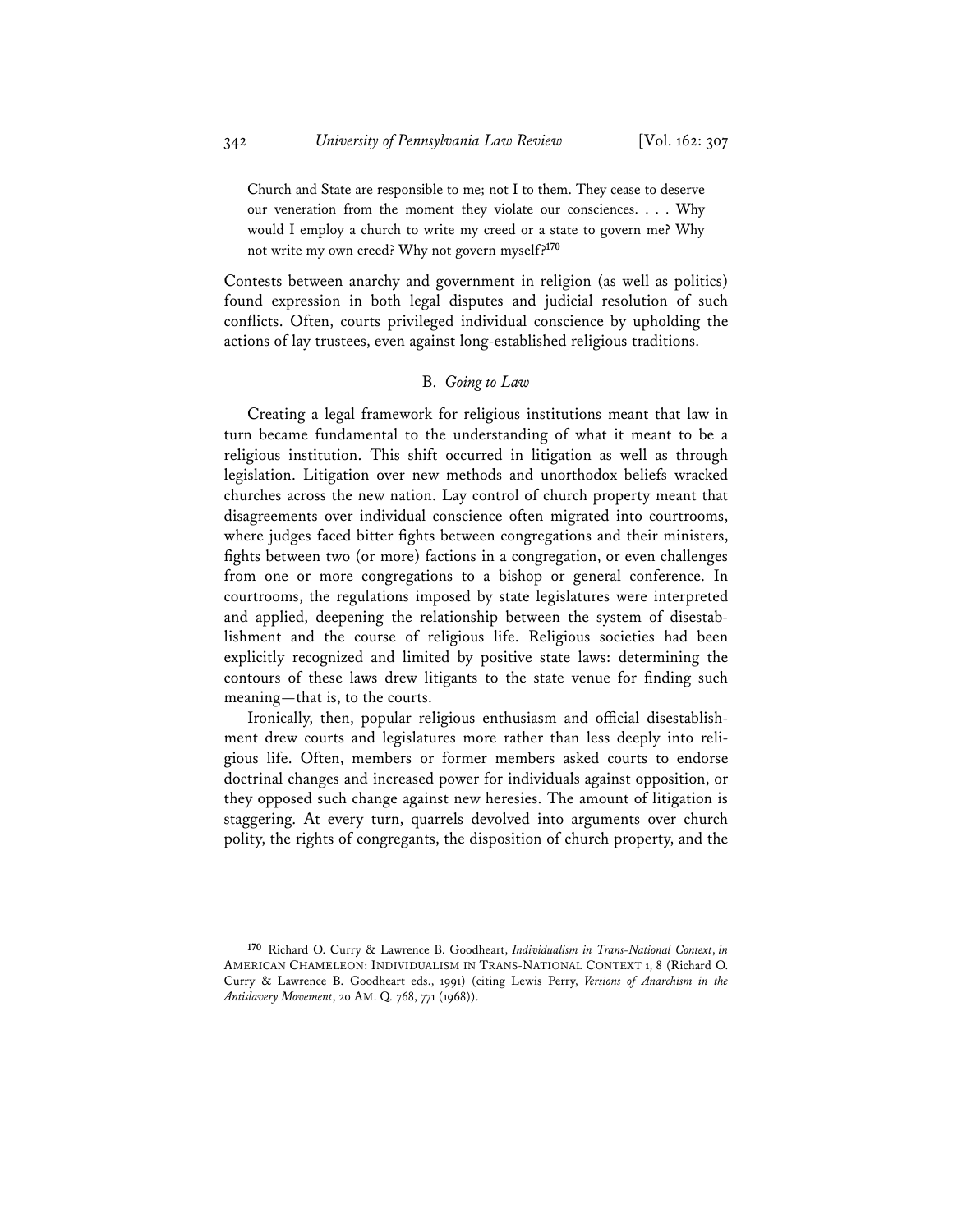> Church and State are responsible to me; not I to them. They cease to deserve our veneration from the moment they violate our consciences. . . . Why would I employ a church to write my creed or a state to govern me? Why not write my own creed? Why not govern myself?[170]

Contests between anarchy and government in religion (as well as politics) found expression in both legal disputes and judicial resolution of such conflicts. Often, courts privileged individual conscience by upholding the actions of lay trustees, even against long-established religious traditions.

### B. *Going to Law*

Creating a legal framework for religious institutions meant that law in turn became fundamental to the understanding of what it meant to be a religious institution. This shift occurred in litigation as well as through legislation. Litigation over new methods and unorthodox beliefs wracked churches across the new nation. Lay control of church property meant that disagreements over individual conscience often migrated into courtrooms, where judges faced bitter fights between congregations and their ministers, fights between two (or more) factions in a congregation, or even challenges from one or more congregations to a bishop or general conference. In courtrooms, the regulations imposed by state legislatures were interpreted and applied, deepening the relationship between the system of disestablishment and the course of religious life. Religious societies had been explicitly recognized and limited by positive state laws: determining the contours of these laws drew litigants to the state venue for finding such meaning—that is, to the courts.

Ironically, then, popular religious enthusiasm and official disestablishment drew courts and legislatures more rather than less deeply into religious life. Often, members or former members asked courts to endorse doctrinal changes and increased power for individuals against opposition, or they opposed such change against new heresies. The amount of litigation is staggering. At every turn, quarrels devolved into arguments over church polity, the rights of congregants, the disposition of church property, and the

---

[170] Richard O. Curry & Lawrence B. Goodheart, *Individualism in Trans-National Context*, *in* AMERICAN CHAMELEON: INDIVIDUALISM IN TRANS-NATIONAL CONTEXT 1, 8 (Richard O. Curry & Lawrence B. Goodheart eds., 1991) (citing Lewis Perry, *Versions of Anarchism in the Antislavery Movement*, 20 AM. Q. 768, 771 (1968)).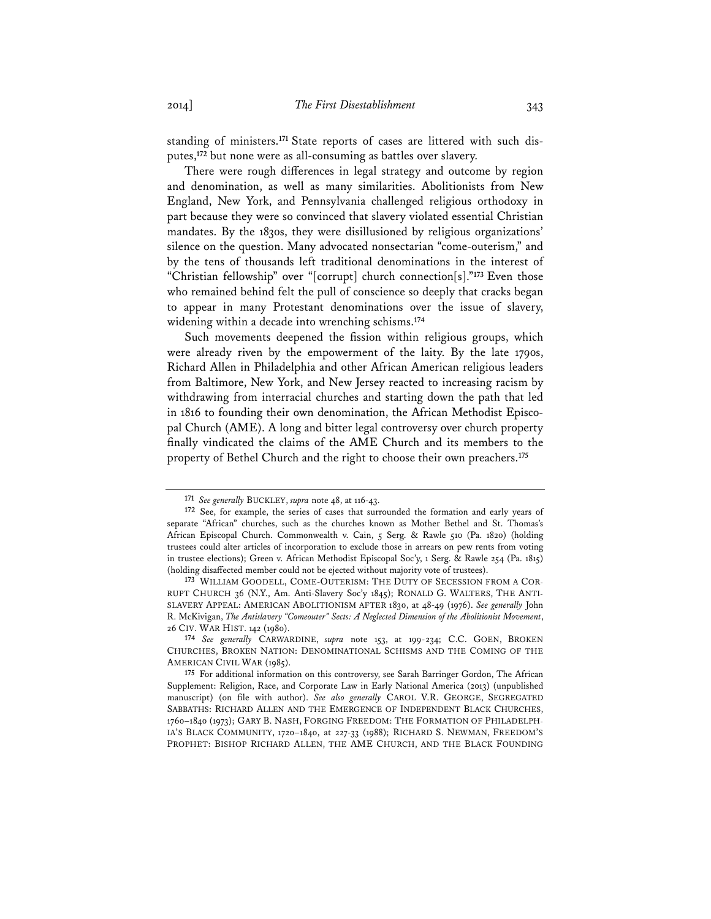standing of ministers.[171] State reports of cases are littered with such disputes,[172] but none were as all-consuming as battles over slavery.

There were rough differences in legal strategy and outcome by region and denomination, as well as many similarities. Abolitionists from New England, New York, and Pennsylvania challenged religious orthodoxy in part because they were so convinced that slavery violated essential Christian mandates. By the 1830s, they were disillusioned by religious organizations' silence on the question. Many advocated nonsectarian "come-outerism," and by the tens of thousands left traditional denominations in the interest of "Christian fellowship" over "[corrupt] church connection[s]."[173] Even those who remained behind felt the pull of conscience so deeply that cracks began to appear in many Protestant denominations over the issue of slavery, widening within a decade into wrenching schisms.[174]

Such movements deepened the fission within religious groups, which were already riven by the empowerment of the laity. By the late 1790s, Richard Allen in Philadelphia and other African American religious leaders from Baltimore, New York, and New Jersey reacted to increasing racism by withdrawing from interracial churches and starting down the path that led in 1816 to founding their own denomination, the African Methodist Episcopal Church (AME). A long and bitter legal controversy over church property finally vindicated the claims of the AME Church and its members to the property of Bethel Church and the right to choose their own preachers.[175]

---

[171] *See generally* BUCKLEY, *supra* note 48, at 116-43.

[172] See, for example, the series of cases that surrounded the formation and early years of separate "African" churches, such as the churches known as Mother Bethel and St. Thomas's African Episcopal Church. Commonwealth v. Cain, 5 Serg. & Rawle 510 (Pa. 1820) (holding trustees could alter articles of incorporation to exclude those in arrears on pew rents from voting in trustee elections); Green v. African Methodist Episcopal Soc'y, 1 Serg. & Rawle 254 (Pa. 1815) (holding disaffected member could not be ejected without majority vote of trustees).

[173] WILLIAM GOODELL, COME-OUTERISM: THE DUTY OF SECESSION FROM A CORRUPT CHURCH 36 (N.Y., Am. Anti-Slavery Soc'y 1845); RONALD G. WALTERS, THE ANTISLAVERY APPEAL: AMERICAN ABOLITIONISM AFTER 1830, at 48-49 (1976). *See generally* John R. McKivigan, *The Antislavery "Comeouter" Sects: A Neglected Dimension of the Abolitionist Movement*, 26 CIV. WAR HIST. 142 (1980).

[174] *See generally* CARWARDINE, *supra* note 153, at 199-234; C.C. GOEN, BROKEN CHURCHES, BROKEN NATION: DENOMINATIONAL SCHISMS AND THE COMING OF THE AMERICAN CIVIL WAR (1985).

[175] For additional information on this controversy, see Sarah Barringer Gordon, The African Supplement: Religion, Race, and Corporate Law in Early National America (2013) (unpublished manuscript) (on file with author). *See also generally* CAROL V.R. GEORGE, SEGREGATED SABBATHS: RICHARD ALLEN AND THE EMERGENCE OF INDEPENDENT BLACK CHURCHES, 1760–1840 (1973); GARY B. NASH, FORGING FREEDOM: THE FORMATION OF PHILADELPHIA'S BLACK COMMUNITY, 1720–1840, at 227-33 (1988); RICHARD S. NEWMAN, FREEDOM'S PROPHET: BISHOP RICHARD ALLEN, THE AME CHURCH, AND THE BLACK FOUNDING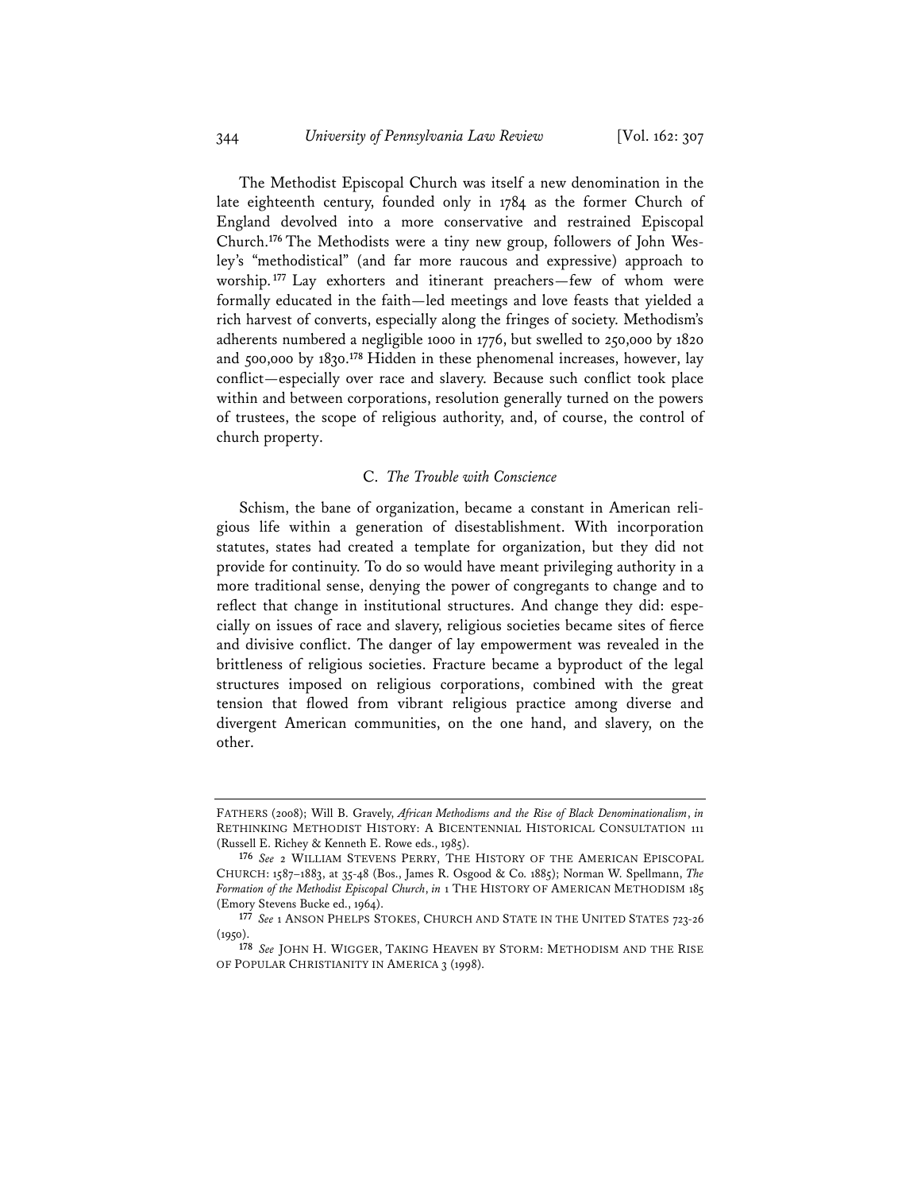The Methodist Episcopal Church was itself a new denomination in the late eighteenth century, founded only in 1784 as the former Church of England devolved into a more conservative and restrained Episcopal Church.[176] The Methodists were a tiny new group, followers of John Wesley's "methodistical" (and far more raucous and expressive) approach to worship.[177] Lay exhorters and itinerant preachers—few of whom were formally educated in the faith—led meetings and love feasts that yielded a rich harvest of converts, especially along the fringes of society. Methodism's adherents numbered a negligible 1000 in 1776, but swelled to 250,000 by 1820 and 500,000 by 1830.[178] Hidden in these phenomenal increases, however, lay conflict—especially over race and slavery. Because such conflict took place within and between corporations, resolution generally turned on the powers of trustees, the scope of religious authority, and, of course, the control of church property.

### C. *The Trouble with Conscience*

Schism, the bane of organization, became a constant in American religious life within a generation of disestablishment. With incorporation statutes, states had created a template for organization, but they did not provide for continuity. To do so would have meant privileging authority in a more traditional sense, denying the power of congregants to change and to reflect that change in institutional structures. And change they did: especially on issues of race and slavery, religious societies became sites of fierce and divisive conflict. The danger of lay empowerment was revealed in the brittleness of religious societies. Fracture became a byproduct of the legal structures imposed on religious corporations, combined with the great tension that flowed from vibrant religious practice among diverse and divergent American communities, on the one hand, and slavery, on the other.

---

FATHERS (2008); Will B. Gravely, *African Methodisms and the Rise of Black Denominationalism*, *in* RETHINKING METHODIST HISTORY: A BICENTENNIAL HISTORICAL CONSULTATION 111 (Russell E. Richey & Kenneth E. Rowe eds., 1985).

[176] *See* 2 WILLIAM STEVENS PERRY, THE HISTORY OF THE AMERICAN EPISCOPAL CHURCH: 1587–1883, at 35-48 (Bos., James R. Osgood & Co. 1885); Norman W. Spellmann, *The Formation of the Methodist Episcopal Church*, *in* 1 THE HISTORY OF AMERICAN METHODISM 185 (Emory Stevens Bucke ed., 1964).

[177] *See* 1 ANSON PHELPS STOKES, CHURCH AND STATE IN THE UNITED STATES 723-26 (1950).

[178] *See* JOHN H. WIGGER, TAKING HEAVEN BY STORM: METHODISM AND THE RISE OF POPULAR CHRISTIANITY IN AMERICA 3 (1998).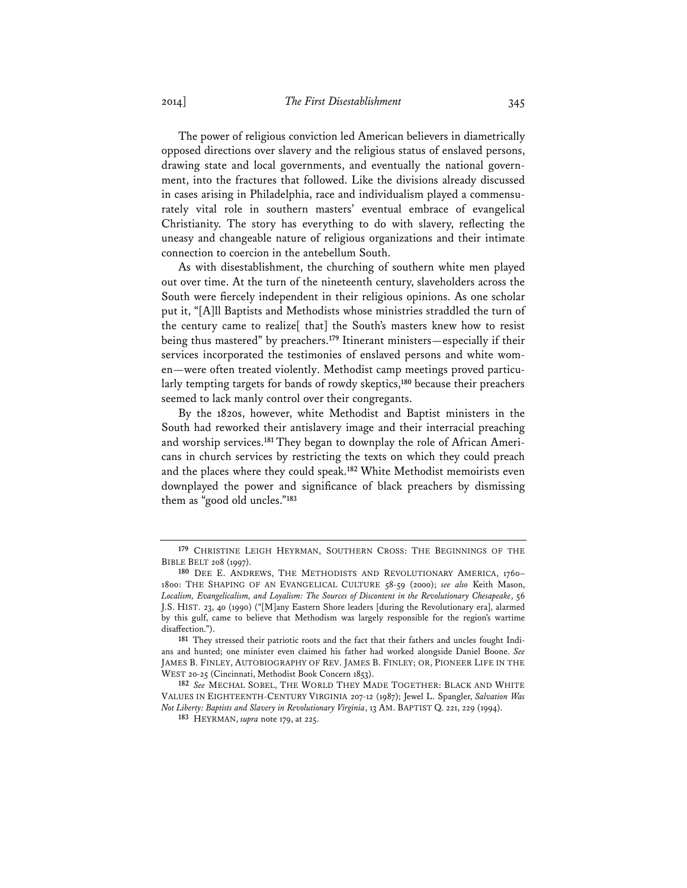The power of religious conviction led American believers in diametrically opposed directions over slavery and the religious status of enslaved persons, drawing state and local governments, and eventually the national government, into the fractures that followed. Like the divisions already discussed in cases arising in Philadelphia, race and individualism played a commensurately vital role in southern masters' eventual embrace of evangelical Christianity. The story has everything to do with slavery, reflecting the uneasy and changeable nature of religious organizations and their intimate connection to coercion in the antebellum South.

As with disestablishment, the churching of southern white men played out over time. At the turn of the nineteenth century, slaveholders across the South were fiercely independent in their religious opinions. As one scholar put it, "[A]ll Baptists and Methodists whose ministries straddled the turn of the century came to realize[ that] the South's masters knew how to resist being thus mastered" by preachers.[179] Itinerant ministers—especially if their services incorporated the testimonies of enslaved persons and white women—were often treated violently. Methodist camp meetings proved particularly tempting targets for bands of rowdy skeptics,[180] because their preachers seemed to lack manly control over their congregants.

By the 1820s, however, white Methodist and Baptist ministers in the South had reworked their antislavery image and their interracial preaching and worship services.[181] They began to downplay the role of African Americans in church services by restricting the texts on which they could preach and the places where they could speak.[182] White Methodist memoirists even downplayed the power and significance of black preachers by dismissing them as "good old uncles."[183]

---

[179] CHRISTINE LEIGH HEYRMAN, SOUTHERN CROSS: THE BEGINNINGS OF THE BIBLE BELT 208 (1997).

[180] DEE E. ANDREWS, THE METHODISTS AND REVOLUTIONARY AMERICA, 1760–1800: THE SHAPING OF AN EVANGELICAL CULTURE 58-59 (2000); *see also* Keith Mason, *Localism, Evangelicalism, and Loyalism: The Sources of Discontent in the Revolutionary Chesapeake*, 56 J.S. HIST. 23, 40 (1990) ("[M]any Eastern Shore leaders [during the Revolutionary era], alarmed by this gulf, came to believe that Methodism was largely responsible for the region's wartime disaffection.").

[181] They stressed their patriotic roots and the fact that their fathers and uncles fought Indians and hunted; one minister even claimed his father had worked alongside Daniel Boone. *See* JAMES B. FINLEY, AUTOBIOGRAPHY OF REV. JAMES B. FINLEY; OR, PIONEER LIFE IN THE WEST 20-25 (Cincinnati, Methodist Book Concern 1853).

[182] *See* MECHAL SOBEL, THE WORLD THEY MADE TOGETHER: BLACK AND WHITE VALUES IN EIGHTEENTH-CENTURY VIRGINIA 207-12 (1987); Jewel L. Spangler, *Salvation Was Not Liberty: Baptists and Slavery in Revolutionary Virginia*, 13 AM. BAPTIST Q. 221, 229 (1994).

[183] HEYRMAN, *supra* note 179, at 225.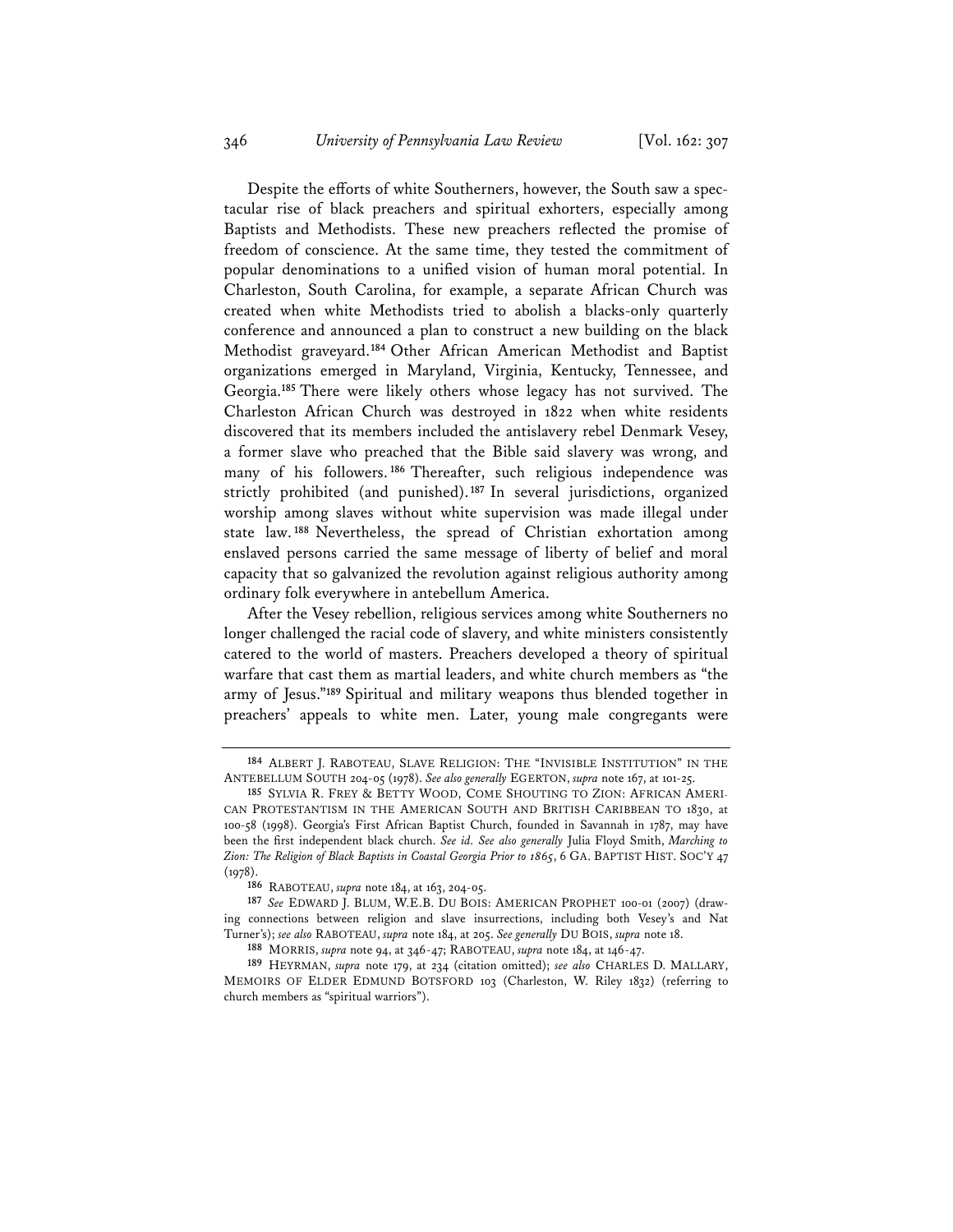Despite the efforts of white Southerners, however, the South saw a spectacular rise of black preachers and spiritual exhorters, especially among Baptists and Methodists. These new preachers reflected the promise of freedom of conscience. At the same time, they tested the commitment of popular denominations to a unified vision of human moral potential. In Charleston, South Carolina, for example, a separate African Church was created when white Methodists tried to abolish a blacks-only quarterly conference and announced a plan to construct a new building on the black Methodist graveyard.[184] Other African American Methodist and Baptist organizations emerged in Maryland, Virginia, Kentucky, Tennessee, and Georgia.[185] There were likely others whose legacy has not survived. The Charleston African Church was destroyed in 1822 when white residents discovered that its members included the antislavery rebel Denmark Vesey, a former slave who preached that the Bible said slavery was wrong, and many of his followers.[186] Thereafter, such religious independence was strictly prohibited (and punished).[187] In several jurisdictions, organized worship among slaves without white supervision was made illegal under state law.[188] Nevertheless, the spread of Christian exhortation among enslaved persons carried the same message of liberty of belief and moral capacity that so galvanized the revolution against religious authority among ordinary folk everywhere in antebellum America.

After the Vesey rebellion, religious services among white Southerners no longer challenged the racial code of slavery, and white ministers consistently catered to the world of masters. Preachers developed a theory of spiritual warfare that cast them as martial leaders, and white church members as "the army of Jesus."[189] Spiritual and military weapons thus blended together in preachers' appeals to white men. Later, young male congregants were

---

[184] ALBERT J. RABOTEAU, SLAVE RELIGION: THE "INVISIBLE INSTITUTION" IN THE ANTEBELLUM SOUTH 204-05 (1978). *See also generally* EGERTON, *supra* note 167, at 101-25.

[185] SYLVIA R. FREY & BETTY WOOD, COME SHOUTING TO ZION: AFRICAN AMERICAN PROTESTANTISM IN THE AMERICAN SOUTH AND BRITISH CARIBBEAN TO 1830, at 100-58 (1998). Georgia's First African Baptist Church, founded in Savannah in 1787, may have been the first independent black church. *See id. See also generally* Julia Floyd Smith, *Marching to Zion: The Religion of Black Baptists in Coastal Georgia Prior to 1865*, 6 GA. BAPTIST HIST. SOC'Y 47 (1978).

[186] RABOTEAU, *supra* note 184, at 163, 204-05.

[187] *See* EDWARD J. BLUM, W.E.B. DU BOIS: AMERICAN PROPHET 100-01 (2007) (drawing connections between religion and slave insurrections, including both Vesey's and Nat Turner's); *see also* RABOTEAU, *supra* note 184, at 205. *See generally* DU BOIS, *supra* note 18.

[188] MORRIS, *supra* note 94, at 346-47; RABOTEAU, *supra* note 184, at 146-47.

[189] HEYRMAN, *supra* note 179, at 234 (citation omitted); *see also* CHARLES D. MALLARY, MEMOIRS OF ELDER EDMUND BOTSFORD 103 (Charleston, W. Riley 1832) (referring to church members as "spiritual warriors").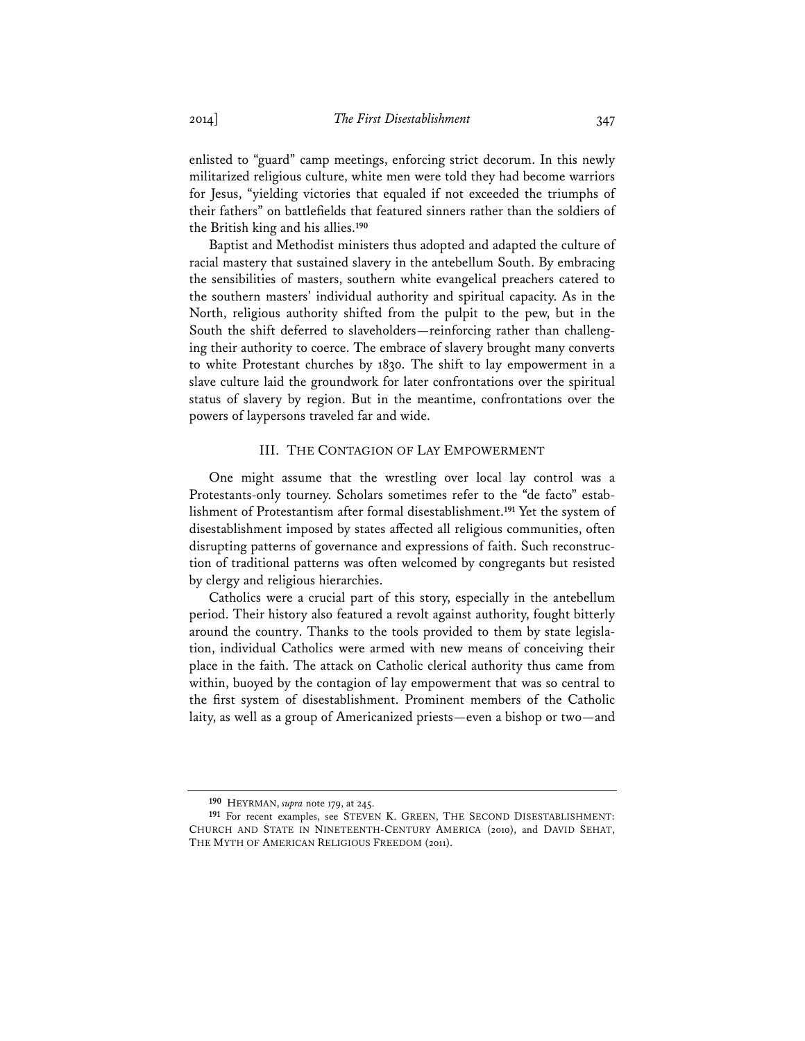enlisted to "guard" camp meetings, enforcing strict decorum. In this newly militarized religious culture, white men were told they had become warriors for Jesus, "yielding victories that equaled if not exceeded the triumphs of their fathers" on battlefields that featured sinners rather than the soldiers of the British king and his allies.[190]

Baptist and Methodist ministers thus adopted and adapted the culture of racial mastery that sustained slavery in the antebellum South. By embracing the sensibilities of masters, southern white evangelical preachers catered to the southern masters' individual authority and spiritual capacity. As in the North, religious authority shifted from the pulpit to the pew, but in the South the shift deferred to slaveholders—reinforcing rather than challenging their authority to coerce. The embrace of slavery brought many converts to white Protestant churches by 1830. The shift to lay empowerment in a slave culture laid the groundwork for later confrontations over the spiritual status of slavery by region. But in the meantime, confrontations over the powers of laypersons traveled far and wide.

## III. The Contagion of Lay Empowerment

One might assume that the wrestling over local lay control was a Protestants-only tourney. Scholars sometimes refer to the "de facto" establishment of Protestantism after formal disestablishment.[191] Yet the system of disestablishment imposed by states affected all religious communities, often disrupting patterns of governance and expressions of faith. Such reconstruction of traditional patterns was often welcomed by congregants but resisted by clergy and religious hierarchies.

Catholics were a crucial part of this story, especially in the antebellum period. Their history also featured a revolt against authority, fought bitterly around the country. Thanks to the tools provided to them by state legislation, individual Catholics were armed with new means of conceiving their place in the faith. The attack on Catholic clerical authority thus came from within, buoyed by the contagion of lay empowerment that was so central to the first system of disestablishment. Prominent members of the Catholic laity, as well as a group of Americanized priests—even a bishop or two—and

---

[190] HEYRMAN, *supra* note 179, at 245.

[191] For recent examples, see STEVEN K. GREEN, THE SECOND DISESTABLISHMENT: CHURCH AND STATE IN NINETEENTH-CENTURY AMERICA (2010), and DAVID SEHAT, THE MYTH OF AMERICAN RELIGIOUS FREEDOM (2011).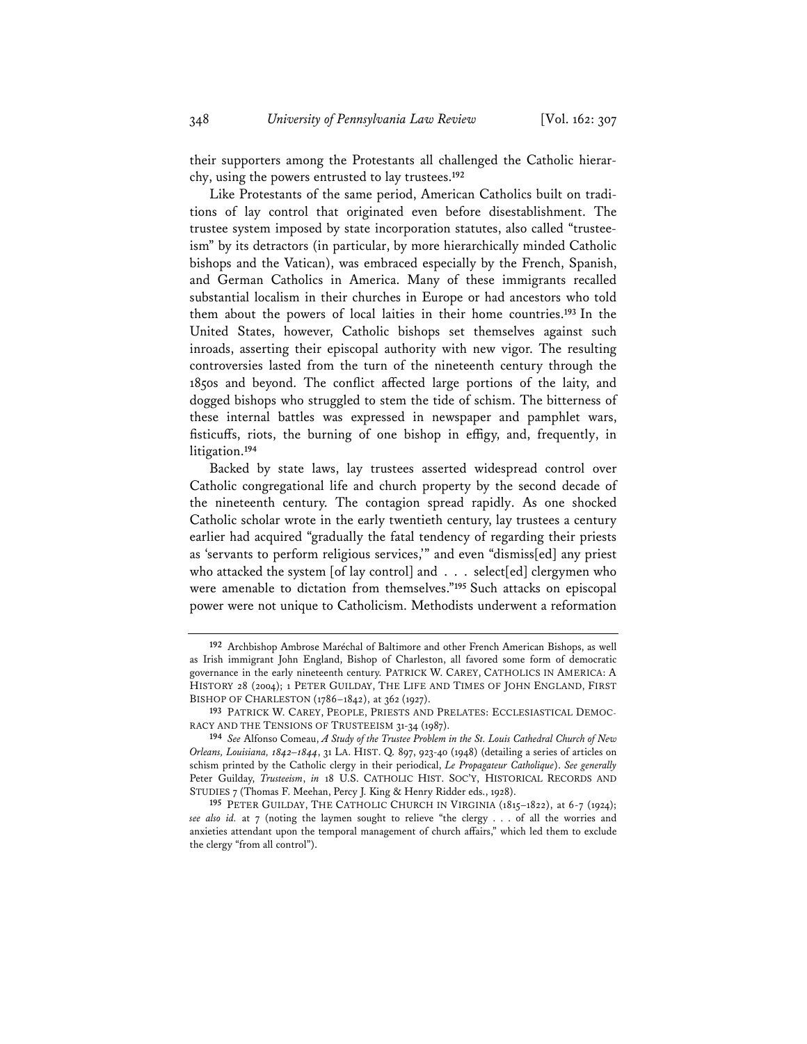their supporters among the Protestants all challenged the Catholic hierarchy, using the powers entrusted to lay trustees.[192]

Like Protestants of the same period, American Catholics built on traditions of lay control that originated even before disestablishment. The trustee system imposed by state incorporation statutes, also called "trusteeism" by its detractors (in particular, by more hierarchically minded Catholic bishops and the Vatican), was embraced especially by the French, Spanish, and German Catholics in America. Many of these immigrants recalled substantial localism in their churches in Europe or had ancestors who told them about the powers of local laities in their home countries.[193] In the United States, however, Catholic bishops set themselves against such inroads, asserting their episcopal authority with new vigor. The resulting controversies lasted from the turn of the nineteenth century through the 1850s and beyond. The conflict affected large portions of the laity, and dogged bishops who struggled to stem the tide of schism. The bitterness of these internal battles was expressed in newspaper and pamphlet wars, fisticuffs, riots, the burning of one bishop in effigy, and, frequently, in litigation.[194]

Backed by state laws, lay trustees asserted widespread control over Catholic congregational life and church property by the second decade of the nineteenth century. The contagion spread rapidly. As one shocked Catholic scholar wrote in the early twentieth century, lay trustees a century earlier had acquired "gradually the fatal tendency of regarding their priests as 'servants to perform religious services,'" and even "dismiss[ed] any priest who attacked the system [of lay control] and . . . select[ed] clergymen who were amenable to dictation from themselves."[195] Such attacks on episcopal power were not unique to Catholicism. Methodists underwent a reformation

---

[192] Archbishop Ambrose Maréchal of Baltimore and other French American Bishops, as well as Irish immigrant John England, Bishop of Charleston, all favored some form of democratic governance in the early nineteenth century. PATRICK W. CAREY, CATHOLICS IN AMERICA: A HISTORY 28 (2004); 1 PETER GUILDAY, THE LIFE AND TIMES OF JOHN ENGLAND, FIRST BISHOP OF CHARLESTON (1786–1842), at 362 (1927).

[193] PATRICK W. CAREY, PEOPLE, PRIESTS AND PRELATES: ECCLESIASTICAL DEMOCRACY AND THE TENSIONS OF TRUSTEEISM 31-34 (1987).

[194] *See* Alfonso Comeau, *A Study of the Trustee Problem in the St. Louis Cathedral Church of New Orleans, Louisiana, 1842–1844*, 31 LA. HIST. Q. 897, 923-40 (1948) (detailing a series of articles on schism printed by the Catholic clergy in their periodical, *Le Propagateur Catholique*). *See generally* Peter Guilday, *Trusteeism*, *in* 18 U.S. CATHOLIC HIST. SOC'Y, HISTORICAL RECORDS AND STUDIES 7 (Thomas F. Meehan, Percy J. King & Henry Ridder eds., 1928).

[195] PETER GUILDAY, THE CATHOLIC CHURCH IN VIRGINIA (1815–1822), at 6-7 (1924); *see also id.* at 7 (noting the laymen sought to relieve "the clergy . . . of all the worries and anxieties attendant upon the temporal management of church affairs," which led them to exclude the clergy "from all control").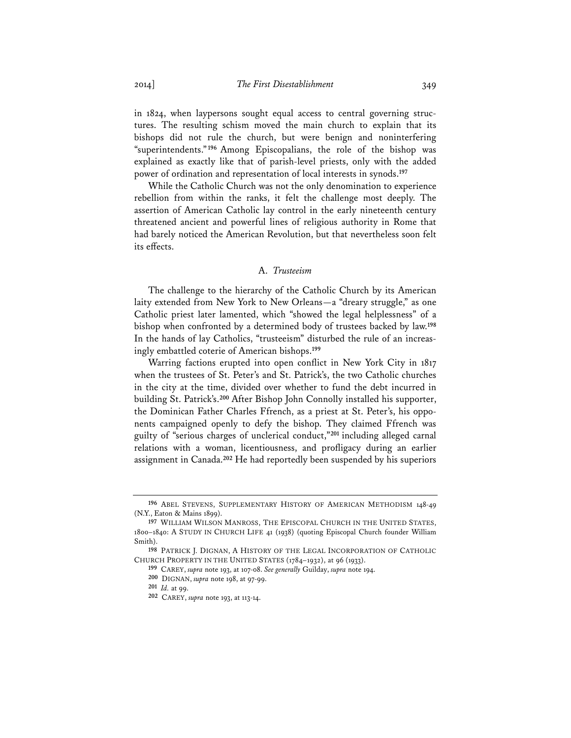in 1824, when laypersons sought equal access to central governing structures. The resulting schism moved the main church to explain that its bishops did not rule the church, but were benign and noninterfering "superintendents."[196] Among Episcopalians, the role of the bishop was explained as exactly like that of parish-level priests, only with the added power of ordination and representation of local interests in synods.[197]

While the Catholic Church was not the only denomination to experience rebellion from within the ranks, it felt the challenge most deeply. The assertion of American Catholic lay control in the early nineteenth century threatened ancient and powerful lines of religious authority in Rome that had barely noticed the American Revolution, but that nevertheless soon felt its effects.

### A. *Trusteeism*

The challenge to the hierarchy of the Catholic Church by its American laity extended from New York to New Orleans—a "dreary struggle," as one Catholic priest later lamented, which "showed the legal helplessness" of a bishop when confronted by a determined body of trustees backed by law.[198] In the hands of lay Catholics, "trusteeism" disturbed the rule of an increasingly embattled coterie of American bishops.[199]

Warring factions erupted into open conflict in New York City in 1817 when the trustees of St. Peter's and St. Patrick's, the two Catholic churches in the city at the time, divided over whether to fund the debt incurred in building St. Patrick's.[200] After Bishop John Connolly installed his supporter, the Dominican Father Charles Ffrench, as a priest at St. Peter's, his opponents campaigned openly to defy the bishop. They claimed Ffrench was guilty of "serious charges of unclerical conduct,"[201] including alleged carnal relations with a woman, licentiousness, and profligacy during an earlier assignment in Canada.[202] He had reportedly been suspended by his superiors

---

[196] ABEL STEVENS, SUPPLEMENTARY HISTORY OF AMERICAN METHODISM 148-49 (N.Y., Eaton & Mains 1899).

[197] WILLIAM WILSON MANROSS, THE EPISCOPAL CHURCH IN THE UNITED STATES, 1800–1840: A STUDY IN CHURCH LIFE 41 (1938) (quoting Episcopal Church founder William Smith).

[198] PATRICK J. DIGNAN, A HISTORY OF THE LEGAL INCORPORATION OF CATHOLIC CHURCH PROPERTY IN THE UNITED STATES (1784–1932), at 96 (1933).

[199] CAREY, *supra* note 193, at 107-08. *See generally* Guilday, *supra* note 194.

[200] DIGNAN, *supra* note 198, at 97-99.

[201] *Id.* at 99.

[202] CAREY, *supra* note 193, at 113-14.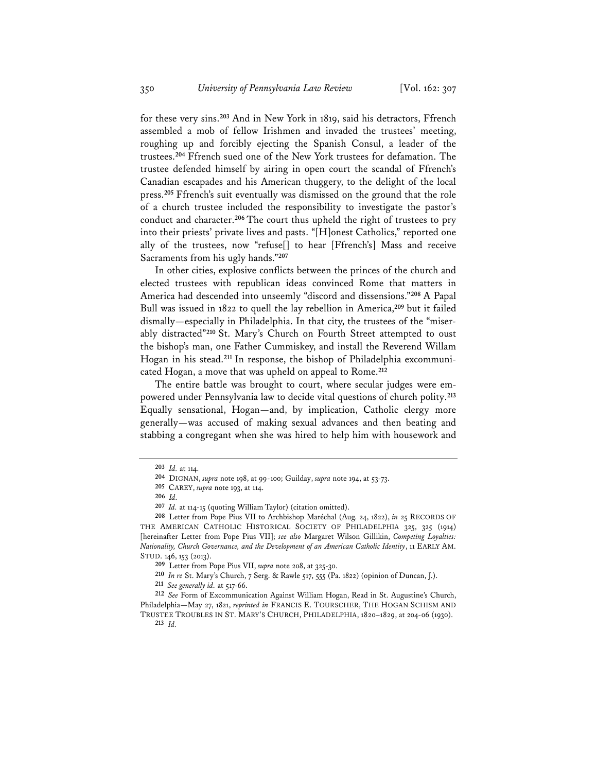for these very sins.[203] And in New York in 1819, said his detractors, Ffrench assembled a mob of fellow Irishmen and invaded the trustees' meeting, roughing up and forcibly ejecting the Spanish Consul, a leader of the trustees.[204] Ffrench sued one of the New York trustees for defamation. The trustee defended himself by airing in open court the scandal of Ffrench's Canadian escapades and his American thuggery, to the delight of the local press.[205] Ffrench's suit eventually was dismissed on the ground that the role of a church trustee included the responsibility to investigate the pastor's conduct and character.[206] The court thus upheld the right of trustees to pry into their priests' private lives and pasts. "[H]onest Catholics," reported one ally of the trustees, now "refuse[] to hear [Ffrench's] Mass and receive Sacraments from his ugly hands."[207]

In other cities, explosive conflicts between the princes of the church and elected trustees with republican ideas convinced Rome that matters in America had descended into unseemly "discord and dissensions."[208] A Papal Bull was issued in 1822 to quell the lay rebellion in America,[209] but it failed dismally—especially in Philadelphia. In that city, the trustees of the "miserably distracted"[210] St. Mary's Church on Fourth Street attempted to oust the bishop's man, one Father Cummiskey, and install the Reverend Willam Hogan in his stead.[211] In response, the bishop of Philadelphia excommunicated Hogan, a move that was upheld on appeal to Rome.[212]

The entire battle was brought to court, where secular judges were empowered under Pennsylvania law to decide vital questions of church polity.[213] Equally sensational, Hogan—and, by implication, Catholic clergy more generally—was accused of making sexual advances and then beating and stabbing a congregant when she was hired to help him with housework and

---

[203] *Id.* at 114.

[204] DIGNAN, *supra* note 198, at 99-100; Guilday, *supra* note 194, at 53-73.

[205] CAREY, *supra* note 193, at 114.

[206] *Id.*

[207] *Id.* at 114-15 (quoting William Taylor) (citation omitted).

[208] Letter from Pope Pius VII to Archbishop Maréchal (Aug. 24, 1822), *in* 25 RECORDS OF THE AMERICAN CATHOLIC HISTORICAL SOCIETY OF PHILADELPHIA 325, 325 (1914) [hereinafter Letter from Pope Pius VII]; *see also* Margaret Wilson Gillikin, *Competing Loyalties: Nationality, Church Governance, and the Development of an American Catholic Identity*, 11 EARLY AM. STUD. 146, 153 (2013).

[209] Letter from Pope Pius VII, *supra* note 208, at 325-30.

[210] *In re* St. Mary's Church, 7 Serg. & Rawle 517, 555 (Pa. 1822) (opinion of Duncan, J.).

[211] *See generally id.* at 517-66.

[212] *See* Form of Excommunication Against William Hogan, Read in St. Augustine's Church, Philadelphia—May 27, 1821, *reprinted in* FRANCIS E. TOURSCHER, THE HOGAN SCHISM AND TRUSTEE TROUBLES IN ST. MARY'S CHURCH, PHILADELPHIA, 1820–1829, at 204-06 (1930).

[213] *Id.*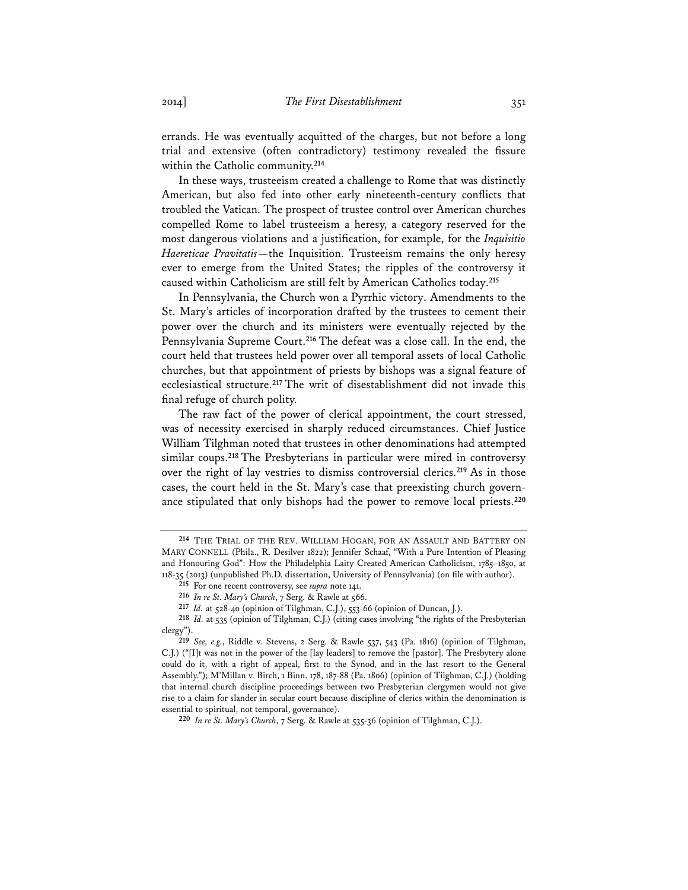errands. He was eventually acquitted of the charges, but not before a long trial and extensive (often contradictory) testimony revealed the fissure within the Catholic community.[214]

In these ways, trusteeism created a challenge to Rome that was distinctly American, but also fed into other early nineteenth-century conflicts that troubled the Vatican. The prospect of trustee control over American churches compelled Rome to label trusteeism a heresy, a category reserved for the most dangerous violations and a justification, for example, for the *Inquisitio Haereticae Pravitatis*—the Inquisition. Trusteeism remains the only heresy ever to emerge from the United States; the ripples of the controversy it caused within Catholicism are still felt by American Catholics today.[215]

In Pennsylvania, the Church won a Pyrrhic victory. Amendments to the St. Mary's articles of incorporation drafted by the trustees to cement their power over the church and its ministers were eventually rejected by the Pennsylvania Supreme Court.[216] The defeat was a close call. In the end, the court held that trustees held power over all temporal assets of local Catholic churches, but that appointment of priests by bishops was a signal feature of ecclesiastical structure.[217] The writ of disestablishment did not invade this final refuge of church polity.

The raw fact of the power of clerical appointment, the court stressed, was of necessity exercised in sharply reduced circumstances. Chief Justice William Tilghman noted that trustees in other denominations had attempted similar coups.[218] The Presbyterians in particular were mired in controversy over the right of lay vestries to dismiss controversial clerics.[219] As in those cases, the court held in the St. Mary's case that preexisting church governance stipulated that only bishops had the power to remove local priests.[220]

---

[214] THE TRIAL OF THE REV. WILLIAM HOGAN, FOR AN ASSAULT AND BATTERY ON MARY CONNELL (Phila., R. Desilver 1822); Jennifer Schaaf, "With a Pure Intention of Pleasing and Honouring God": How the Philadelphia Laity Created American Catholicism, 1785–1850, at 118-35 (2013) (unpublished Ph.D. dissertation, University of Pennsylvania) (on file with author).

[215] For one recent controversy, see *supra* note 141.

[216] *In re St. Mary's Church*, 7 Serg. & Rawle at 566.

[217] *Id.* at 528-40 (opinion of Tilghman, C.J.), 553-66 (opinion of Duncan, J.).

[218] *Id.* at 535 (opinion of Tilghman, C.J.) (citing cases involving "the rights of the Presbyterian clergy").

[219] *See, e.g.*, Riddle v. Stevens, 2 Serg. & Rawle 537, 543 (Pa. 1816) (opinion of Tilghman, C.J.) ("[I]t was not in the power of the [lay leaders] to remove the [pastor]. The Presbytery alone could do it, with a right of appeal, first to the Synod, and in the last resort to the General Assembly."); M'Millan v. Birch, 1 Binn. 178, 187-88 (Pa. 1806) (opinion of Tilghman, C.J.) (holding that internal church discipline proceedings between two Presbyterian clergymen would not give rise to a claim for slander in secular court because discipline of clerics within the denomination is essential to spiritual, not temporal, governance).

[220] *In re St. Mary's Church*, 7 Serg. & Rawle at 535-36 (opinion of Tilghman, C.J.).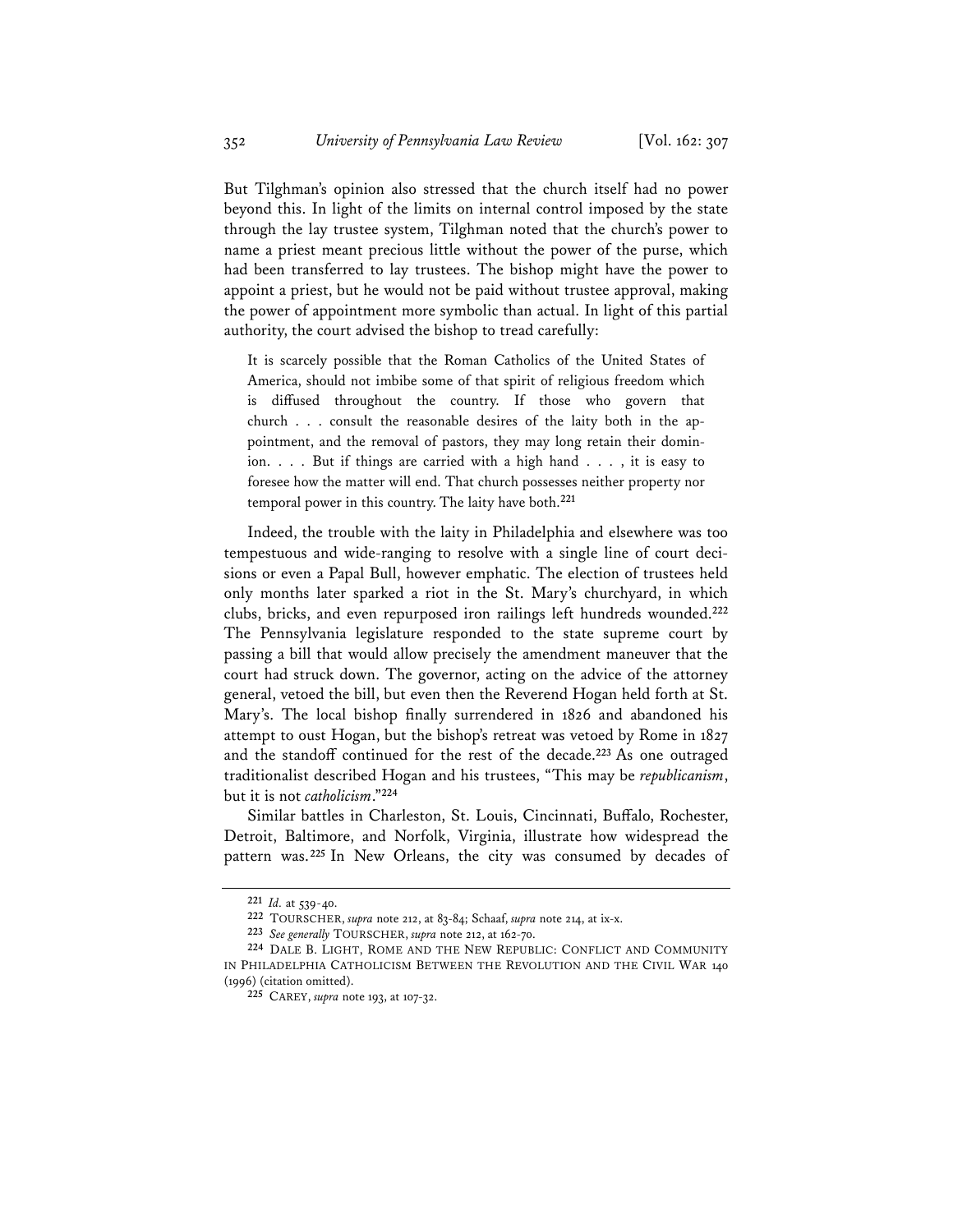But Tilghman's opinion also stressed that the church itself had no power beyond this. In light of the limits on internal control imposed by the state through the lay trustee system, Tilghman noted that the church's power to name a priest meant precious little without the power of the purse, which had been transferred to lay trustees. The bishop might have the power to appoint a priest, but he would not be paid without trustee approval, making the power of appointment more symbolic than actual. In light of this partial authority, the court advised the bishop to tread carefully:

> It is scarcely possible that the Roman Catholics of the United States of America, should not imbibe some of that spirit of religious freedom which is diffused throughout the country. If those who govern that church . . . consult the reasonable desires of the laity both in the appointment, and the removal of pastors, they may long retain their dominion. . . . But if things are carried with a high hand . . . , it is easy to foresee how the matter will end. That church possesses neither property nor temporal power in this country. The laity have both.[221]

Indeed, the trouble with the laity in Philadelphia and elsewhere was too tempestuous and wide-ranging to resolve with a single line of court decisions or even a Papal Bull, however emphatic. The election of trustees held only months later sparked a riot in the St. Mary's churchyard, in which clubs, bricks, and even repurposed iron railings left hundreds wounded.[222] The Pennsylvania legislature responded to the state supreme court by passing a bill that would allow precisely the amendment maneuver that the court had struck down. The governor, acting on the advice of the attorney general, vetoed the bill, but even then the Reverend Hogan held forth at St. Mary's. The local bishop finally surrendered in 1826 and abandoned his attempt to oust Hogan, but the bishop's retreat was vetoed by Rome in 1827 and the standoff continued for the rest of the decade.[223] As one outraged traditionalist described Hogan and his trustees, "This may be *republicanism*, but it is not *catholicism*."[224]

Similar battles in Charleston, St. Louis, Cincinnati, Buffalo, Rochester, Detroit, Baltimore, and Norfolk, Virginia, illustrate how widespread the pattern was.[225] In New Orleans, the city was consumed by decades of

---

221 *Id.* at 539-40.

222 TOURSCHER, *supra* note 212, at 83-84; Schaaf, *supra* note 214, at ix-x.

223 *See generally* TOURSCHER, *supra* note 212, at 162-70.

224 DALE B. LIGHT, ROME AND THE NEW REPUBLIC: CONFLICT AND COMMUNITY IN PHILADELPHIA CATHOLICISM BETWEEN THE REVOLUTION AND THE CIVIL WAR 140 (1996) (citation omitted).

225 CAREY, *supra* note 193, at 107-32.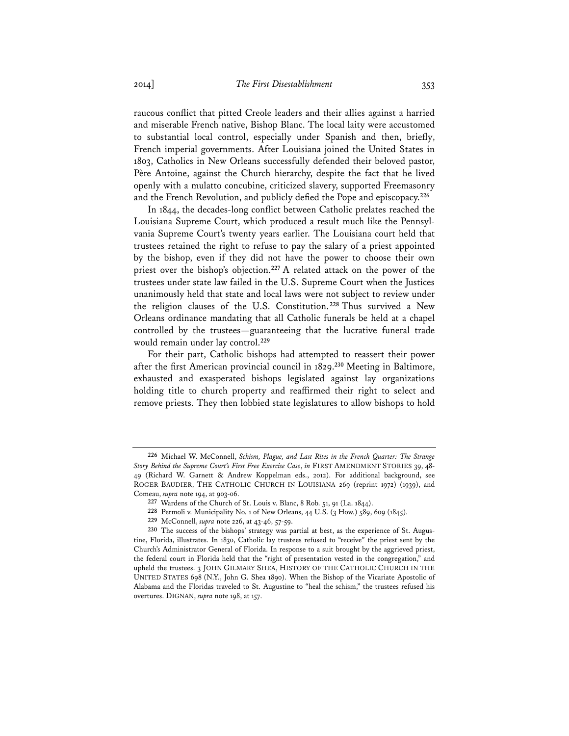raucous conflict that pitted Creole leaders and their allies against a harried and miserable French native, Bishop Blanc. The local laity were accustomed to substantial local control, especially under Spanish and then, briefly, French imperial governments. After Louisiana joined the United States in 1803, Catholics in New Orleans successfully defended their beloved pastor, Père Antoine, against the Church hierarchy, despite the fact that he lived openly with a mulatto concubine, criticized slavery, supported Freemasonry and the French Revolution, and publicly defied the Pope and episcopacy.[226]

In 1844, the decades-long conflict between Catholic prelates reached the Louisiana Supreme Court, which produced a result much like the Pennsylvania Supreme Court's twenty years earlier. The Louisiana court held that trustees retained the right to refuse to pay the salary of a priest appointed by the bishop, even if they did not have the power to choose their own priest over the bishop's objection.[227] A related attack on the power of the trustees under state law failed in the U.S. Supreme Court when the Justices unanimously held that state and local laws were not subject to review under the religion clauses of the U.S. Constitution.[228] Thus survived a New Orleans ordinance mandating that all Catholic funerals be held at a chapel controlled by the trustees—guaranteeing that the lucrative funeral trade would remain under lay control.[229]

For their part, Catholic bishops had attempted to reassert their power after the first American provincial council in 1829.[230] Meeting in Baltimore, exhausted and exasperated bishops legislated against lay organizations holding title to church property and reaffirmed their right to select and remove priests. They then lobbied state legislatures to allow bishops to hold

---

[226] Michael W. McConnell, *Schism, Plague, and Last Rites in the French Quarter: The Strange Story Behind the Supreme Court's First Free Exercise Case*, *in* FIRST AMENDMENT STORIES 39, 48-49 (Richard W. Garnett & Andrew Koppelman eds., 2012). For additional background, see ROGER BAUDIER, THE CATHOLIC CHURCH IN LOUISIANA 269 (reprint 1972) (1939), and Comeau, *supra* note 194, at 903-06.

[227] Wardens of the Church of St. Louis v. Blanc, 8 Rob. 51, 91 (La. 1844).

[228] Permoli v. Municipality No. 1 of New Orleans, 44 U.S. (3 How.) 589, 609 (1845).

[229] McConnell, *supra* note 226, at 43-46, 57-59.

[230] The success of the bishops' strategy was partial at best, as the experience of St. Augustine, Florida, illustrates. In 1830, Catholic lay trustees refused to "receive" the priest sent by the Church's Administrator General of Florida. In response to a suit brought by the aggrieved priest, the federal court in Florida held that the "right of presentation vested in the congregation," and upheld the trustees. 3 JOHN GILMARY SHEA, HISTORY OF THE CATHOLIC CHURCH IN THE UNITED STATES 698 (N.Y., John G. Shea 1890). When the Bishop of the Vicariate Apostolic of Alabama and the Floridas traveled to St. Augustine to "heal the schism," the trustees refused his overtures. DIGNAN, *supra* note 198, at 157.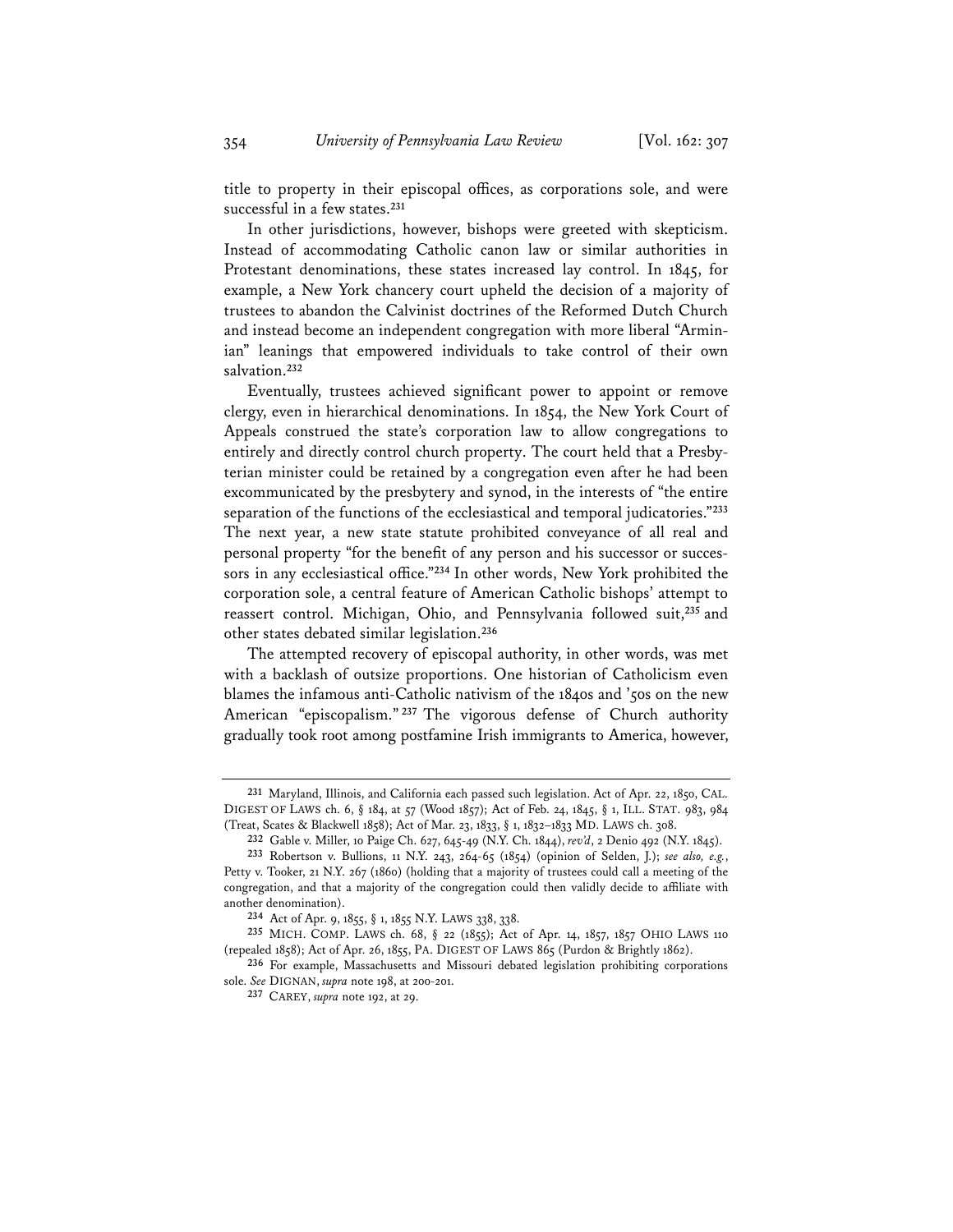title to property in their episcopal offices, as corporations sole, and were successful in a few states.[231]

In other jurisdictions, however, bishops were greeted with skepticism. Instead of accommodating Catholic canon law or similar authorities in Protestant denominations, these states increased lay control. In 1845, for example, a New York chancery court upheld the decision of a majority of trustees to abandon the Calvinist doctrines of the Reformed Dutch Church and instead become an independent congregation with more liberal "Arminian" leanings that empowered individuals to take control of their own salvation.[232]

Eventually, trustees achieved significant power to appoint or remove clergy, even in hierarchical denominations. In 1854, the New York Court of Appeals construed the state's corporation law to allow congregations to entirely and directly control church property. The court held that a Presbyterian minister could be retained by a congregation even after he had been excommunicated by the presbytery and synod, in the interests of "the entire separation of the functions of the ecclesiastical and temporal judicatories."[233] The next year, a new state statute prohibited conveyance of all real and personal property "for the benefit of any person and his successor or successors in any ecclesiastical office."[234] In other words, New York prohibited the corporation sole, a central feature of American Catholic bishops' attempt to reassert control. Michigan, Ohio, and Pennsylvania followed suit,[235] and other states debated similar legislation.[236]

The attempted recovery of episcopal authority, in other words, was met with a backlash of outsize proportions. One historian of Catholicism even blames the infamous anti-Catholic nativism of the 1840s and '50s on the new American "episcopalism."[237] The vigorous defense of Church authority gradually took root among postfamine Irish immigrants to America, however,

---

[231] Maryland, Illinois, and California each passed such legislation. Act of Apr. 22, 1850, CAL. DIGEST OF LAWS ch. 6, § 184, at 57 (Wood 1857); Act of Feb. 24, 1845, § 1, ILL. STAT. 983, 984 (Treat, Scates & Blackwell 1858); Act of Mar. 23, 1833, § 1, 1832–1833 MD. LAWS ch. 308.

[232] Gable v. Miller, 10 Paige Ch. 627, 645-49 (N.Y. Ch. 1844), *rev'd*, 2 Denio 492 (N.Y. 1845).

[233] Robertson v. Bullions, 11 N.Y. 243, 264-65 (1854) (opinion of Selden, J.); *see also, e.g.*, Petty v. Tooker, 21 N.Y. 267 (1860) (holding that a majority of trustees could call a meeting of the congregation, and that a majority of the congregation could then validly decide to affiliate with another denomination).

[234] Act of Apr. 9, 1855, § 1, 1855 N.Y. LAWS 338, 338.

[235] MICH. COMP. LAWS ch. 68, § 22 (1855); Act of Apr. 14, 1857, 1857 OHIO LAWS 110 (repealed 1858); Act of Apr. 26, 1855, PA. DIGEST OF LAWS 865 (Purdon & Brightly 1862).

[236] For example, Massachusetts and Missouri debated legislation prohibiting corporations sole. *See* DIGNAN, *supra* note 198, at 200-201.

[237] CAREY, *supra* note 192, at 29.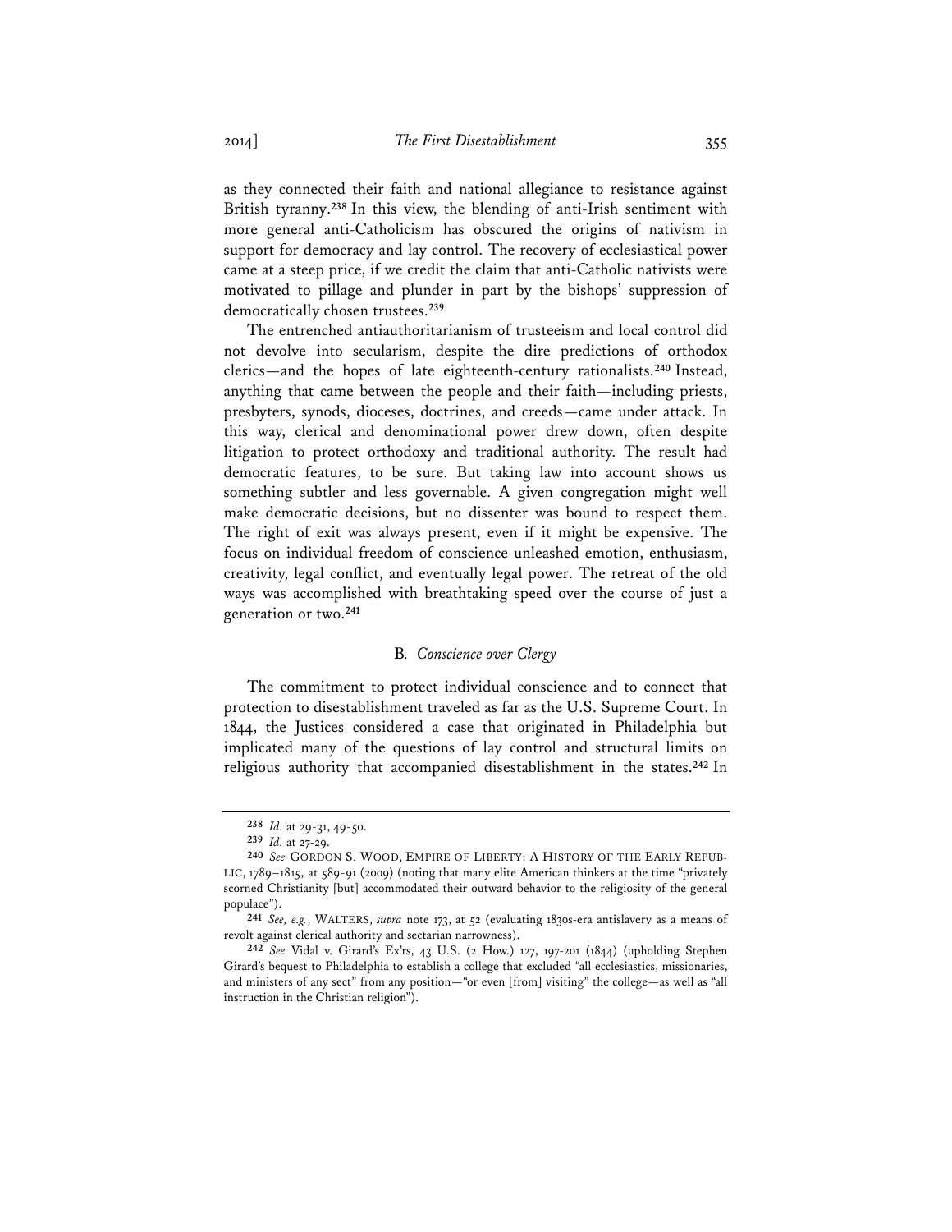as they connected their faith and national allegiance to resistance against British tyranny.[238] In this view, the blending of anti-Irish sentiment with more general anti-Catholicism has obscured the origins of nativism in support for democracy and lay control. The recovery of ecclesiastical power came at a steep price, if we credit the claim that anti-Catholic nativists were motivated to pillage and plunder in part by the bishops' suppression of democratically chosen trustees.[239]

The entrenched antiauthoritarianism of trusteeism and local control did not devolve into secularism, despite the dire predictions of orthodox clerics—and the hopes of late eighteenth-century rationalists.[240] Instead, anything that came between the people and their faith—including priests, presbyters, synods, dioceses, doctrines, and creeds—came under attack. In this way, clerical and denominational power drew down, often despite litigation to protect orthodoxy and traditional authority. The result had democratic features, to be sure. But taking law into account shows us something subtler and less governable. A given congregation might well make democratic decisions, but no dissenter was bound to respect them. The right of exit was always present, even if it might be expensive. The focus on individual freedom of conscience unleashed emotion, enthusiasm, creativity, legal conflict, and eventually legal power. The retreat of the old ways was accomplished with breathtaking speed over the course of just a generation or two.[241]

### B. *Conscience over Clergy*

The commitment to protect individual conscience and to connect that protection to disestablishment traveled as far as the U.S. Supreme Court. In 1844, the Justices considered a case that originated in Philadelphia but implicated many of the questions of lay control and structural limits on religious authority that accompanied disestablishment in the states.[242] In

---

[238] *Id.* at 29-31, 49-50.

[239] *Id.* at 27-29.

[240] *See* GORDON S. WOOD, EMPIRE OF LIBERTY: A HISTORY OF THE EARLY REPUBLIC, 1789–1815, at 589-91 (2009) (noting that many elite American thinkers at the time "privately scorned Christianity [but] accommodated their outward behavior to the religiosity of the general populace").

[241] *See, e.g.*, WALTERS, *supra* note 173, at 52 (evaluating 1830s-era antislavery as a means of revolt against clerical authority and sectarian narrowness).

[242] *See* Vidal v. Girard's Ex'rs, 43 U.S. (2 How.) 127, 197-201 (1844) (upholding Stephen Girard's bequest to Philadelphia to establish a college that excluded "all ecclesiastics, missionaries, and ministers of any sect" from any position—"or even [from] visiting" the college—as well as "all instruction in the Christian religion").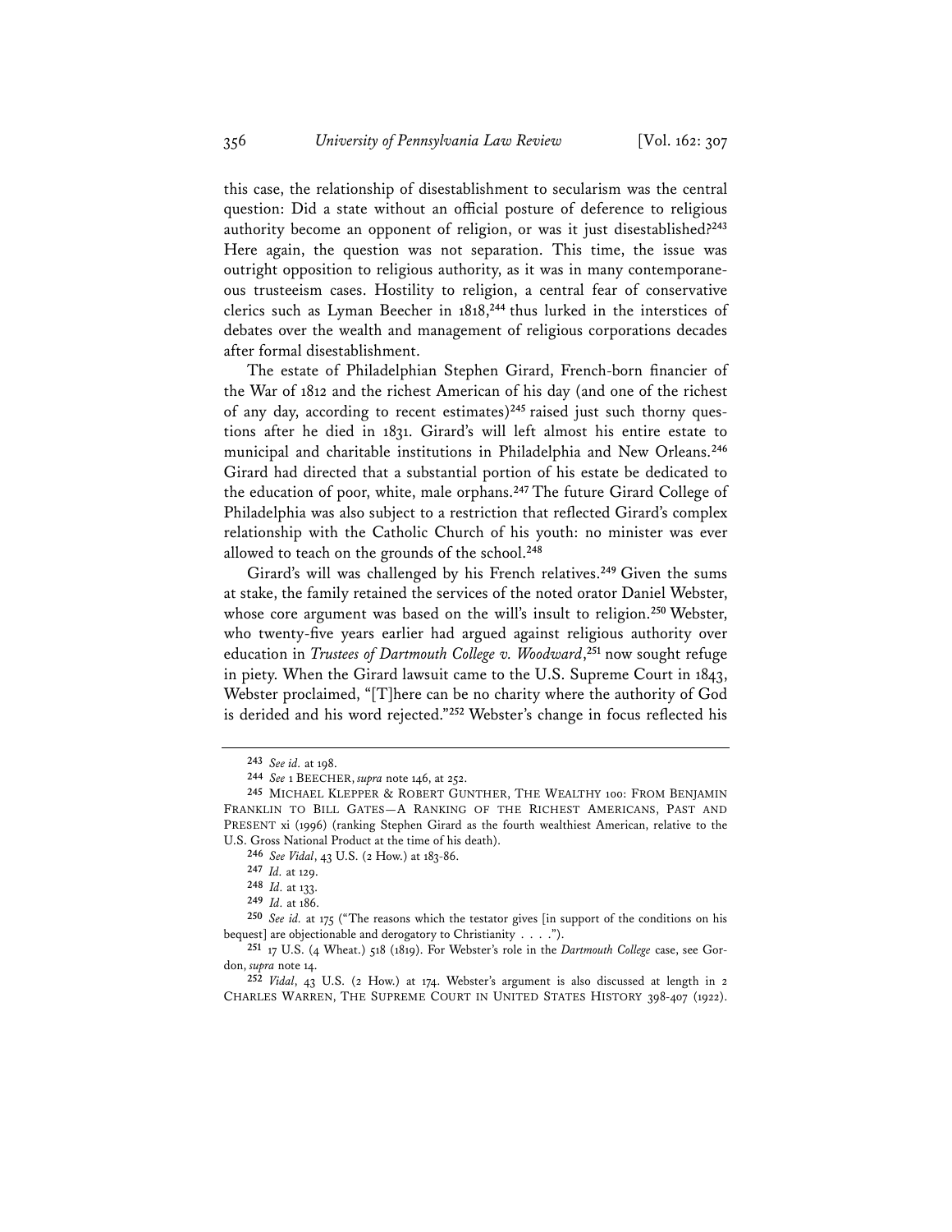this case, the relationship of disestablishment to secularism was the central question: Did a state without an official posture of deference to religious authority become an opponent of religion, or was it just disestablished?[243] Here again, the question was not separation. This time, the issue was outright opposition to religious authority, as it was in many contemporaneous trusteeism cases. Hostility to religion, a central fear of conservative clerics such as Lyman Beecher in 1818,[244] thus lurked in the interstices of debates over the wealth and management of religious corporations decades after formal disestablishment.

The estate of Philadelphian Stephen Girard, French-born financier of the War of 1812 and the richest American of his day (and one of the richest of any day, according to recent estimates)[245] raised just such thorny questions after he died in 1831. Girard's will left almost his entire estate to municipal and charitable institutions in Philadelphia and New Orleans.[246] Girard had directed that a substantial portion of his estate be dedicated to the education of poor, white, male orphans.[247] The future Girard College of Philadelphia was also subject to a restriction that reflected Girard's complex relationship with the Catholic Church of his youth: no minister was ever allowed to teach on the grounds of the school.[248]

Girard's will was challenged by his French relatives.[249] Given the sums at stake, the family retained the services of the noted orator Daniel Webster, whose core argument was based on the will's insult to religion.[250] Webster, who twenty-five years earlier had argued against religious authority over education in *Trustees of Dartmouth College v. Woodward*,[251] now sought refuge in piety. When the Girard lawsuit came to the U.S. Supreme Court in 1843, Webster proclaimed, "[T]here can be no charity where the authority of God is derided and his word rejected."[252] Webster's change in focus reflected his

---

243 *See id.* at 198.

244 *See* 1 BEECHER, *supra* note 146, at 252.

245 MICHAEL KLEPPER & ROBERT GUNTHER, THE WEALTHY 100: FROM BENJAMIN FRANKLIN TO BILL GATES—A RANKING OF THE RICHEST AMERICANS, PAST AND PRESENT xi (1996) (ranking Stephen Girard as the fourth wealthiest American, relative to the U.S. Gross National Product at the time of his death).

246 *See Vidal*, 43 U.S. (2 How.) at 183-86.

247 *Id.* at 129.

248 *Id.* at 133.

249 *Id.* at 186.

250 *See id.* at 175 ("The reasons which the testator gives [in support of the conditions on his bequest] are objectionable and derogatory to Christianity . . . .").

251 17 U.S. (4 Wheat.) 518 (1819). For Webster's role in the *Dartmouth College* case, see Gordon, *supra* note 14.

252 *Vidal*, 43 U.S. (2 How.) at 174. Webster's argument is also discussed at length in 2 CHARLES WARREN, THE SUPREME COURT IN UNITED STATES HISTORY 398-407 (1922).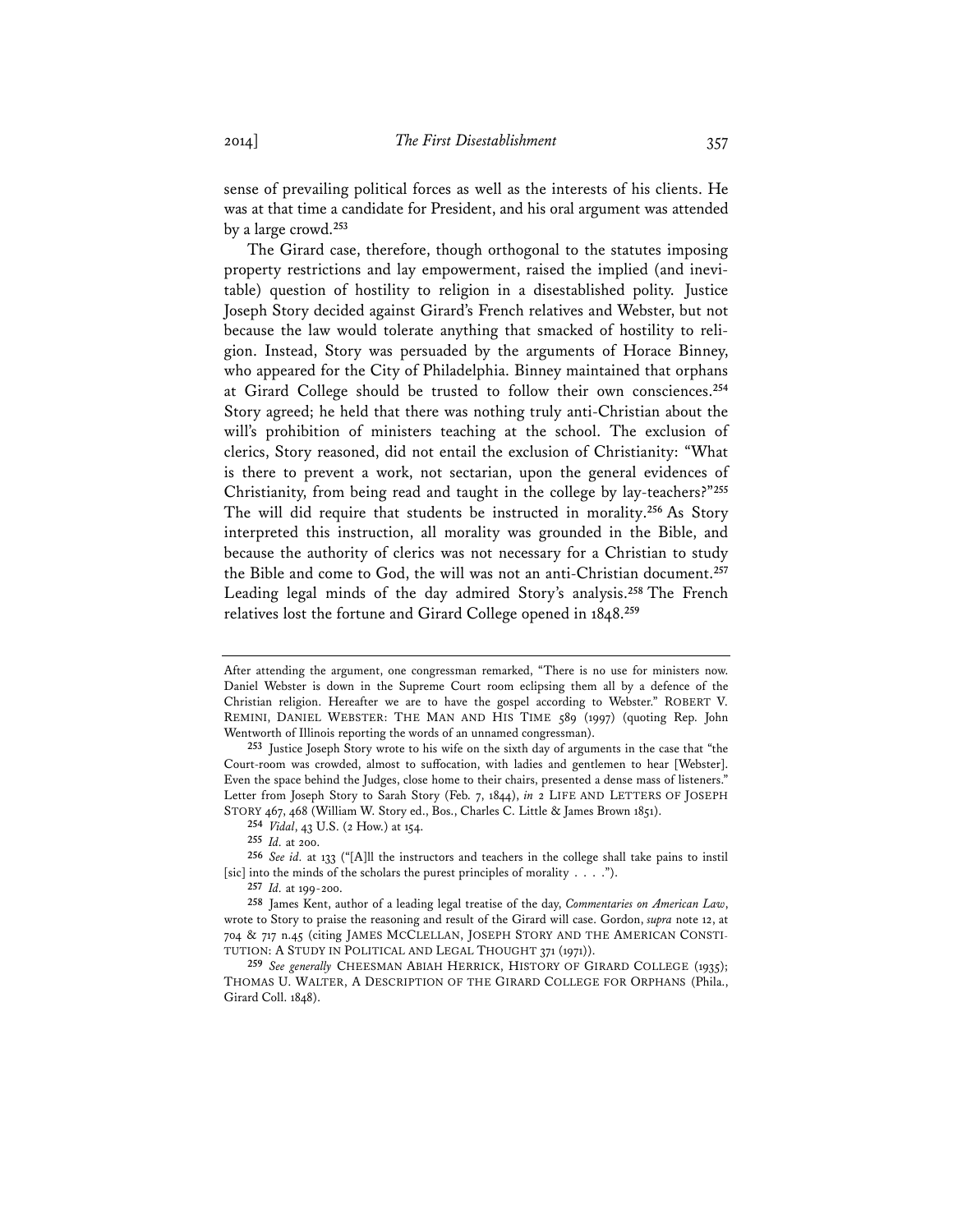sense of prevailing political forces as well as the interests of his clients. He was at that time a candidate for President, and his oral argument was attended by a large crowd.[253]

The Girard case, therefore, though orthogonal to the statutes imposing property restrictions and lay empowerment, raised the implied (and inevitable) question of hostility to religion in a disestablished polity. Justice Joseph Story decided against Girard's French relatives and Webster, but not because the law would tolerate anything that smacked of hostility to religion. Instead, Story was persuaded by the arguments of Horace Binney, who appeared for the City of Philadelphia. Binney maintained that orphans at Girard College should be trusted to follow their own consciences.[254] Story agreed; he held that there was nothing truly anti-Christian about the will's prohibition of ministers teaching at the school. The exclusion of clerics, Story reasoned, did not entail the exclusion of Christianity: "What is there to prevent a work, not sectarian, upon the general evidences of Christianity, from being read and taught in the college by lay-teachers?"[255] The will did require that students be instructed in morality.[256] As Story interpreted this instruction, all morality was grounded in the Bible, and because the authority of clerics was not necessary for a Christian to study the Bible and come to God, the will was not an anti-Christian document.[257] Leading legal minds of the day admired Story's analysis.[258] The French relatives lost the fortune and Girard College opened in 1848.[259]

---

After attending the argument, one congressman remarked, "There is no use for ministers now. Daniel Webster is down in the Supreme Court room eclipsing them all by a defence of the Christian religion. Hereafter we are to have the gospel according to Webster." ROBERT V. REMINI, DANIEL WEBSTER: THE MAN AND HIS TIME 589 (1997) (quoting Rep. John Wentworth of Illinois reporting the words of an unnamed congressman).

[253] Justice Joseph Story wrote to his wife on the sixth day of arguments in the case that "the Court-room was crowded, almost to suffocation, with ladies and gentlemen to hear [Webster]. Even the space behind the Judges, close home to their chairs, presented a dense mass of listeners." Letter from Joseph Story to Sarah Story (Feb. 7, 1844), *in* 2 LIFE AND LETTERS OF JOSEPH STORY 467, 468 (William W. Story ed., Bos., Charles C. Little & James Brown 1851).

[254] *Vidal*, 43 U.S. (2 How.) at 154.

[255] *Id.* at 200.

[256] *See id.* at 133 ("[A]ll the instructors and teachers in the college shall take pains to instil [sic] into the minds of the scholars the purest principles of morality . . . .").

[257] *Id.* at 199-200.

[258] James Kent, author of a leading legal treatise of the day, *Commentaries on American Law*, wrote to Story to praise the reasoning and result of the Girard will case. Gordon, *supra* note 12, at 704 & 717 n.45 (citing JAMES MCCLELLAN, JOSEPH STORY AND THE AMERICAN CONSTITUTION: A STUDY IN POLITICAL AND LEGAL THOUGHT 371 (1971)).

[259] *See generally* CHEESMAN ABIAH HERRICK, HISTORY OF GIRARD COLLEGE (1935); THOMAS U. WALTER, A DESCRIPTION OF THE GIRARD COLLEGE FOR ORPHANS (Phila., Girard Coll. 1848).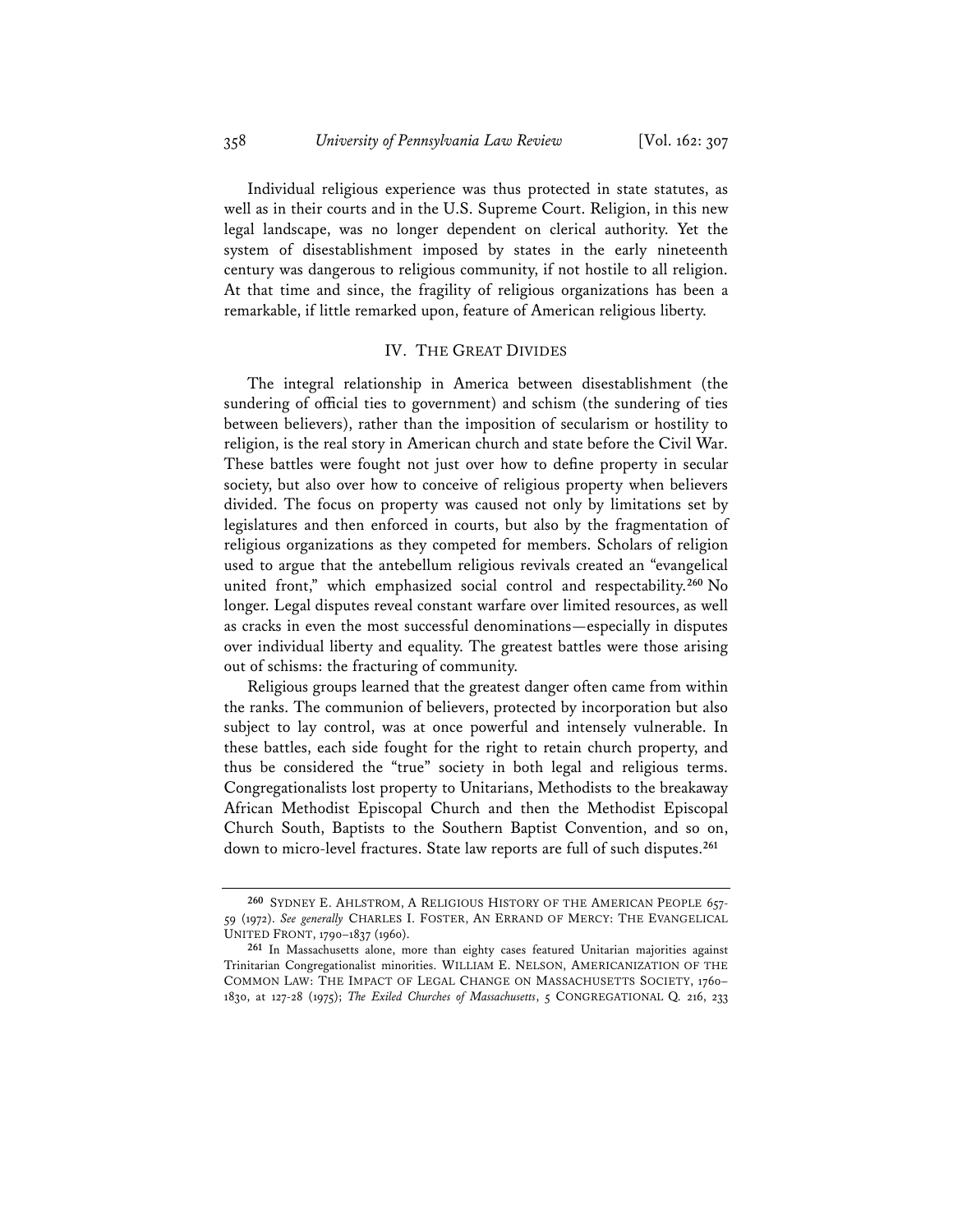Individual religious experience was thus protected in state statutes, as well as in their courts and in the U.S. Supreme Court. Religion, in this new legal landscape, was no longer dependent on clerical authority. Yet the system of disestablishment imposed by states in the early nineteenth century was dangerous to religious community, if not hostile to all religion. At that time and since, the fragility of religious organizations has been a remarkable, if little remarked upon, feature of American religious liberty.

## IV. THE GREAT DIVIDES

The integral relationship in America between disestablishment (the sundering of official ties to government) and schism (the sundering of ties between believers), rather than the imposition of secularism or hostility to religion, is the real story in American church and state before the Civil War. These battles were fought not just over how to define property in secular society, but also over how to conceive of religious property when believers divided. The focus on property was caused not only by limitations set by legislatures and then enforced in courts, but also by the fragmentation of religious organizations as they competed for members. Scholars of religion used to argue that the antebellum religious revivals created an "evangelical united front," which emphasized social control and respectability.[260] No longer. Legal disputes reveal constant warfare over limited resources, as well as cracks in even the most successful denominations—especially in disputes over individual liberty and equality. The greatest battles were those arising out of schisms: the fracturing of community.

Religious groups learned that the greatest danger often came from within the ranks. The communion of believers, protected by incorporation but also subject to lay control, was at once powerful and intensely vulnerable. In these battles, each side fought for the right to retain church property, and thus be considered the "true" society in both legal and religious terms. Congregationalists lost property to Unitarians, Methodists to the breakaway African Methodist Episcopal Church and then the Methodist Episcopal Church South, Baptists to the Southern Baptist Convention, and so on, down to micro-level fractures. State law reports are full of such disputes.[261]

---

[260] SYDNEY E. AHLSTROM, A RELIGIOUS HISTORY OF THE AMERICAN PEOPLE 657-59 (1972). *See generally* CHARLES I. FOSTER, AN ERRAND OF MERCY: THE EVANGELICAL UNITED FRONT, 1790–1837 (1960).

[261] In Massachusetts alone, more than eighty cases featured Unitarian majorities against Trinitarian Congregationalist minorities. WILLIAM E. NELSON, AMERICANIZATION OF THE COMMON LAW: THE IMPACT OF LEGAL CHANGE ON MASSACHUSETTS SOCIETY, 1760–1830, at 127-28 (1975); *The Exiled Churches of Massachusetts*, 5 CONGREGATIONAL Q. 216, 233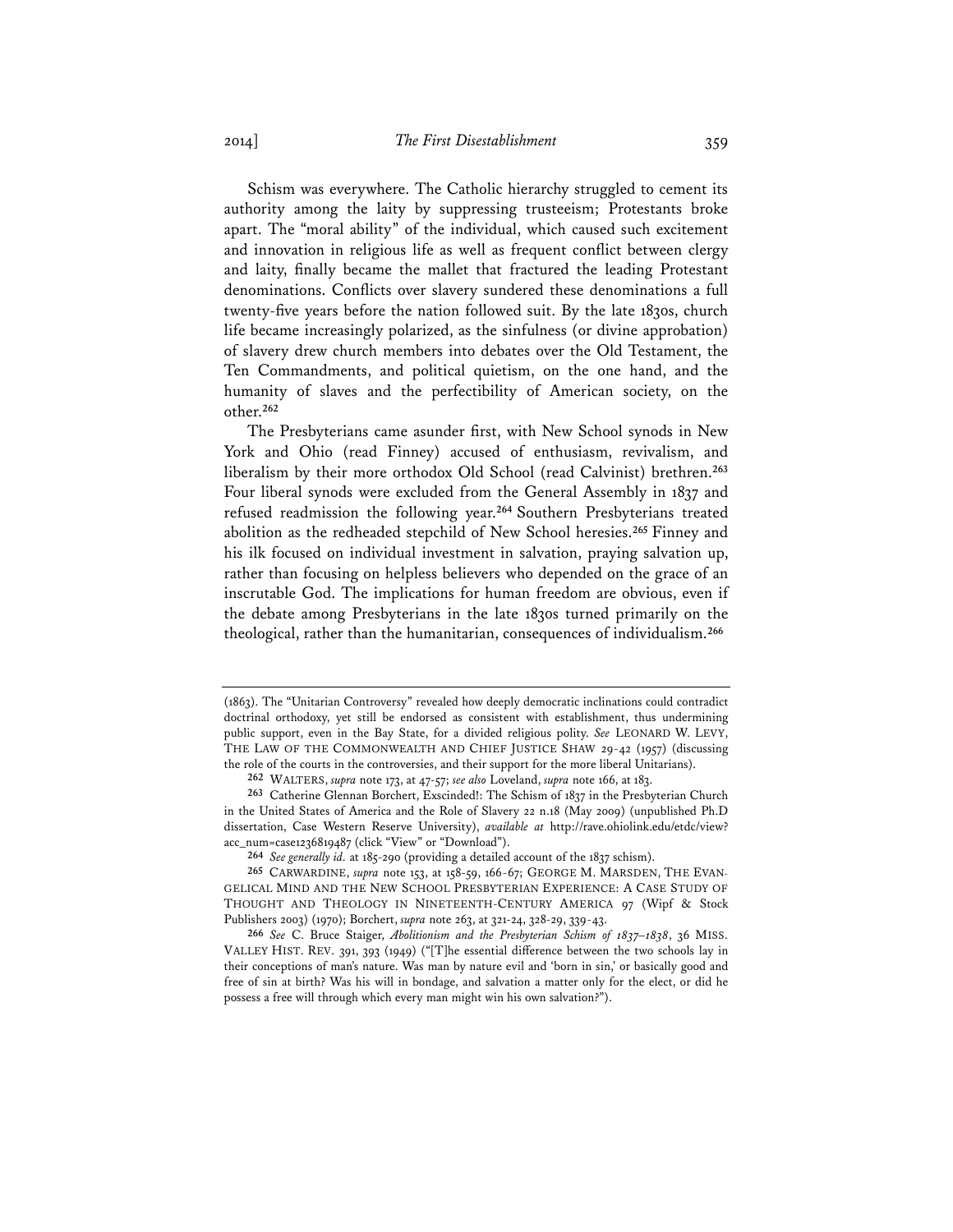Schism was everywhere. The Catholic hierarchy struggled to cement its authority among the laity by suppressing trusteeism; Protestants broke apart. The "moral ability" of the individual, which caused such excitement and innovation in religious life as well as frequent conflict between clergy and laity, finally became the mallet that fractured the leading Protestant denominations. Conflicts over slavery sundered these denominations a full twenty-five years before the nation followed suit. By the late 1830s, church life became increasingly polarized, as the sinfulness (or divine approbation) of slavery drew church members into debates over the Old Testament, the Ten Commandments, and political quietism, on the one hand, and the humanity of slaves and the perfectibility of American society, on the other.[262]

The Presbyterians came asunder first, with New School synods in New York and Ohio (read Finney) accused of enthusiasm, revivalism, and liberalism by their more orthodox Old School (read Calvinist) brethren.[263] Four liberal synods were excluded from the General Assembly in 1837 and refused readmission the following year.[264] Southern Presbyterians treated abolition as the redheaded stepchild of New School heresies.[265] Finney and his ilk focused on individual investment in salvation, praying salvation up, rather than focusing on helpless believers who depended on the grace of an inscrutable God. The implications for human freedom are obvious, even if the debate among Presbyterians in the late 1830s turned primarily on the theological, rather than the humanitarian, consequences of individualism.[266]

---

(1863). The "Unitarian Controversy" revealed how deeply democratic inclinations could contradict doctrinal orthodoxy, yet still be endorsed as consistent with establishment, thus undermining public support, even in the Bay State, for a divided religious polity. *See* LEONARD W. LEVY, THE LAW OF THE COMMONWEALTH AND CHIEF JUSTICE SHAW 29-42 (1957) (discussing the role of the courts in the controversies, and their support for the more liberal Unitarians).

[262] WALTERS, *supra* note 173, at 47-57; *see also* Loveland, *supra* note 166, at 183.

[263] Catherine Glennan Borchert, Exscinded!: The Schism of 1837 in the Presbyterian Church in the United States of America and the Role of Slavery 22 n.18 (May 2009) (unpublished Ph.D dissertation, Case Western Reserve University), *available at* http://rave.ohiolink.edu/etdc/view?acc_num=case1236819487 (click "View" or "Download").

[264] *See generally id.* at 185-290 (providing a detailed account of the 1837 schism).

[265] CARWARDINE, *supra* note 153, at 158-59, 166-67; GEORGE M. MARSDEN, THE EVANGELICAL MIND AND THE NEW SCHOOL PRESBYTERIAN EXPERIENCE: A CASE STUDY OF THOUGHT AND THEOLOGY IN NINETEENTH-CENTURY AMERICA 97 (Wipf & Stock Publishers 2003) (1970); Borchert, *supra* note 263, at 321-24, 328-29, 339-43.

[266] *See* C. Bruce Staiger, *Abolitionism and the Presbyterian Schism of 1837–1838*, 36 MISS. VALLEY HIST. REV. 391, 393 (1949) ("[T]he essential difference between the two schools lay in their conceptions of man's nature. Was man by nature evil and 'born in sin,' or basically good and free of sin at birth? Was his will in bondage, and salvation a matter only for the elect, or did he possess a free will through which every man might win his own salvation?").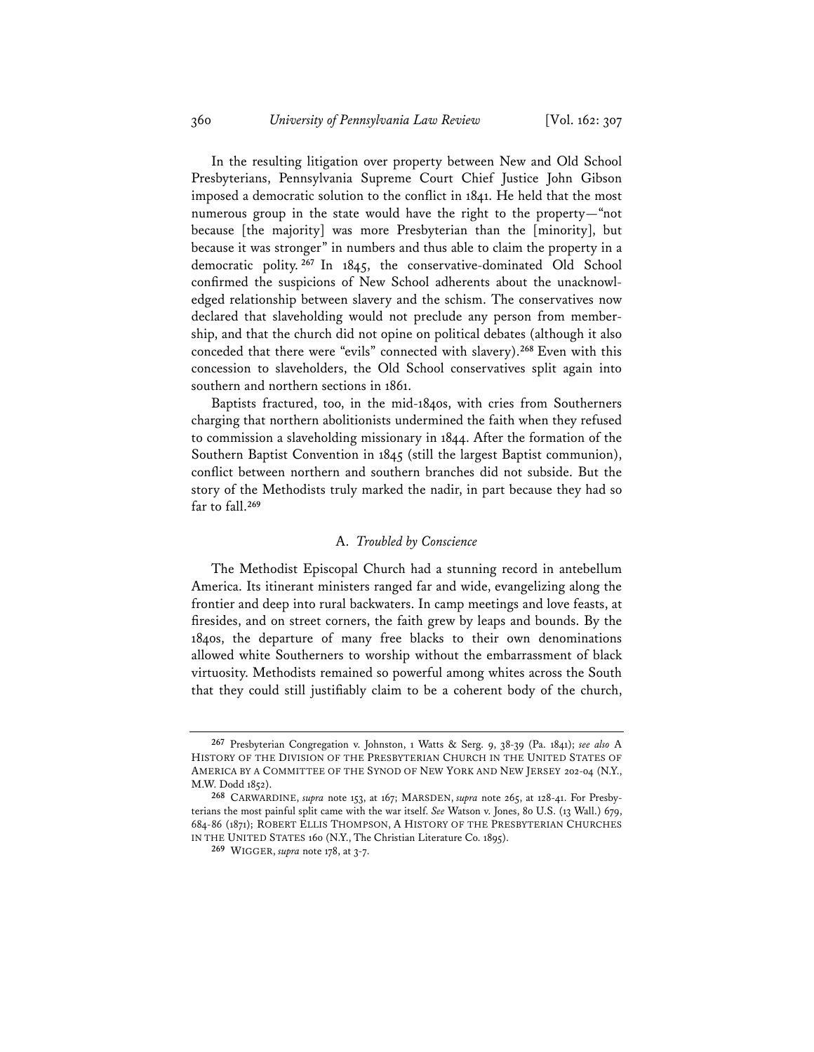In the resulting litigation over property between New and Old School Presbyterians, Pennsylvania Supreme Court Chief Justice John Gibson imposed a democratic solution to the conflict in 1841. He held that the most numerous group in the state would have the right to the property—"not because [the majority] was more Presbyterian than the [minority], but because it was stronger" in numbers and thus able to claim the property in a democratic polity.[267] In 1845, the conservative-dominated Old School confirmed the suspicions of New School adherents about the unacknowledged relationship between slavery and the schism. The conservatives now declared that slaveholding would not preclude any person from membership, and that the church did not opine on political debates (although it also conceded that there were "evils" connected with slavery).[268] Even with this concession to slaveholders, the Old School conservatives split again into southern and northern sections in 1861.

Baptists fractured, too, in the mid-1840s, with cries from Southerners charging that northern abolitionists undermined the faith when they refused to commission a slaveholding missionary in 1844. After the formation of the Southern Baptist Convention in 1845 (still the largest Baptist communion), conflict between northern and southern branches did not subside. But the story of the Methodists truly marked the nadir, in part because they had so far to fall.[269]

### A. *Troubled by Conscience*

The Methodist Episcopal Church had a stunning record in antebellum America. Its itinerant ministers ranged far and wide, evangelizing along the frontier and deep into rural backwaters. In camp meetings and love feasts, at firesides, and on street corners, the faith grew by leaps and bounds. By the 1840s, the departure of many free blacks to their own denominations allowed white Southerners to worship without the embarrassment of black virtuosity. Methodists remained so powerful among whites across the South that they could still justifiably claim to be a coherent body of the church,

---

[267] Presbyterian Congregation v. Johnston, 1 Watts & Serg. 9, 38-39 (Pa. 1841); *see also* A HISTORY OF THE DIVISION OF THE PRESBYTERIAN CHURCH IN THE UNITED STATES OF AMERICA BY A COMMITTEE OF THE SYNOD OF NEW YORK AND NEW JERSEY 202-04 (N.Y., M.W. Dodd 1852).

[268] CARWARDINE, *supra* note 153, at 167; MARSDEN, *supra* note 265, at 128-41. For Presbyterians the most painful split came with the war itself. *See* Watson v. Jones, 80 U.S. (13 Wall.) 679, 684-86 (1871); ROBERT ELLIS THOMPSON, A HISTORY OF THE PRESBYTERIAN CHURCHES IN THE UNITED STATES 160 (N.Y., The Christian Literature Co. 1895).

[269] WIGGER, *supra* note 178, at 3-7.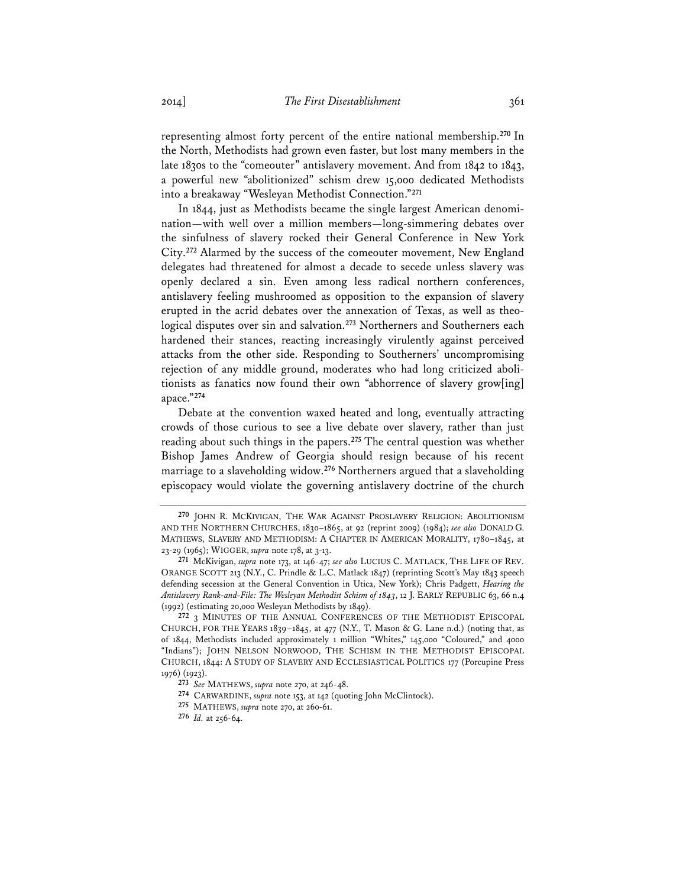representing almost forty percent of the entire national membership.[270] In the North, Methodists had grown even faster, but lost many members in the late 1830s to the "comeouter" antislavery movement. And from 1842 to 1843, a powerful new "abolitionized" schism drew 15,000 dedicated Methodists into a breakaway "Wesleyan Methodist Connection."[271]

In 1844, just as Methodists became the single largest American denomination—with well over a million members—long-simmering debates over the sinfulness of slavery rocked their General Conference in New York City.[272] Alarmed by the success of the comeouter movement, New England delegates had threatened for almost a decade to secede unless slavery was openly declared a sin. Even among less radical northern conferences, antislavery feeling mushroomed as opposition to the expansion of slavery erupted in the acrid debates over the annexation of Texas, as well as theological disputes over sin and salvation.[273] Northerners and Southerners each hardened their stances, reacting increasingly virulently against perceived attacks from the other side. Responding to Southerners' uncompromising rejection of any middle ground, moderates who had long criticized abolitionists as fanatics now found their own "abhorrence of slavery grow[ing] apace."[274]

Debate at the convention waxed heated and long, eventually attracting crowds of those curious to see a live debate over slavery, rather than just reading about such things in the papers.[275] The central question was whether Bishop James Andrew of Georgia should resign because of his recent marriage to a slaveholding widow.[276] Northerners argued that a slaveholding episcopacy would violate the governing antislavery doctrine of the church

---

[270] JOHN R. MCKIVIGAN, THE WAR AGAINST PROSLAVERY RELIGION: ABOLITIONISM AND THE NORTHERN CHURCHES, 1830–1865, at 92 (reprint 2009) (1984); *see also* DONALD G. MATHEWS, SLAVERY AND METHODISM: A CHAPTER IN AMERICAN MORALITY, 1780–1845, at 23-29 (1965); WIGGER, *supra* note 178, at 3-13.

[271] McKivigan, *supra* note 173, at 146-47; *see also* LUCIUS C. MATLACK, THE LIFE OF REV. ORANGE SCOTT 213 (N.Y., C. Prindle & L.C. Matlack 1847) (reprinting Scott's May 1843 speech defending secession at the General Convention in Utica, New York); Chris Padgett, *Hearing the Antislavery Rank-and-File: The Wesleyan Methodist Schism of 1843*, 12 J. EARLY REPUBLIC 63, 66 n.4 (1992) (estimating 20,000 Wesleyan Methodists by 1849).

[272] 3 MINUTES OF THE ANNUAL CONFERENCES OF THE METHODIST EPISCOPAL CHURCH, FOR THE YEARS 1839–1845, at 477 (N.Y., T. Mason & G. Lane n.d.) (noting that, as of 1844, Methodists included approximately 1 million "Whites," 145,000 "Coloured," and 4000 "Indians"); JOHN NELSON NORWOOD, THE SCHISM IN THE METHODIST EPISCOPAL CHURCH, 1844: A STUDY OF SLAVERY AND ECCLESIASTICAL POLITICS 177 (Porcupine Press 1976) (1923).

[273] *See* MATHEWS, *supra* note 270, at 246-48.

[274] CARWARDINE, *supra* note 153, at 142 (quoting John McClintock).

[275] MATHEWS, *supra* note 270, at 260-61.

[276] *Id.* at 256-64.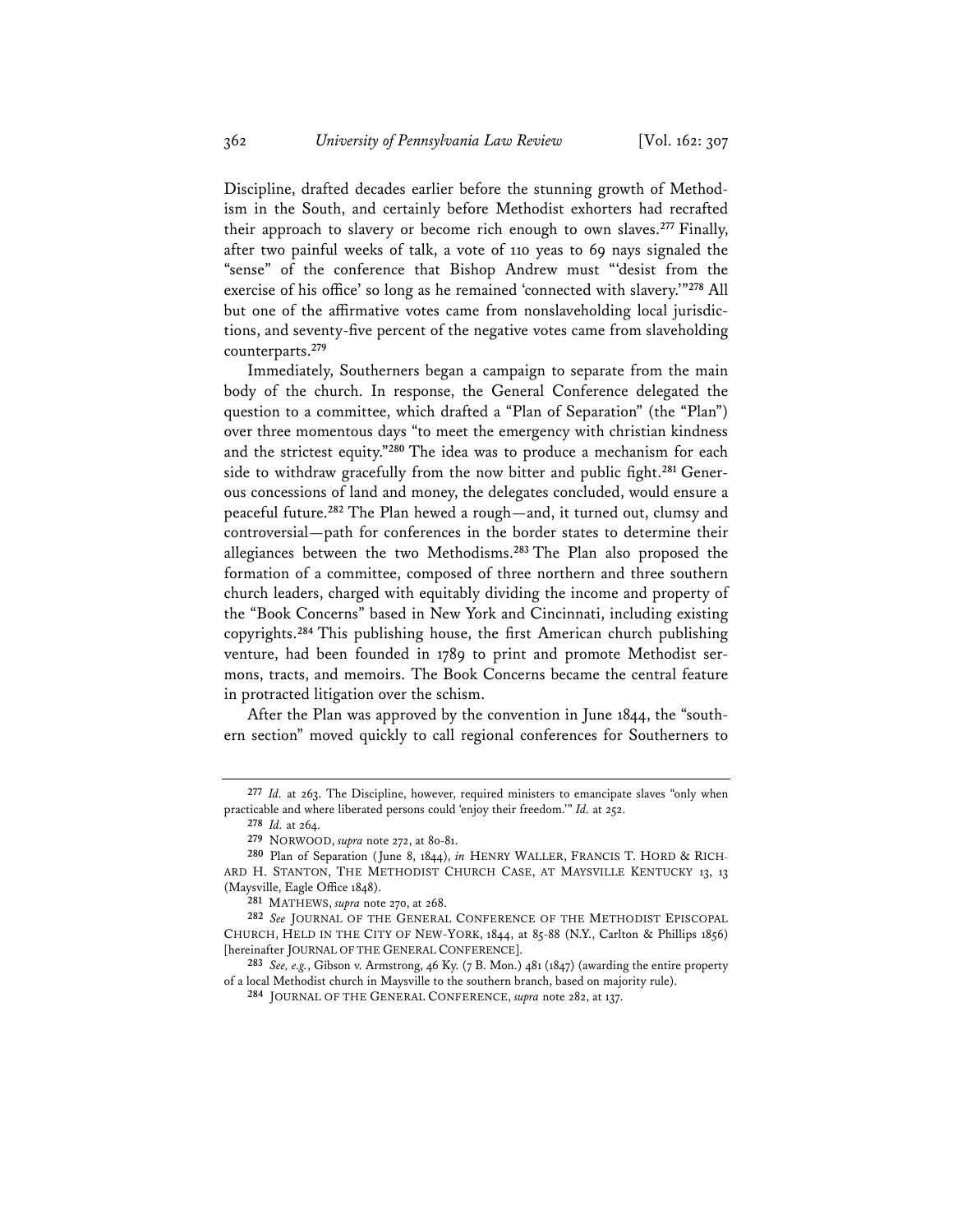Discipline, drafted decades earlier before the stunning growth of Methodism in the South, and certainly before Methodist exhorters had recrafted their approach to slavery or become rich enough to own slaves.[277] Finally, after two painful weeks of talk, a vote of 110 yeas to 69 nays signaled the "sense" of the conference that Bishop Andrew must "'desist from the exercise of his office' so long as he remained 'connected with slavery.'"[278] All but one of the affirmative votes came from nonslaveholding local jurisdictions, and seventy-five percent of the negative votes came from slaveholding counterparts.[279]

Immediately, Southerners began a campaign to separate from the main body of the church. In response, the General Conference delegated the question to a committee, which drafted a "Plan of Separation" (the "Plan") over three momentous days "to meet the emergency with christian kindness and the strictest equity."[280] The idea was to produce a mechanism for each side to withdraw gracefully from the now bitter and public fight.[281] Generous concessions of land and money, the delegates concluded, would ensure a peaceful future.[282] The Plan hewed a rough—and, it turned out, clumsy and controversial—path for conferences in the border states to determine their allegiances between the two Methodisms.[283] The Plan also proposed the formation of a committee, composed of three northern and three southern church leaders, charged with equitably dividing the income and property of the "Book Concerns" based in New York and Cincinnati, including existing copyrights.[284] This publishing house, the first American church publishing venture, had been founded in 1789 to print and promote Methodist sermons, tracts, and memoirs. The Book Concerns became the central feature in protracted litigation over the schism.

After the Plan was approved by the convention in June 1844, the "southern section" moved quickly to call regional conferences for Southerners to

---

[277] *Id.* at 263. The Discipline, however, required ministers to emancipate slaves "only when practicable and where liberated persons could 'enjoy their freedom.'" *Id.* at 252.

[278] *Id.* at 264.

[279] NORWOOD, *supra* note 272, at 80-81.

[280] Plan of Separation (June 8, 1844), *in* HENRY WALLER, FRANCIS T. HORD & RICHARD H. STANTON, THE METHODIST CHURCH CASE, AT MAYSVILLE KENTUCKY 13, 13 (Maysville, Eagle Office 1848).

[281] MATHEWS, *supra* note 270, at 268.

[282] *See* JOURNAL OF THE GENERAL CONFERENCE OF THE METHODIST EPISCOPAL CHURCH, HELD IN THE CITY OF NEW-YORK, 1844, at 85-88 (N.Y., Carlton & Phillips 1856) [hereinafter JOURNAL OF THE GENERAL CONFERENCE].

[283] *See, e.g.*, Gibson v. Armstrong, 46 Ky. (7 B. Mon.) 481 (1847) (awarding the entire property of a local Methodist church in Maysville to the southern branch, based on majority rule).

[284] JOURNAL OF THE GENERAL CONFERENCE, *supra* note 282, at 137.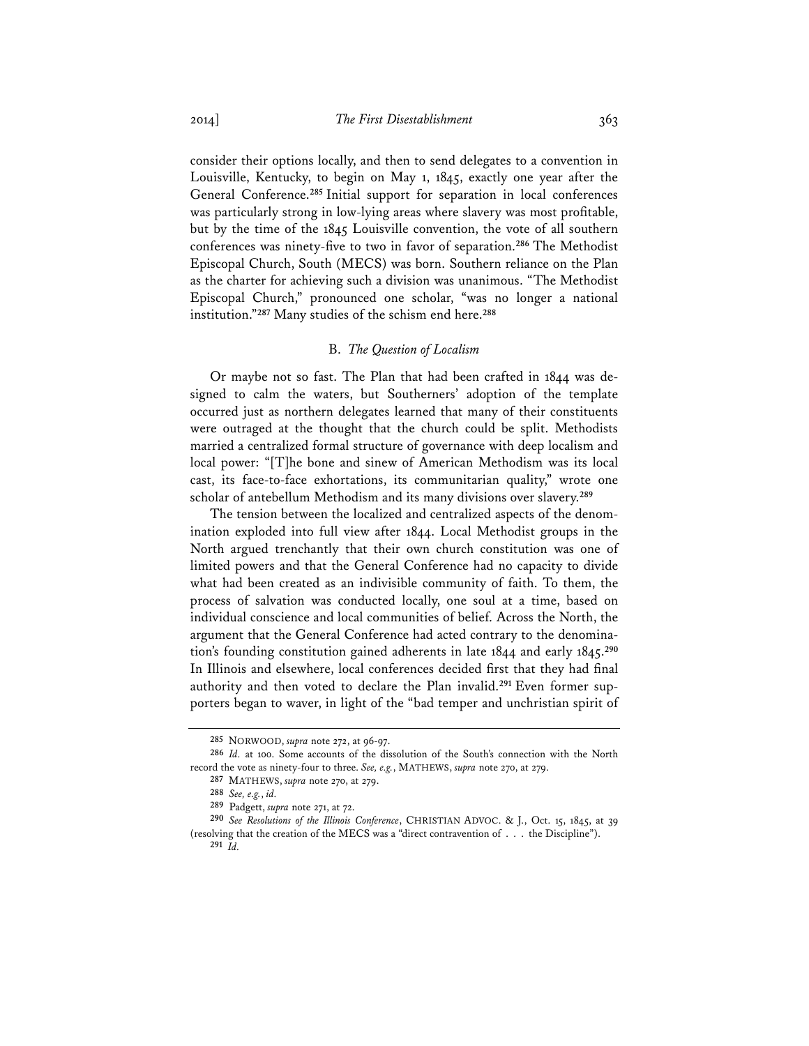consider their options locally, and then to send delegates to a convention in Louisville, Kentucky, to begin on May 1, 1845, exactly one year after the General Conference.[285] Initial support for separation in local conferences was particularly strong in low-lying areas where slavery was most profitable, but by the time of the 1845 Louisville convention, the vote of all southern conferences was ninety-five to two in favor of separation.[286] The Methodist Episcopal Church, South (MECS) was born. Southern reliance on the Plan as the charter for achieving such a division was unanimous. "The Methodist Episcopal Church," pronounced one scholar, "was no longer a national institution."[287] Many studies of the schism end here.[288]

### B. *The Question of Localism*

Or maybe not so fast. The Plan that had been crafted in 1844 was designed to calm the waters, but Southerners' adoption of the template occurred just as northern delegates learned that many of their constituents were outraged at the thought that the church could be split. Methodists married a centralized formal structure of governance with deep localism and local power: "[T]he bone and sinew of American Methodism was its local cast, its face-to-face exhortations, its communitarian quality," wrote one scholar of antebellum Methodism and its many divisions over slavery.[289]

The tension between the localized and centralized aspects of the denomination exploded into full view after 1844. Local Methodist groups in the North argued trenchantly that their own church constitution was one of limited powers and that the General Conference had no capacity to divide what had been created as an indivisible community of faith. To them, the process of salvation was conducted locally, one soul at a time, based on individual conscience and local communities of belief. Across the North, the argument that the General Conference had acted contrary to the denomination's founding constitution gained adherents in late 1844 and early 1845.[290] In Illinois and elsewhere, local conferences decided first that they had final authority and then voted to declare the Plan invalid.[291] Even former supporters began to waver, in light of the "bad temper and unchristian spirit of

---

[285] NORWOOD, *supra* note 272, at 96-97.

[286] *Id.* at 100. Some accounts of the dissolution of the South's connection with the North record the vote as ninety-four to three. *See, e.g.*, MATHEWS, *supra* note 270, at 279.

[287] MATHEWS, *supra* note 270, at 279.

[288] *See, e.g.*, *id.*

[289] Padgett, *supra* note 271, at 72.

[290] *See Resolutions of the Illinois Conference*, CHRISTIAN ADVOC. & J., Oct. 15, 1845, at 39 (resolving that the creation of the MECS was a "direct contravention of . . . the Discipline").

[291] *Id.*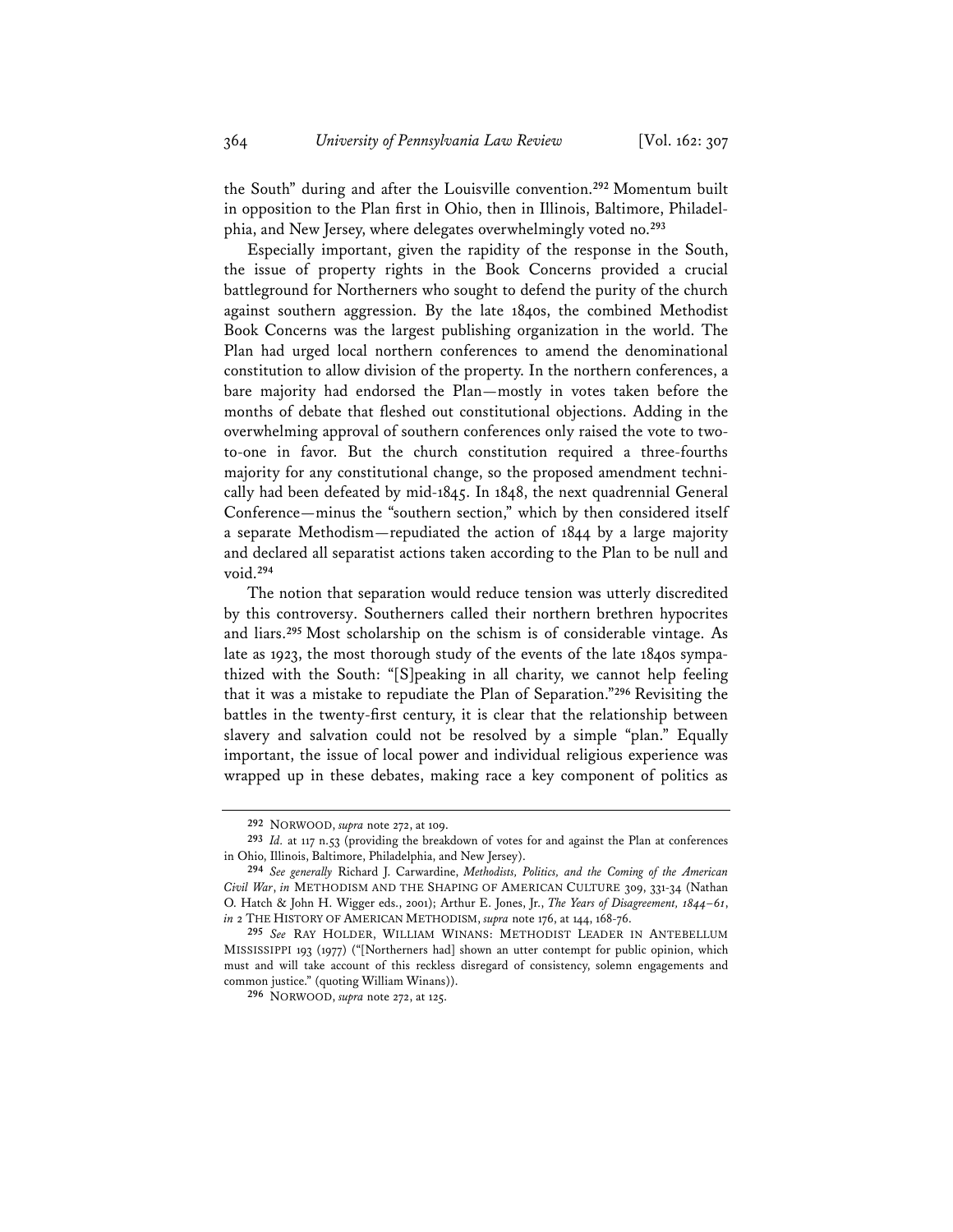the South" during and after the Louisville convention.[292] Momentum built in opposition to the Plan first in Ohio, then in Illinois, Baltimore, Philadelphia, and New Jersey, where delegates overwhelmingly voted no.[293]

Especially important, given the rapidity of the response in the South, the issue of property rights in the Book Concerns provided a crucial battleground for Northerners who sought to defend the purity of the church against southern aggression. By the late 1840s, the combined Methodist Book Concerns was the largest publishing organization in the world. The Plan had urged local northern conferences to amend the denominational constitution to allow division of the property. In the northern conferences, a bare majority had endorsed the Plan—mostly in votes taken before the months of debate that fleshed out constitutional objections. Adding in the overwhelming approval of southern conferences only raised the vote to two-to-one in favor. But the church constitution required a three-fourths majority for any constitutional change, so the proposed amendment technically had been defeated by mid-1845. In 1848, the next quadrennial General Conference—minus the "southern section," which by then considered itself a separate Methodism—repudiated the action of 1844 by a large majority and declared all separatist actions taken according to the Plan to be null and void.[294]

The notion that separation would reduce tension was utterly discredited by this controversy. Southerners called their northern brethren hypocrites and liars.[295] Most scholarship on the schism is of considerable vintage. As late as 1923, the most thorough study of the events of the late 1840s sympathized with the South: "[S]peaking in all charity, we cannot help feeling that it was a mistake to repudiate the Plan of Separation."[296] Revisiting the battles in the twenty-first century, it is clear that the relationship between slavery and salvation could not be resolved by a simple "plan." Equally important, the issue of local power and individual religious experience was wrapped up in these debates, making race a key component of politics as

---

[292] NORWOOD, *supra* note 272, at 109.

[293] *Id.* at 117 n.53 (providing the breakdown of votes for and against the Plan at conferences in Ohio, Illinois, Baltimore, Philadelphia, and New Jersey).

[294] *See generally* Richard J. Carwardine, *Methodists, Politics, and the Coming of the American Civil War*, *in* METHODISM AND THE SHAPING OF AMERICAN CULTURE 309, 331-34 (Nathan O. Hatch & John H. Wigger eds., 2001); Arthur E. Jones, Jr., *The Years of Disagreement, 1844–61*, *in* 2 THE HISTORY OF AMERICAN METHODISM, *supra* note 176, at 144, 168-76.

[295] *See* RAY HOLDER, WILLIAM WINANS: METHODIST LEADER IN ANTEBELLUM MISSISSIPPI 193 (1977) ("[Northerners had] shown an utter contempt for public opinion, which must and will take account of this reckless disregard of consistency, solemn engagements and common justice." (quoting William Winans)).

[296] NORWOOD, *supra* note 272, at 125.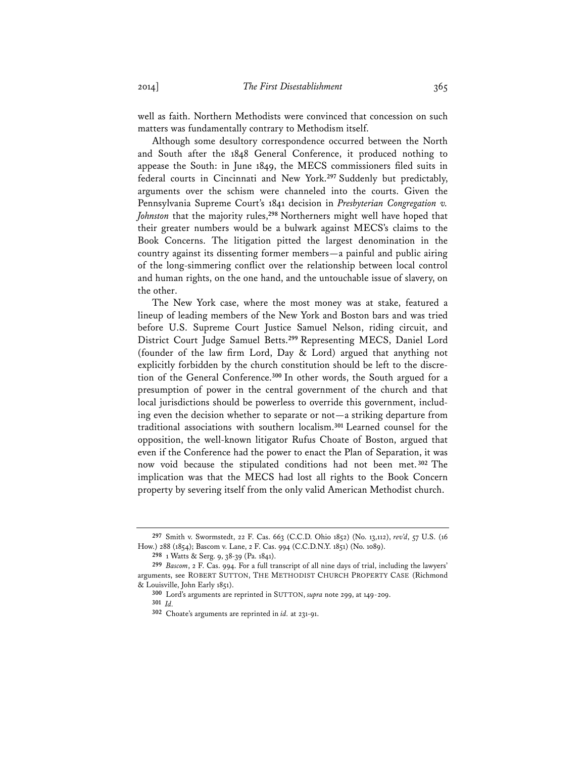well as faith. Northern Methodists were convinced that concession on such matters was fundamentally contrary to Methodism itself.

Although some desultory correspondence occurred between the North and South after the 1848 General Conference, it produced nothing to appease the South: in June 1849, the MECS commissioners filed suits in federal courts in Cincinnati and New York.[297] Suddenly but predictably, arguments over the schism were channeled into the courts. Given the Pennsylvania Supreme Court's 1841 decision in *Presbyterian Congregation v. Johnston* that the majority rules,[298] Northerners might well have hoped that their greater numbers would be a bulwark against MECS's claims to the Book Concerns. The litigation pitted the largest denomination in the country against its dissenting former members—a painful and public airing of the long-simmering conflict over the relationship between local control and human rights, on the one hand, and the untouchable issue of slavery, on the other.

The New York case, where the most money was at stake, featured a lineup of leading members of the New York and Boston bars and was tried before U.S. Supreme Court Justice Samuel Nelson, riding circuit, and District Court Judge Samuel Betts.[299] Representing MECS, Daniel Lord (founder of the law firm Lord, Day & Lord) argued that anything not explicitly forbidden by the church constitution should be left to the discretion of the General Conference.[300] In other words, the South argued for a presumption of power in the central government of the church and that local jurisdictions should be powerless to override this government, including even the decision whether to separate or not—a striking departure from traditional associations with southern localism.[301] Learned counsel for the opposition, the well-known litigator Rufus Choate of Boston, argued that even if the Conference had the power to enact the Plan of Separation, it was now void because the stipulated conditions had not been met.[302] The implication was that the MECS had lost all rights to the Book Concern property by severing itself from the only valid American Methodist church.

---

[297] Smith v. Swormstedt, 22 F. Cas. 663 (C.C.D. Ohio 1852) (No. 13,112), *rev'd*, 57 U.S. (16 How.) 288 (1854); Bascom v. Lane, 2 F. Cas. 994 (C.C.D.N.Y. 1851) (No. 1089).

[298] 1 Watts & Serg. 9, 38-39 (Pa. 1841).

[299] *Bascom*, 2 F. Cas. 994. For a full transcript of all nine days of trial, including the lawyers' arguments, see ROBERT SUTTON, THE METHODIST CHURCH PROPERTY CASE (Richmond & Louisville, John Early 1851).

[300] Lord's arguments are reprinted in SUTTON, *supra* note 299, at 149-209.

[301] *Id.*

[302] Choate's arguments are reprinted in *id.* at 231-91.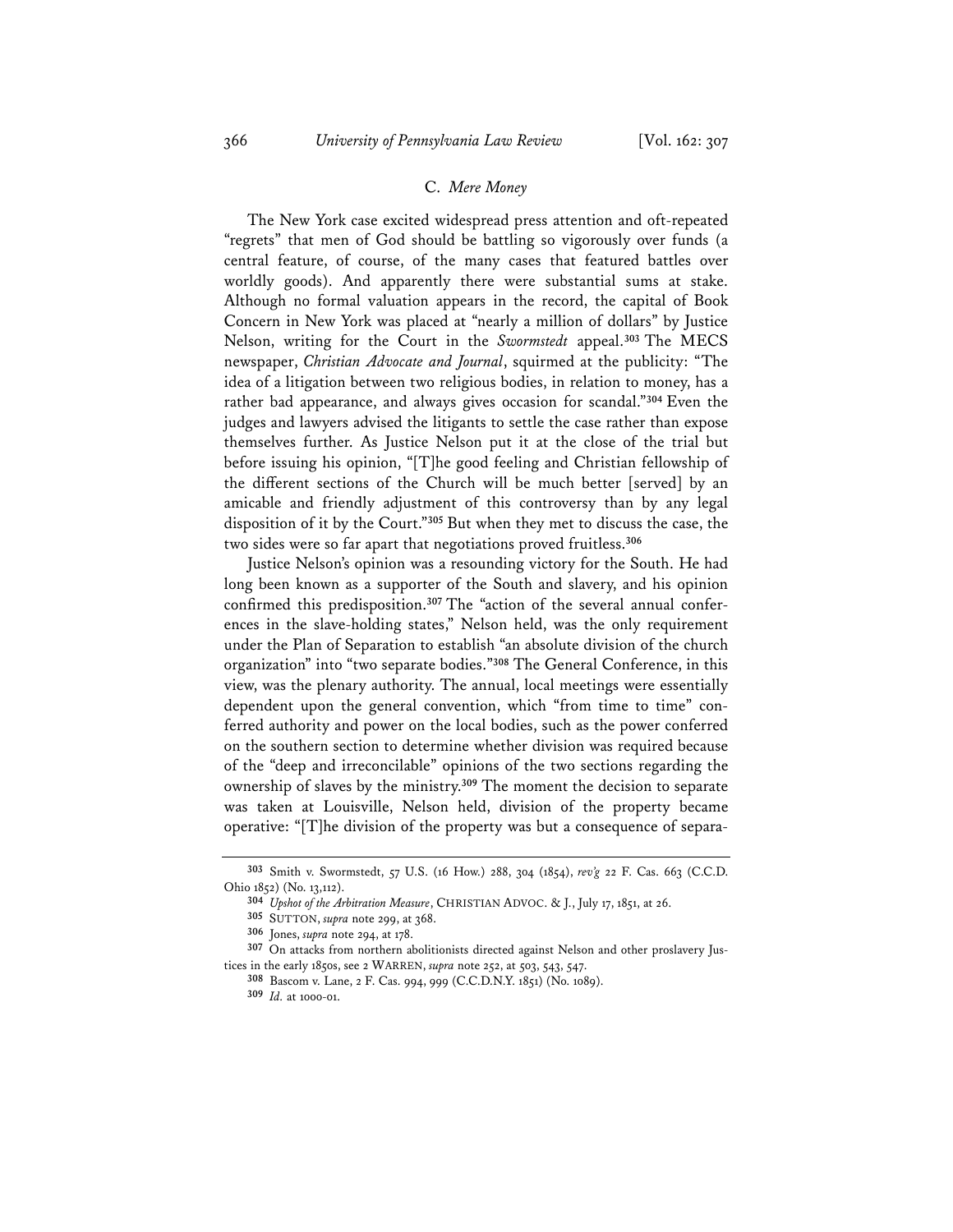### C. *Mere Money*

The New York case excited widespread press attention and oft-repeated "regrets" that men of God should be battling so vigorously over funds (a central feature, of course, of the many cases that featured battles over worldly goods). And apparently there were substantial sums at stake. Although no formal valuation appears in the record, the capital of Book Concern in New York was placed at "nearly a million of dollars" by Justice Nelson, writing for the Court in the *Swormstedt* appeal.[303] The MECS newspaper, *Christian Advocate and Journal*, squirmed at the publicity: "The idea of a litigation between two religious bodies, in relation to money, has a rather bad appearance, and always gives occasion for scandal."[304] Even the judges and lawyers advised the litigants to settle the case rather than expose themselves further. As Justice Nelson put it at the close of the trial but before issuing his opinion, "[T]he good feeling and Christian fellowship of the different sections of the Church will be much better [served] by an amicable and friendly adjustment of this controversy than by any legal disposition of it by the Court."[305] But when they met to discuss the case, the two sides were so far apart that negotiations proved fruitless.[306]

Justice Nelson's opinion was a resounding victory for the South. He had long been known as a supporter of the South and slavery, and his opinion confirmed this predisposition.[307] The "action of the several annual conferences in the slave-holding states," Nelson held, was the only requirement under the Plan of Separation to establish "an absolute division of the church organization" into "two separate bodies."[308] The General Conference, in this view, was the plenary authority. The annual, local meetings were essentially dependent upon the general convention, which "from time to time" conferred authority and power on the local bodies, such as the power conferred on the southern section to determine whether division was required because of the "deep and irreconcilable" opinions of the two sections regarding the ownership of slaves by the ministry.[309] The moment the decision to separate was taken at Louisville, Nelson held, division of the property became operative: "[T]he division of the property was but a consequence of separa-

---

[303] Smith v. Swormstedt, 57 U.S. (16 How.) 288, 304 (1854), *rev'g* 22 F. Cas. 663 (C.C.D. Ohio 1852) (No. 13,112).

[304] *Upshot of the Arbitration Measure*, CHRISTIAN ADVOC. & J., July 17, 1851, at 26.

[305] SUTTON, *supra* note 299, at 368.

[306] Jones, *supra* note 294, at 178.

[307] On attacks from northern abolitionists directed against Nelson and other proslavery Justices in the early 1850s, see 2 WARREN, *supra* note 252, at 503, 543, 547.

[308] Bascom v. Lane, 2 F. Cas. 994, 999 (C.C.D.N.Y. 1851) (No. 1089).

[309] *Id.* at 1000-01.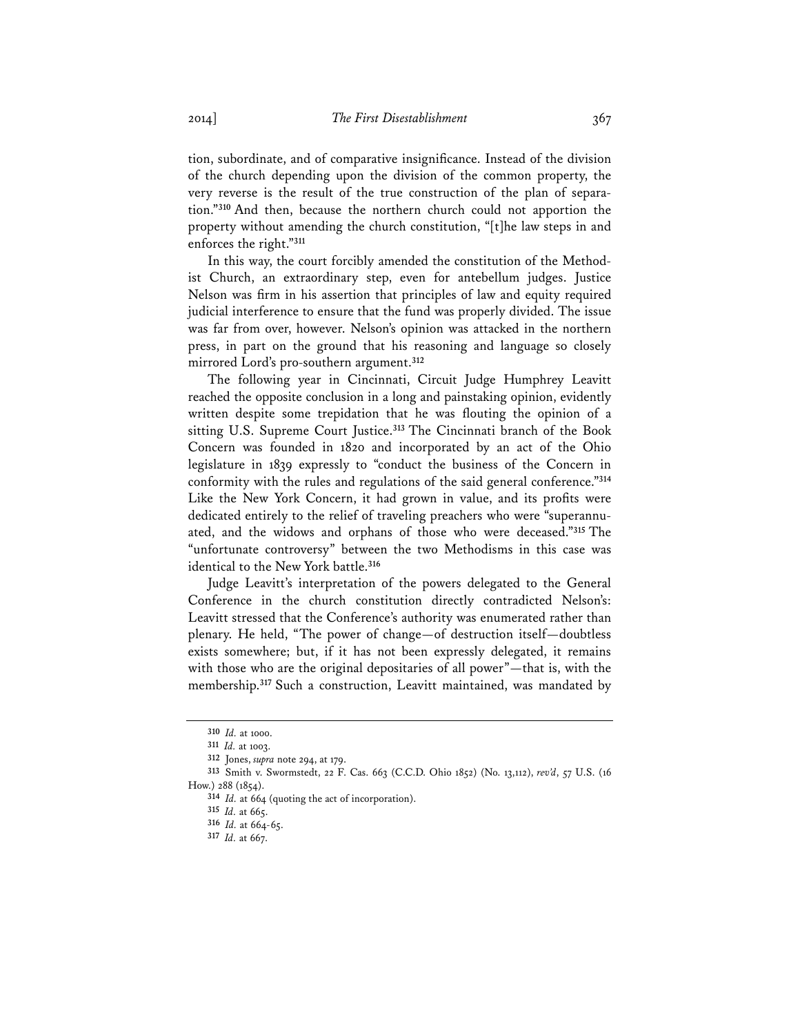tion, subordinate, and of comparative insignificance. Instead of the division of the church depending upon the division of the common property, the very reverse is the result of the true construction of the plan of separation."[310] And then, because the northern church could not apportion the property without amending the church constitution, "[t]he law steps in and enforces the right."[311]

In this way, the court forcibly amended the constitution of the Methodist Church, an extraordinary step, even for antebellum judges. Justice Nelson was firm in his assertion that principles of law and equity required judicial interference to ensure that the fund was properly divided. The issue was far from over, however. Nelson's opinion was attacked in the northern press, in part on the ground that his reasoning and language so closely mirrored Lord's pro-southern argument.[312]

The following year in Cincinnati, Circuit Judge Humphrey Leavitt reached the opposite conclusion in a long and painstaking opinion, evidently written despite some trepidation that he was flouting the opinion of a sitting U.S. Supreme Court Justice.[313] The Cincinnati branch of the Book Concern was founded in 1820 and incorporated by an act of the Ohio legislature in 1839 expressly to "conduct the business of the Concern in conformity with the rules and regulations of the said general conference."[314] Like the New York Concern, it had grown in value, and its profits were dedicated entirely to the relief of traveling preachers who were "superannuated, and the widows and orphans of those who were deceased."[315] The "unfortunate controversy" between the two Methodisms in this case was identical to the New York battle.[316]

Judge Leavitt's interpretation of the powers delegated to the General Conference in the church constitution directly contradicted Nelson's: Leavitt stressed that the Conference's authority was enumerated rather than plenary. He held, "The power of change—of destruction itself—doubtless exists somewhere; but, if it has not been expressly delegated, it remains with those who are the original depositaries of all power"—that is, with the membership.[317] Such a construction, Leavitt maintained, was mandated by

---

310 *Id.* at 1000.

311 *Id.* at 1003.

312 Jones, *supra* note 294, at 179.

313 Smith v. Swormstedt, 22 F. Cas. 663 (C.C.D. Ohio 1852) (No. 13,112), *rev'd*, 57 U.S. (16 How.) 288 (1854).

314 *Id.* at 664 (quoting the act of incorporation).

315 *Id.* at 665.

316 *Id.* at 664-65.

317 *Id.* at 667.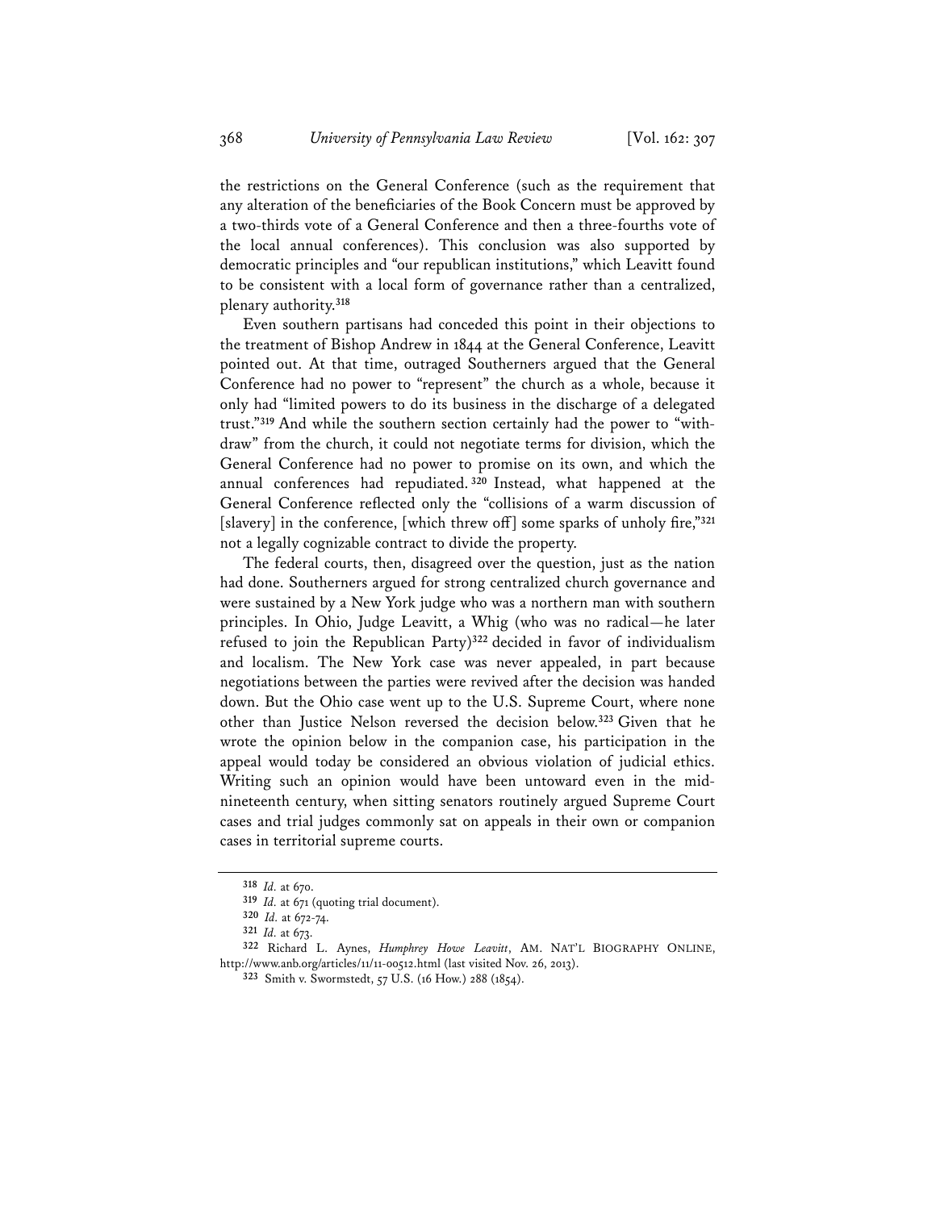the restrictions on the General Conference (such as the requirement that any alteration of the beneficiaries of the Book Concern must be approved by a two-thirds vote of a General Conference and then a three-fourths vote of the local annual conferences). This conclusion was also supported by democratic principles and "our republican institutions," which Leavitt found to be consistent with a local form of governance rather than a centralized, plenary authority.[318]

Even southern partisans had conceded this point in their objections to the treatment of Bishop Andrew in 1844 at the General Conference, Leavitt pointed out. At that time, outraged Southerners argued that the General Conference had no power to "represent" the church as a whole, because it only had "limited powers to do its business in the discharge of a delegated trust."[319] And while the southern section certainly had the power to "withdraw" from the church, it could not negotiate terms for division, which the General Conference had no power to promise on its own, and which the annual conferences had repudiated.[320] Instead, what happened at the General Conference reflected only the "collisions of a warm discussion of [slavery] in the conference, [which threw off] some sparks of unholy fire,"[321] not a legally cognizable contract to divide the property.

The federal courts, then, disagreed over the question, just as the nation had done. Southerners argued for strong centralized church governance and were sustained by a New York judge who was a northern man with southern principles. In Ohio, Judge Leavitt, a Whig (who was no radical—he later refused to join the Republican Party)[322] decided in favor of individualism and localism. The New York case was never appealed, in part because negotiations between the parties were revived after the decision was handed down. But the Ohio case went up to the U.S. Supreme Court, where none other than Justice Nelson reversed the decision below.[323] Given that he wrote the opinion below in the companion case, his participation in the appeal would today be considered an obvious violation of judicial ethics. Writing such an opinion would have been untoward even in the mid-nineteenth century, when sitting senators routinely argued Supreme Court cases and trial judges commonly sat on appeals in their own or companion cases in territorial supreme courts.

---

[318] *Id.* at 670.

[319] *Id.* at 671 (quoting trial document).

[320] *Id.* at 672-74.

[321] *Id.* at 673.

[322] Richard L. Aynes, *Humphrey Howe Leavitt*, AM. NAT'L BIOGRAPHY ONLINE, http://www.anb.org/articles/11/11-00512.html (last visited Nov. 26, 2013).

[323] Smith v. Swormstedt, 57 U.S. (16 How.) 288 (1854).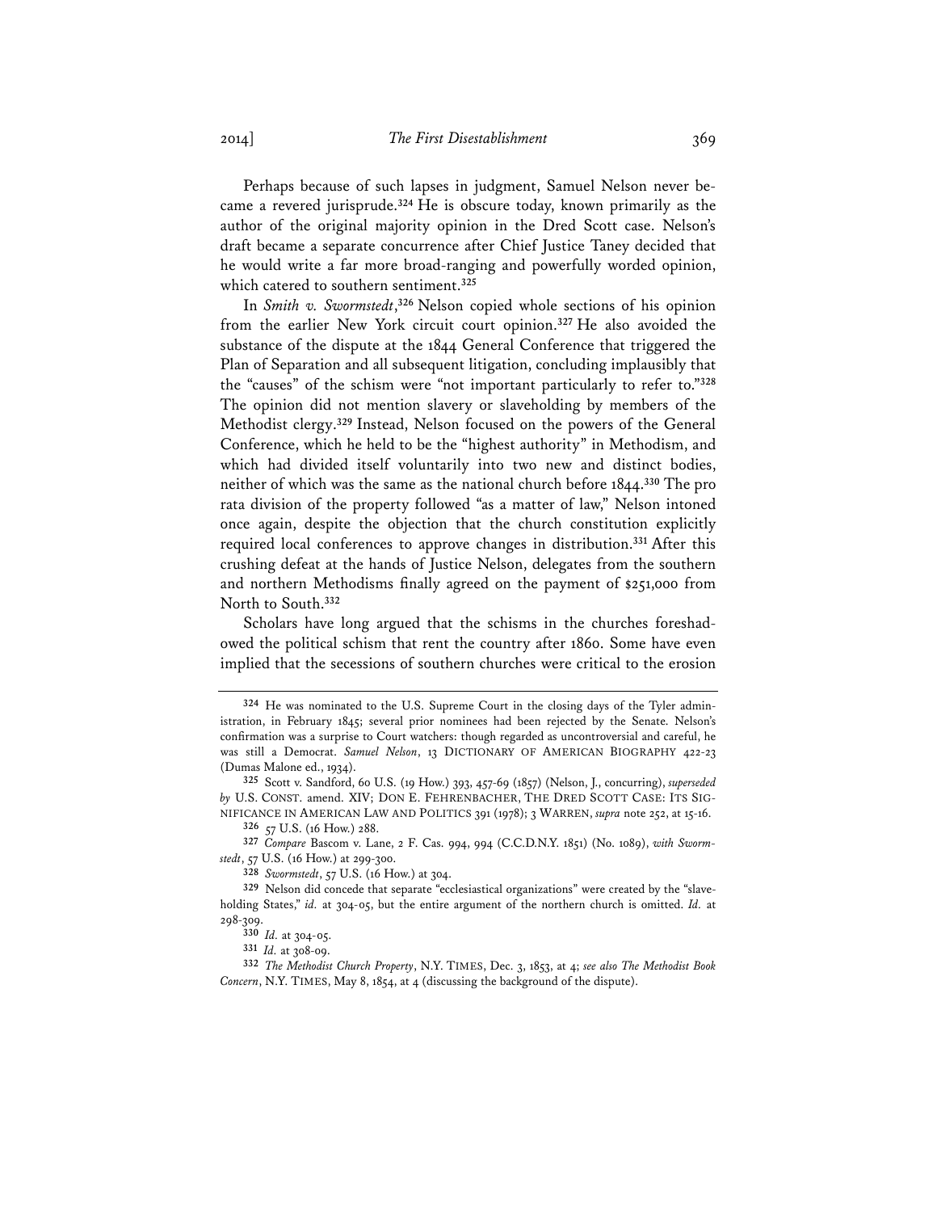Perhaps because of such lapses in judgment, Samuel Nelson never became a revered jurisprude.[324] He is obscure today, known primarily as the author of the original majority opinion in the Dred Scott case. Nelson's draft became a separate concurrence after Chief Justice Taney decided that he would write a far more broad-ranging and powerfully worded opinion, which catered to southern sentiment.[325]

In *Smith v. Swormstedt*,[326] Nelson copied whole sections of his opinion from the earlier New York circuit court opinion.[327] He also avoided the substance of the dispute at the 1844 General Conference that triggered the Plan of Separation and all subsequent litigation, concluding implausibly that the "causes" of the schism were "not important particularly to refer to."[328] The opinion did not mention slavery or slaveholding by members of the Methodist clergy.[329] Instead, Nelson focused on the powers of the General Conference, which he held to be the "highest authority" in Methodism, and which had divided itself voluntarily into two new and distinct bodies, neither of which was the same as the national church before 1844.[330] The pro rata division of the property followed "as a matter of law," Nelson intoned once again, despite the objection that the church constitution explicitly required local conferences to approve changes in distribution.[331] After this crushing defeat at the hands of Justice Nelson, delegates from the southern and northern Methodisms finally agreed on the payment of $251,000 from North to South.[332]

Scholars have long argued that the schisms in the churches foreshadowed the political schism that rent the country after 1860. Some have even implied that the secessions of southern churches were critical to the erosion

---

[324] He was nominated to the U.S. Supreme Court in the closing days of the Tyler administration, in February 1845; several prior nominees had been rejected by the Senate. Nelson's confirmation was a surprise to Court watchers: though regarded as uncontroversial and careful, he was still a Democrat. *Samuel Nelson*, 13 DICTIONARY OF AMERICAN BIOGRAPHY 422-23 (Dumas Malone ed., 1934).

[325] Scott v. Sandford, 60 U.S. (19 How.) 393, 457-69 (1857) (Nelson, J., concurring), *superseded by* U.S. CONST. amend. XIV; DON E. FEHRENBACHER, THE DRED SCOTT CASE: ITS SIGNIFICANCE IN AMERICAN LAW AND POLITICS 391 (1978); 3 WARREN, *supra* note 252, at 15-16.

[326] 57 U.S. (16 How.) 288.

[327] *Compare* Bascom v. Lane, 2 F. Cas. 994, 994 (C.C.D.N.Y. 1851) (No. 1089), *with Swormstedt*, 57 U.S. (16 How.) at 299-300.

[328] *Swormstedt*, 57 U.S. (16 How.) at 304.

[329] Nelson did concede that separate "ecclesiastical organizations" were created by the "slaveholding States," *id.* at 304-05, but the entire argument of the northern church is omitted. *Id.* at 298-309.

[330] *Id.* at 304-05.

[331] *Id.* at 308-09.

[332] *The Methodist Church Property*, N.Y. TIMES, Dec. 3, 1853, at 4; *see also The Methodist Book Concern*, N.Y. TIMES, May 8, 1854, at 4 (discussing the background of the dispute).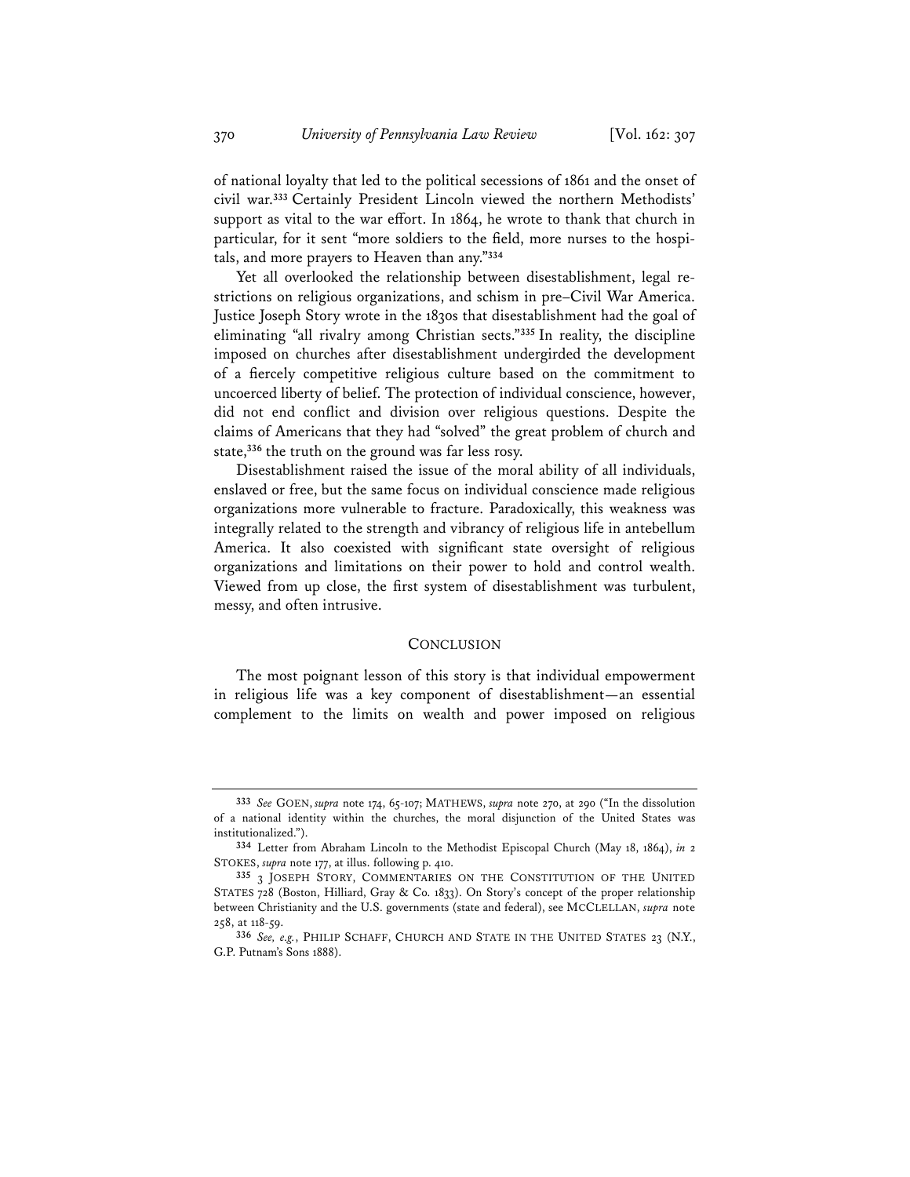of national loyalty that led to the political secessions of 1861 and the onset of civil war.[333] Certainly President Lincoln viewed the northern Methodists' support as vital to the war effort. In 1864, he wrote to thank that church in particular, for it sent "more soldiers to the field, more nurses to the hospitals, and more prayers to Heaven than any."[334]

Yet all overlooked the relationship between disestablishment, legal restrictions on religious organizations, and schism in pre–Civil War America. Justice Joseph Story wrote in the 1830s that disestablishment had the goal of eliminating "all rivalry among Christian sects."[335] In reality, the discipline imposed on churches after disestablishment undergirded the development of a fiercely competitive religious culture based on the commitment to uncoerced liberty of belief. The protection of individual conscience, however, did not end conflict and division over religious questions. Despite the claims of Americans that they had "solved" the great problem of church and state,[336] the truth on the ground was far less rosy.

Disestablishment raised the issue of the moral ability of all individuals, enslaved or free, but the same focus on individual conscience made religious organizations more vulnerable to fracture. Paradoxically, this weakness was integrally related to the strength and vibrancy of religious life in antebellum America. It also coexisted with significant state oversight of religious organizations and limitations on their power to hold and control wealth. Viewed from up close, the first system of disestablishment was turbulent, messy, and often intrusive.

## CONCLUSION

The most poignant lesson of this story is that individual empowerment in religious life was a key component of disestablishment—an essential complement to the limits on wealth and power imposed on religious

---

[333] *See* GOEN, *supra* note 174, 65-107; MATHEWS, *supra* note 270, at 290 ("In the dissolution of a national identity within the churches, the moral disjunction of the United States was institutionalized.").

[334] Letter from Abraham Lincoln to the Methodist Episcopal Church (May 18, 1864), *in* 2 STOKES, *supra* note 177, at illus. following p. 410.

[335] 3 JOSEPH STORY, COMMENTARIES ON THE CONSTITUTION OF THE UNITED STATES 728 (Boston, Hilliard, Gray & Co. 1833). On Story's concept of the proper relationship between Christianity and the U.S. governments (state and federal), see MCCLELLAN, *supra* note 258, at 118-59.

[336] *See, e.g.*, PHILIP SCHAFF, CHURCH AND STATE IN THE UNITED STATES 23 (N.Y., G.P. Putnam's Sons 1888).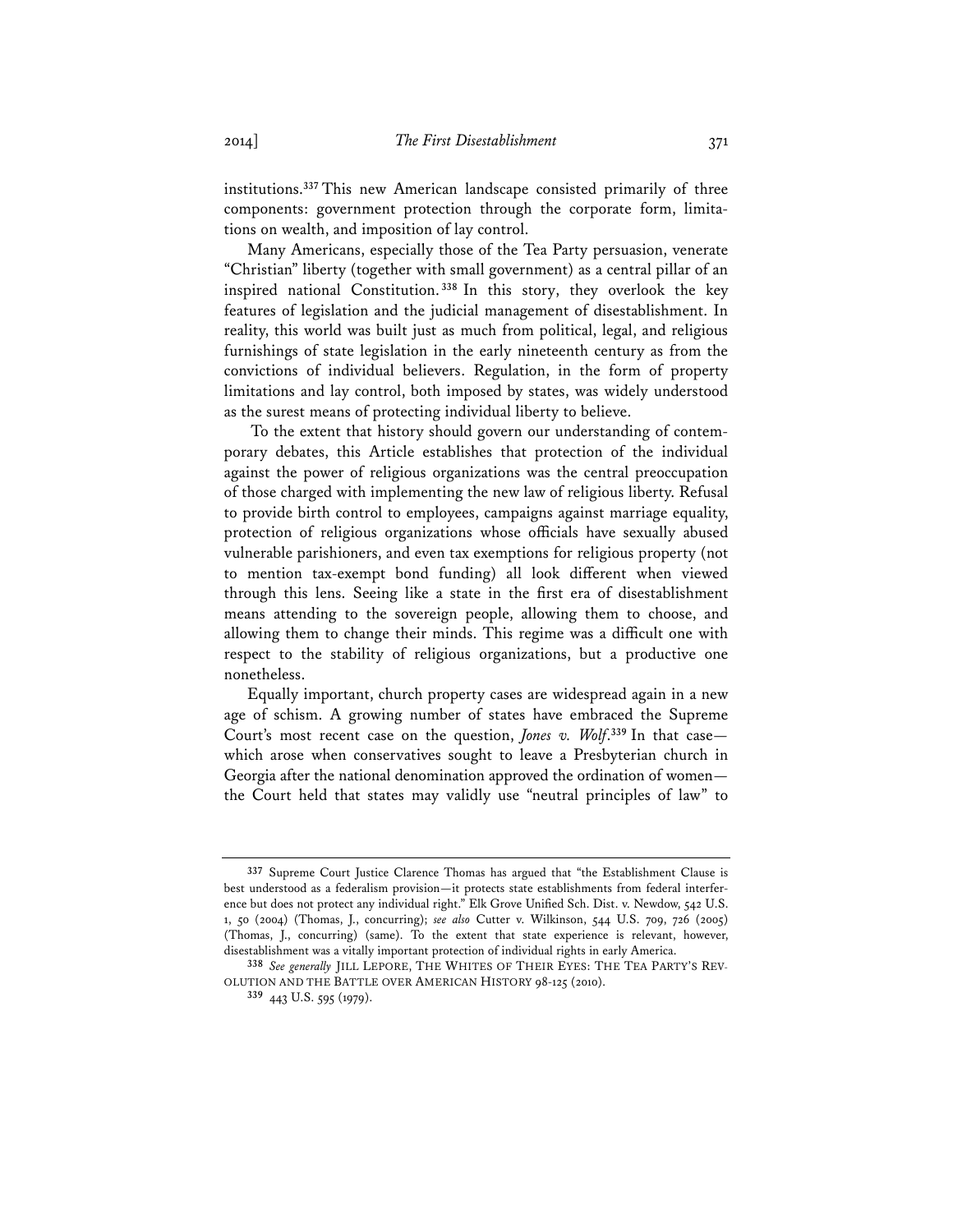institutions.[337] This new American landscape consisted primarily of three components: government protection through the corporate form, limitations on wealth, and imposition of lay control.

Many Americans, especially those of the Tea Party persuasion, venerate "Christian" liberty (together with small government) as a central pillar of an inspired national Constitution.[338] In this story, they overlook the key features of legislation and the judicial management of disestablishment. In reality, this world was built just as much from political, legal, and religious furnishings of state legislation in the early nineteenth century as from the convictions of individual believers. Regulation, in the form of property limitations and lay control, both imposed by states, was widely understood as the surest means of protecting individual liberty to believe.

To the extent that history should govern our understanding of contemporary debates, this Article establishes that protection of the individual against the power of religious organizations was the central preoccupation of those charged with implementing the new law of religious liberty. Refusal to provide birth control to employees, campaigns against marriage equality, protection of religious organizations whose officials have sexually abused vulnerable parishioners, and even tax exemptions for religious property (not to mention tax-exempt bond funding) all look different when viewed through this lens. Seeing like a state in the first era of disestablishment means attending to the sovereign people, allowing them to choose, and allowing them to change their minds. This regime was a difficult one with respect to the stability of religious organizations, but a productive one nonetheless.

Equally important, church property cases are widespread again in a new age of schism. A growing number of states have embraced the Supreme Court's most recent case on the question, *Jones v. Wolf*.[339] In that case—which arose when conservatives sought to leave a Presbyterian church in Georgia after the national denomination approved the ordination of women—the Court held that states may validly use "neutral principles of law" to

---

[337] Supreme Court Justice Clarence Thomas has argued that "the Establishment Clause is best understood as a federalism provision—it protects state establishments from federal interference but does not protect any individual right." Elk Grove Unified Sch. Dist. v. Newdow, 542 U.S. 1, 50 (2004) (Thomas, J., concurring); *see also* Cutter v. Wilkinson, 544 U.S. 709, 726 (2005) (Thomas, J., concurring) (same). To the extent that state experience is relevant, however, disestablishment was a vitally important protection of individual rights in early America.

[338] *See generally* JILL LEPORE, THE WHITES OF THEIR EYES: THE TEA PARTY'S REVOLUTION AND THE BATTLE OVER AMERICAN HISTORY 98-125 (2010).

[339] 443 U.S. 595 (1979).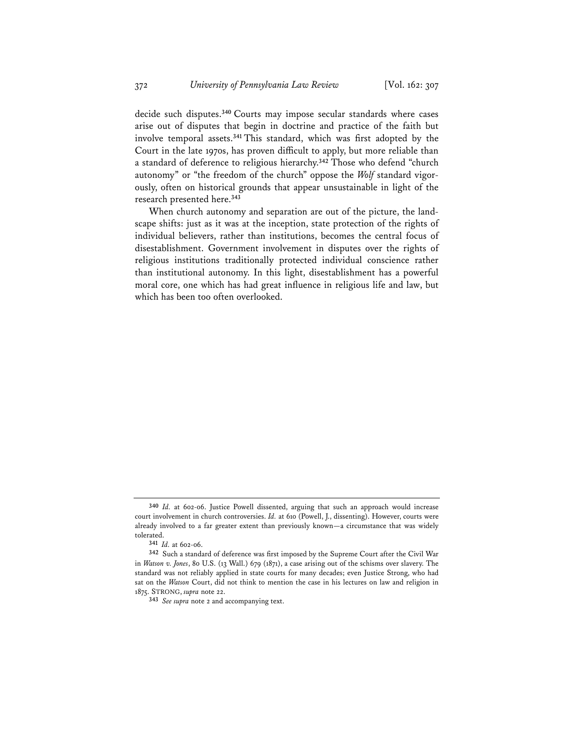decide such disputes.[340] Courts may impose secular standards where cases arise out of disputes that begin in doctrine and practice of the faith but involve temporal assets.[341] This standard, which was first adopted by the Court in the late 1970s, has proven difficult to apply, but more reliable than a standard of deference to religious hierarchy.[342] Those who defend "church autonomy" or "the freedom of the church" oppose the *Wolf* standard vigorously, often on historical grounds that appear unsustainable in light of the research presented here.[343]

When church autonomy and separation are out of the picture, the landscape shifts: just as it was at the inception, state protection of the rights of individual believers, rather than institutions, becomes the central focus of disestablishment. Government involvement in disputes over the rights of religious institutions traditionally protected individual conscience rather than institutional autonomy. In this light, disestablishment has a powerful moral core, one which has had great influence in religious life and law, but which has been too often overlooked.

---

**340** *Id.* at 602-06. Justice Powell dissented, arguing that such an approach would increase court involvement in church controversies. *Id.* at 610 (Powell, J., dissenting). However, courts were already involved to a far greater extent than previously known—a circumstance that was widely tolerated.

**341** *Id.* at 602-06.

**342** Such a standard of deference was first imposed by the Supreme Court after the Civil War in *Watson v. Jones*, 80 U.S. (13 Wall.) 679 (1871), a case arising out of the schisms over slavery. The standard was not reliably applied in state courts for many decades; even Justice Strong, who had sat on the *Watson* Court, did not think to mention the case in his lectures on law and religion in 1875. STRONG, *supra* note 22.

**343** *See supra* note 2 and accompanying text.